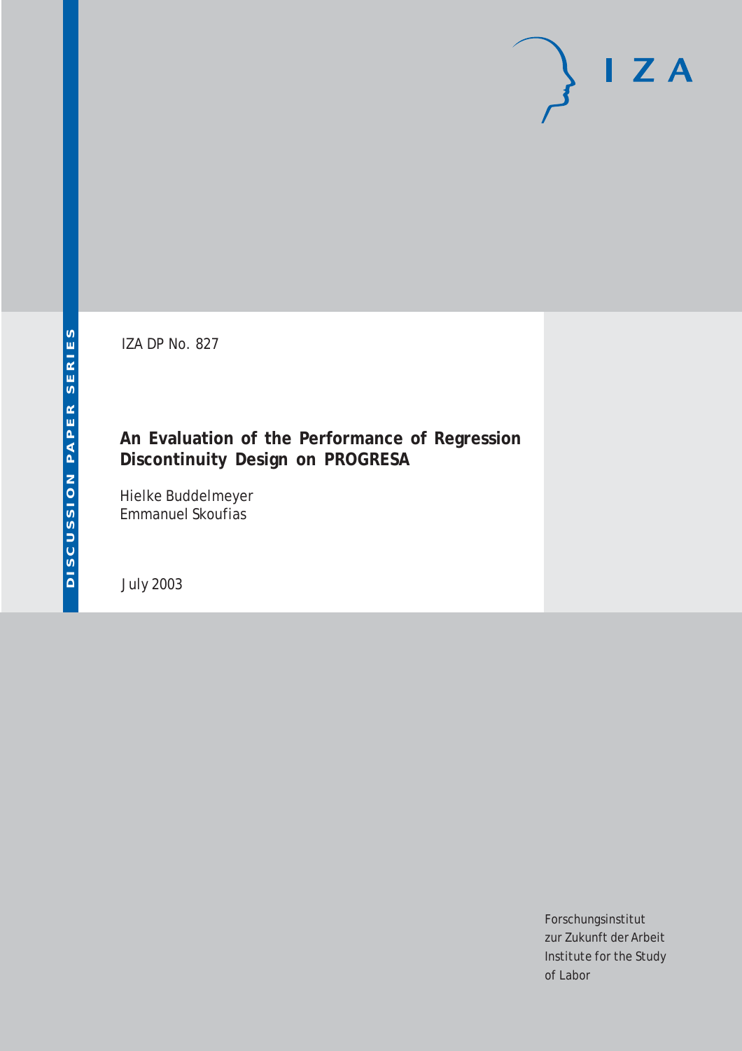DISCUSSION PAPER SERIES

IZA DP No. 827

# An Evaluation of the Performance of Regression Discontinuity Design on PROGRESA

Hielke Buddelmeyer
Emmanuel Skoufias

July 2003

Forschungsinstitut
zur Zukunft der Arbeit
Institute for the Study
of Labor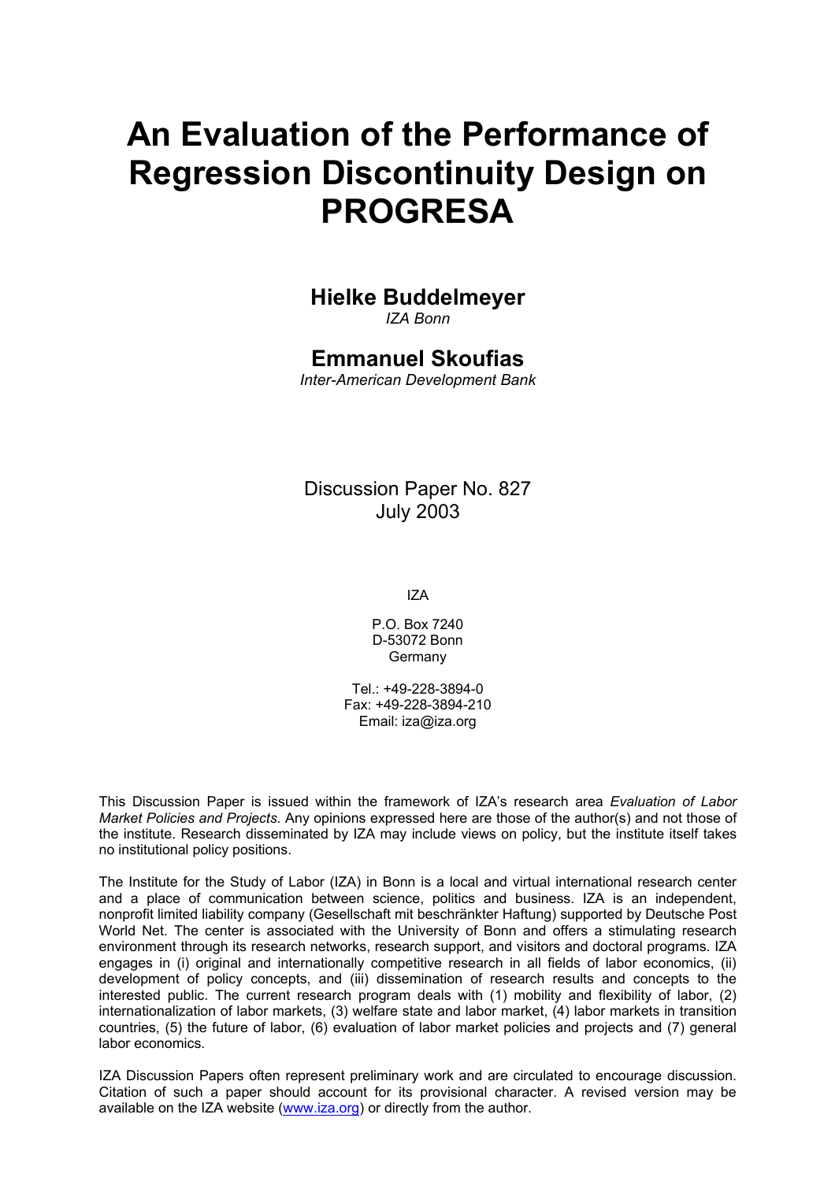# An Evaluation of the Performance of Regression Discontinuity Design on PROGRESA

## Hielke Buddelmeyer

*IZA Bonn*

## Emmanuel Skoufias

*Inter-American Development Bank*

Discussion Paper No. 827
July 2003

IZA

P.O. Box 7240
D-53072 Bonn
Germany

Tel.: +49-228-3894-0
Fax: +49-228-3894-210
Email: iza@iza.org

This Discussion Paper is issued within the framework of IZA's research area *Evaluation of Labor Market Policies and Projects.* Any opinions expressed here are those of the author(s) and not those of the institute. Research disseminated by IZA may include views on policy, but the institute itself takes no institutional policy positions.

The Institute for the Study of Labor (IZA) in Bonn is a local and virtual international research center and a place of communication between science, politics and business. IZA is an independent, nonprofit limited liability company (Gesellschaft mit beschränkter Haftung) supported by Deutsche Post World Net. The center is associated with the University of Bonn and offers a stimulating research environment through its research networks, research support, and visitors and doctoral programs. IZA engages in (i) original and internationally competitive research in all fields of labor economics, (ii) development of policy concepts, and (iii) dissemination of research results and concepts to the interested public. The current research program deals with (1) mobility and flexibility of labor, (2) internationalization of labor markets, (3) welfare state and labor market, (4) labor markets in transition countries, (5) the future of labor, (6) evaluation of labor market policies and projects and (7) general labor economics.

IZA Discussion Papers often represent preliminary work and are circulated to encourage discussion. Citation of such a paper should account for its provisional character. A revised version may be available on the IZA website (www.iza.org) or directly from the author.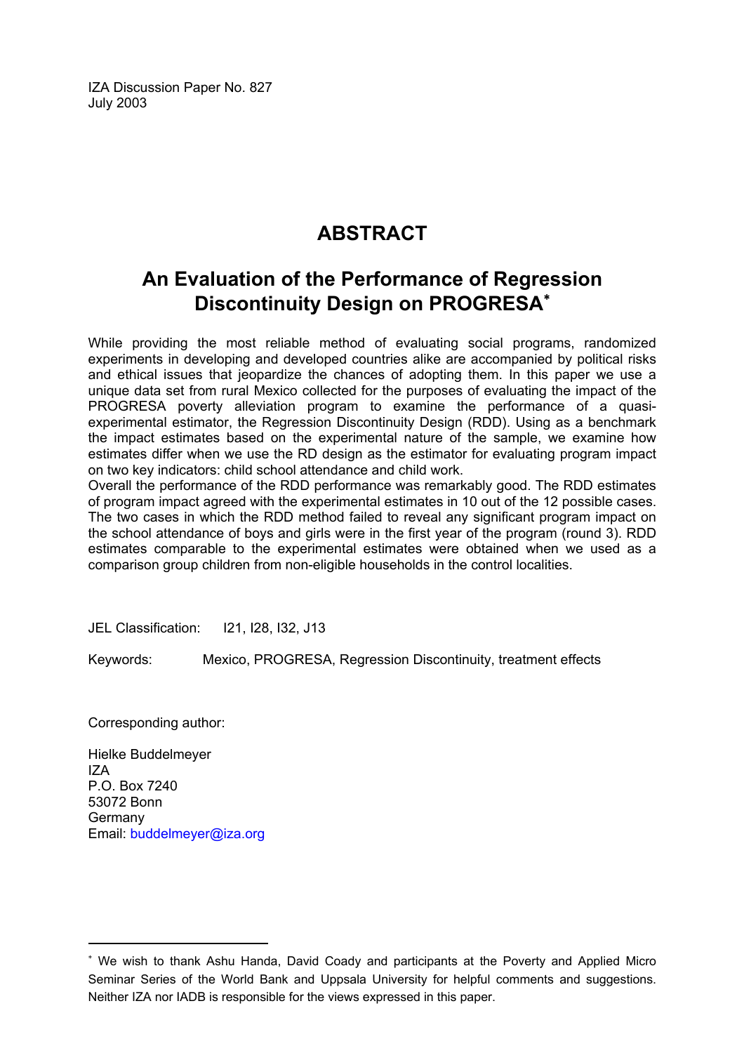IZA Discussion Paper No. 827
July 2003

# ABSTRACT

## An Evaluation of the Performance of Regression Discontinuity Design on PROGRESA[*]

While providing the most reliable method of evaluating social programs, randomized experiments in developing and developed countries alike are accompanied by political risks and ethical issues that jeopardize the chances of adopting them. In this paper we use a unique data set from rural Mexico collected for the purposes of evaluating the impact of the PROGRESA poverty alleviation program to examine the performance of a quasi-experimental estimator, the Regression Discontinuity Design (RDD). Using as a benchmark the impact estimates based on the experimental nature of the sample, we examine how estimates differ when we use the RD design as the estimator for evaluating program impact on two key indicators: child school attendance and child work.
Overall the performance of the RDD performance was remarkably good. The RDD estimates of program impact agreed with the experimental estimates in 10 out of the 12 possible cases. The two cases in which the RDD method failed to reveal any significant program impact on the school attendance of boys and girls were in the first year of the program (round 3). RDD estimates comparable to the experimental estimates were obtained when we used as a comparison group children from non-eligible households in the control localities.

JEL Classification: I21, I28, I32, J13

Keywords: Mexico, PROGRESA, Regression Discontinuity, treatment effects

Corresponding author:

Hielke Buddelmeyer
IZA
P.O. Box 7240
53072 Bonn
Germany
Email: buddelmeyer@iza.org

---

[*] We wish to thank Ashu Handa, David Coady and participants at the Poverty and Applied Micro Seminar Series of the World Bank and Uppsala University for helpful comments and suggestions. Neither IZA nor IADB is responsible for the views expressed in this paper.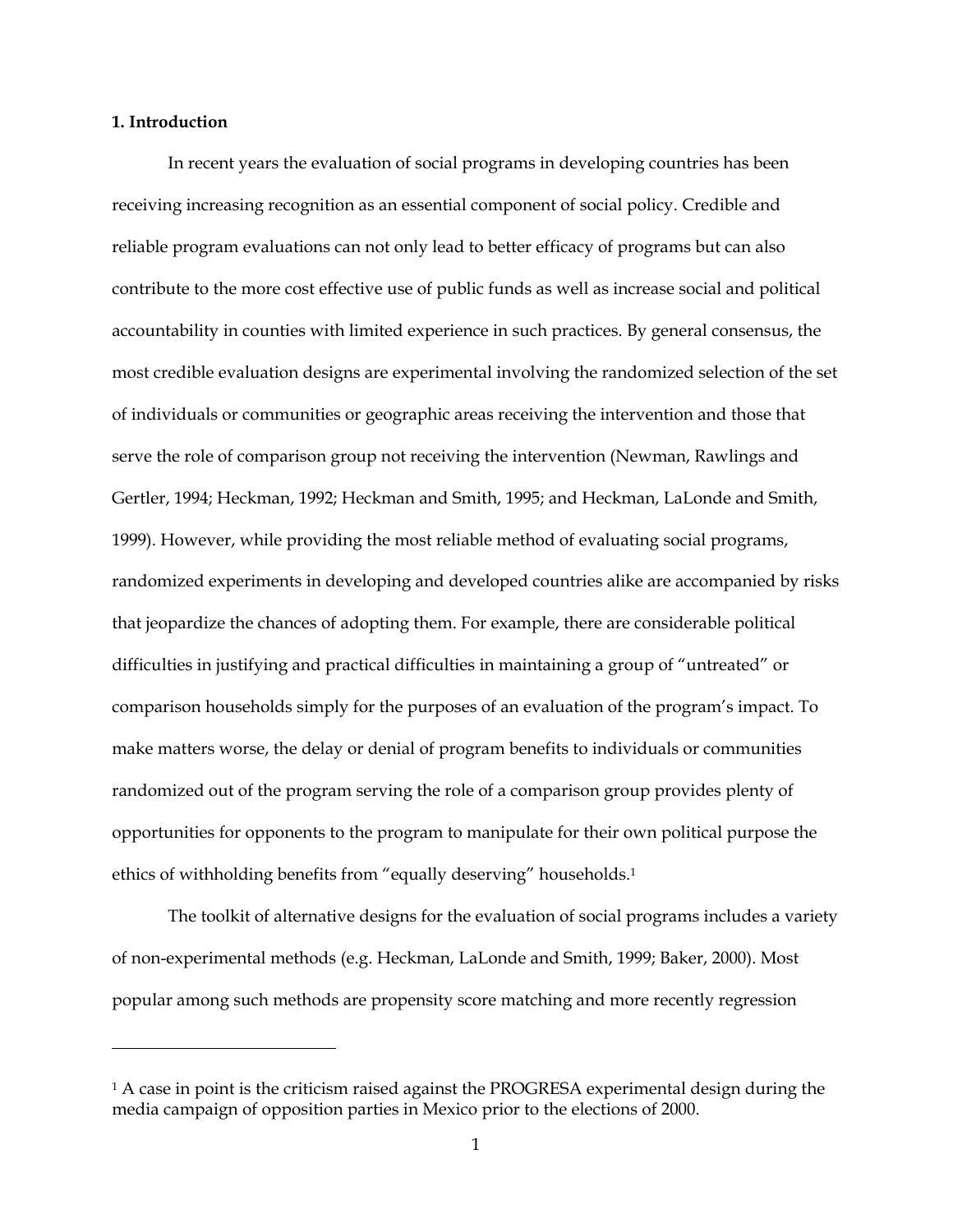## 1. Introduction

In recent years the evaluation of social programs in developing countries has been receiving increasing recognition as an essential component of social policy. Credible and reliable program evaluations can not only lead to better efficacy of programs but can also contribute to the more cost effective use of public funds as well as increase social and political accountability in counties with limited experience in such practices. By general consensus, the most credible evaluation designs are experimental involving the randomized selection of the set of individuals or communities or geographic areas receiving the intervention and those that serve the role of comparison group not receiving the intervention (Newman, Rawlings and Gertler, 1994; Heckman, 1992; Heckman and Smith, 1995; and Heckman, LaLonde and Smith, 1999). However, while providing the most reliable method of evaluating social programs, randomized experiments in developing and developed countries alike are accompanied by risks that jeopardize the chances of adopting them. For example, there are considerable political difficulties in justifying and practical difficulties in maintaining a group of "untreated" or comparison households simply for the purposes of an evaluation of the program's impact. To make matters worse, the delay or denial of program benefits to individuals or communities randomized out of the program serving the role of a comparison group provides plenty of opportunities for opponents to the program to manipulate for their own political purpose the ethics of withholding benefits from "equally deserving" households.[1]

The toolkit of alternative designs for the evaluation of social programs includes a variety of non-experimental methods (e.g. Heckman, LaLonde and Smith, 1999; Baker, 2000). Most popular among such methods are propensity score matching and more recently regression

---

[1] A case in point is the criticism raised against the PROGRESA experimental design during the media campaign of opposition parties in Mexico prior to the elections of 2000.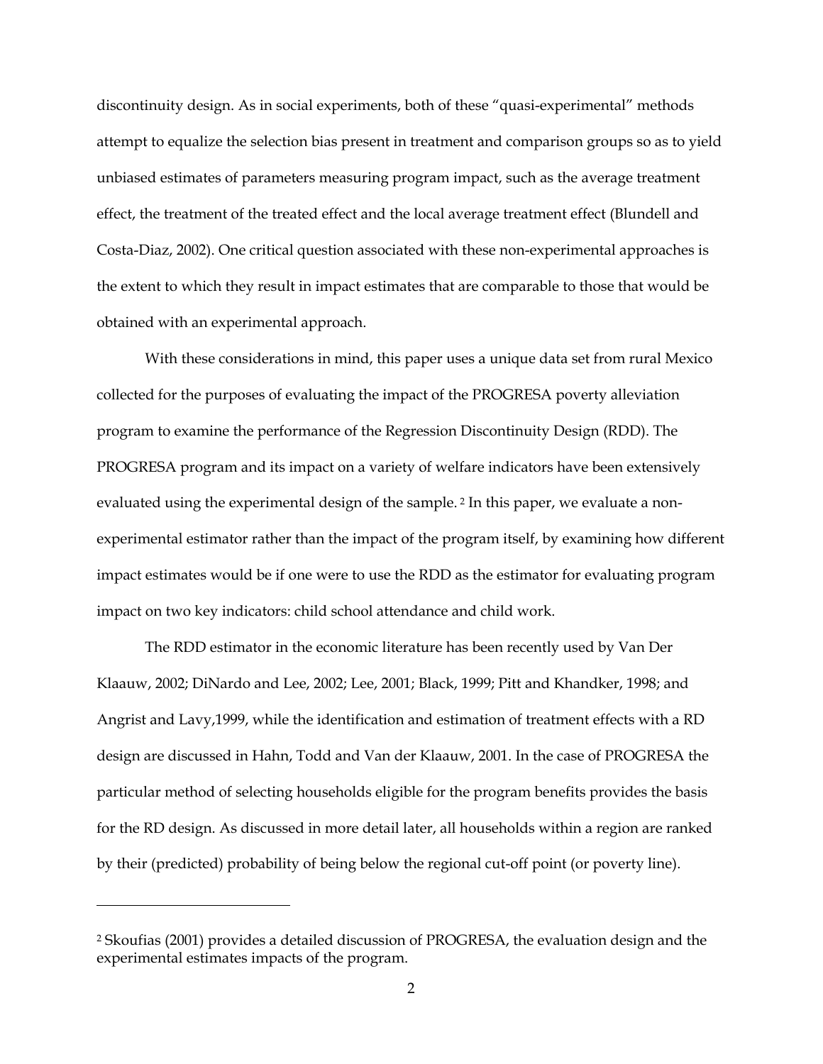discontinuity design. As in social experiments, both of these "quasi-experimental" methods attempt to equalize the selection bias present in treatment and comparison groups so as to yield unbiased estimates of parameters measuring program impact, such as the average treatment effect, the treatment of the treated effect and the local average treatment effect (Blundell and Costa-Diaz, 2002). One critical question associated with these non-experimental approaches is the extent to which they result in impact estimates that are comparable to those that would be obtained with an experimental approach.

With these considerations in mind, this paper uses a unique data set from rural Mexico collected for the purposes of evaluating the impact of the PROGRESA poverty alleviation program to examine the performance of the Regression Discontinuity Design (RDD). The PROGRESA program and its impact on a variety of welfare indicators have been extensively evaluated using the experimental design of the sample. [2] In this paper, we evaluate a non-experimental estimator rather than the impact of the program itself, by examining how different impact estimates would be if one were to use the RDD as the estimator for evaluating program impact on two key indicators: child school attendance and child work.

The RDD estimator in the economic literature has been recently used by Van Der Klaauw, 2002; DiNardo and Lee, 2002; Lee, 2001; Black, 1999; Pitt and Khandker, 1998; and Angrist and Lavy,1999, while the identification and estimation of treatment effects with a RD design are discussed in Hahn, Todd and Van der Klaauw, 2001. In the case of PROGRESA the particular method of selecting households eligible for the program benefits provides the basis for the RD design. As discussed in more detail later, all households within a region are ranked by their (predicted) probability of being below the regional cut-off point (or poverty line).

---

[2] Skoufias (2001) provides a detailed discussion of PROGRESA, the evaluation design and the experimental estimates impacts of the program.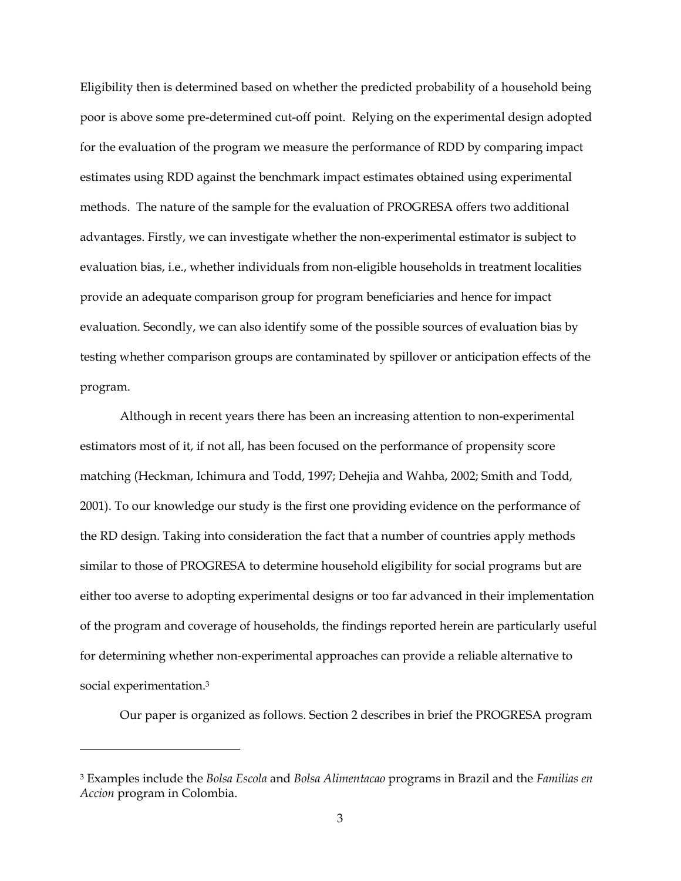Eligibility then is determined based on whether the predicted probability of a household being poor is above some pre-determined cut-off point. Relying on the experimental design adopted for the evaluation of the program we measure the performance of RDD by comparing impact estimates using RDD against the benchmark impact estimates obtained using experimental methods. The nature of the sample for the evaluation of PROGRESA offers two additional advantages. Firstly, we can investigate whether the non-experimental estimator is subject to evaluation bias, i.e., whether individuals from non-eligible households in treatment localities provide an adequate comparison group for program beneficiaries and hence for impact evaluation. Secondly, we can also identify some of the possible sources of evaluation bias by testing whether comparison groups are contaminated by spillover or anticipation effects of the program.

Although in recent years there has been an increasing attention to non-experimental estimators most of it, if not all, has been focused on the performance of propensity score matching (Heckman, Ichimura and Todd, 1997; Dehejia and Wahba, 2002; Smith and Todd, 2001). To our knowledge our study is the first one providing evidence on the performance of the RD design. Taking into consideration the fact that a number of countries apply methods similar to those of PROGRESA to determine household eligibility for social programs but are either too averse to adopting experimental designs or too far advanced in their implementation of the program and coverage of households, the findings reported herein are particularly useful for determining whether non-experimental approaches can provide a reliable alternative to social experimentation.[3]

Our paper is organized as follows. Section 2 describes in brief the PROGRESA program

---

[3] Examples include the *Bolsa Escola* and *Bolsa Alimentacao* programs in Brazil and the *Familias en Accion* program in Colombia.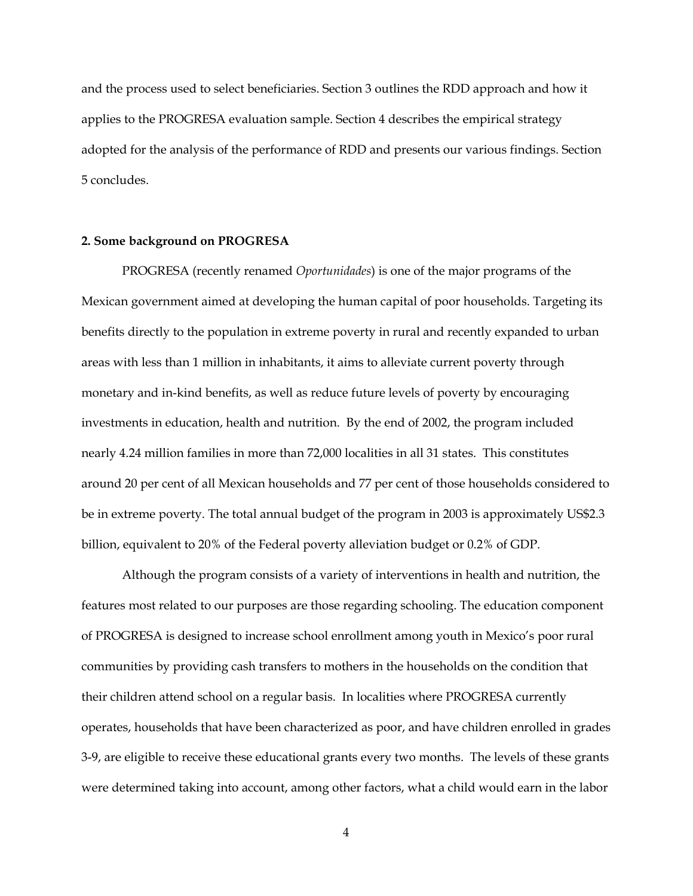and the process used to select beneficiaries. Section 3 outlines the RDD approach and how it applies to the PROGRESA evaluation sample. Section 4 describes the empirical strategy adopted for the analysis of the performance of RDD and presents our various findings. Section 5 concludes.

## 2. Some background on PROGRESA

PROGRESA (recently renamed *Oportunidades*) is one of the major programs of the Mexican government aimed at developing the human capital of poor households. Targeting its benefits directly to the population in extreme poverty in rural and recently expanded to urban areas with less than 1 million in inhabitants, it aims to alleviate current poverty through monetary and in-kind benefits, as well as reduce future levels of poverty by encouraging investments in education, health and nutrition. By the end of 2002, the program included nearly 4.24 million families in more than 72,000 localities in all 31 states. This constitutes around 20 per cent of all Mexican households and 77 per cent of those households considered to be in extreme poverty. The total annual budget of the program in 2003 is approximately US$2.3 billion, equivalent to 20% of the Federal poverty alleviation budget or 0.2% of GDP.

Although the program consists of a variety of interventions in health and nutrition, the features most related to our purposes are those regarding schooling. The education component of PROGRESA is designed to increase school enrollment among youth in Mexico's poor rural communities by providing cash transfers to mothers in the households on the condition that their children attend school on a regular basis. In localities where PROGRESA currently operates, households that have been characterized as poor, and have children enrolled in grades 3-9, are eligible to receive these educational grants every two months. The levels of these grants were determined taking into account, among other factors, what a child would earn in the labor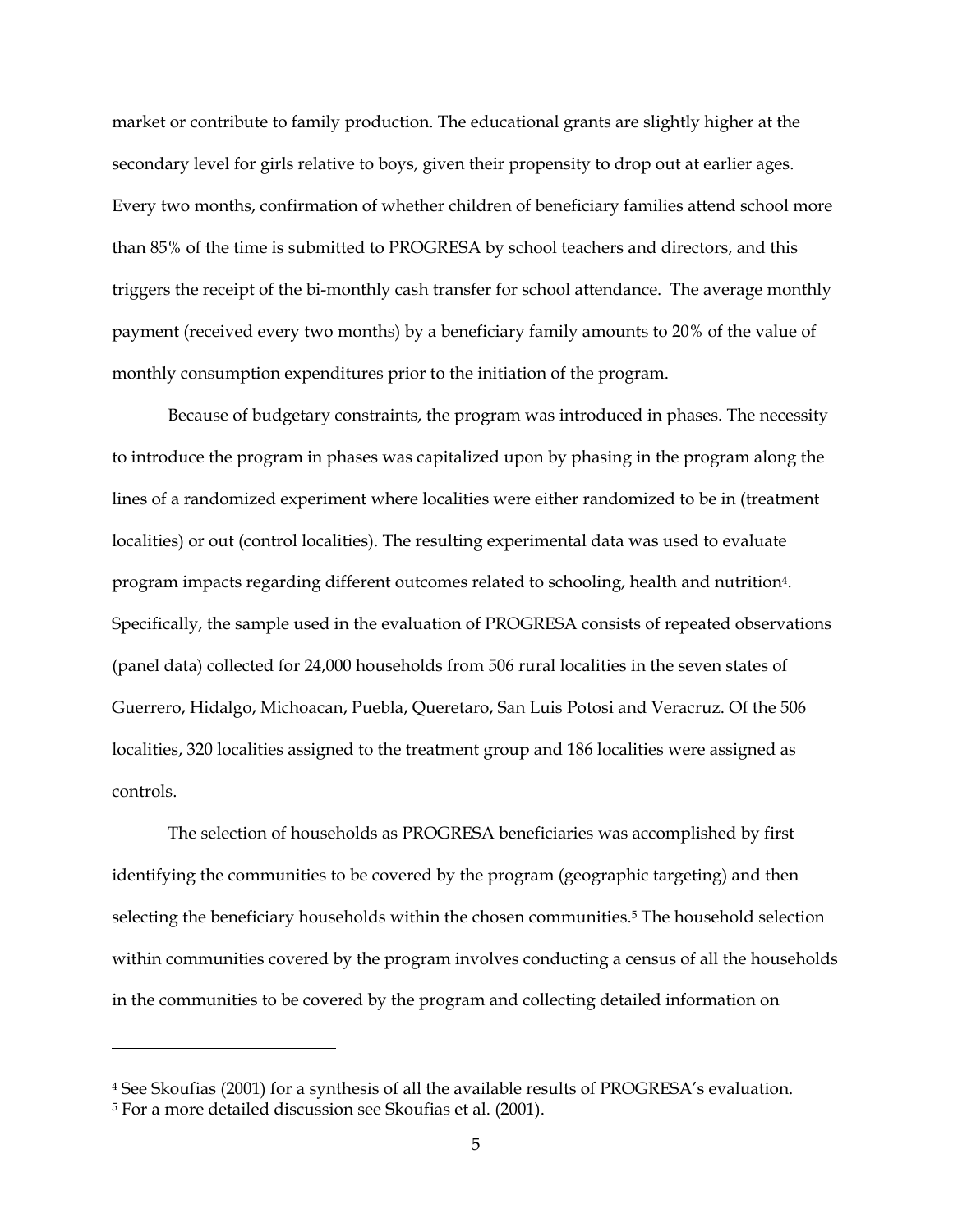market or contribute to family production. The educational grants are slightly higher at the secondary level for girls relative to boys, given their propensity to drop out at earlier ages. Every two months, confirmation of whether children of beneficiary families attend school more than 85% of the time is submitted to PROGRESA by school teachers and directors, and this triggers the receipt of the bi-monthly cash transfer for school attendance. The average monthly payment (received every two months) by a beneficiary family amounts to 20% of the value of monthly consumption expenditures prior to the initiation of the program.

Because of budgetary constraints, the program was introduced in phases. The necessity to introduce the program in phases was capitalized upon by phasing in the program along the lines of a randomized experiment where localities were either randomized to be in (treatment localities) or out (control localities). The resulting experimental data was used to evaluate program impacts regarding different outcomes related to schooling, health and nutrition[4]. Specifically, the sample used in the evaluation of PROGRESA consists of repeated observations (panel data) collected for 24,000 households from 506 rural localities in the seven states of Guerrero, Hidalgo, Michoacan, Puebla, Queretaro, San Luis Potosi and Veracruz. Of the 506 localities, 320 localities assigned to the treatment group and 186 localities were assigned as controls.

The selection of households as PROGRESA beneficiaries was accomplished by first identifying the communities to be covered by the program (geographic targeting) and then selecting the beneficiary households within the chosen communities.[5] The household selection within communities covered by the program involves conducting a census of all the households in the communities to be covered by the program and collecting detailed information on

---

[4] See Skoufias (2001) for a synthesis of all the available results of PROGRESA's evaluation.
[5] For a more detailed discussion see Skoufias et al. (2001).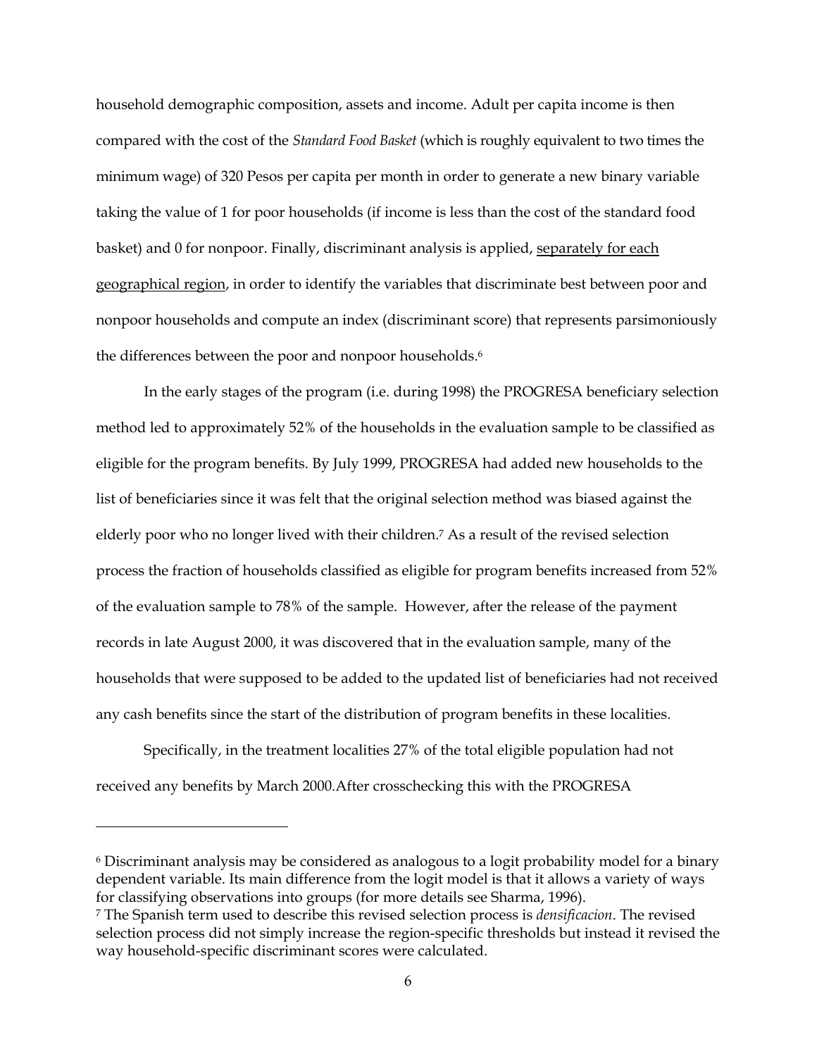household demographic composition, assets and income. Adult per capita income is then compared with the cost of the *Standard Food Basket* (which is roughly equivalent to two times the minimum wage) of 320 Pesos per capita per month in order to generate a new binary variable taking the value of 1 for poor households (if income is less than the cost of the standard food basket) and 0 for nonpoor. Finally, discriminant analysis is applied, <u>separately for each geographical region</u>, in order to identify the variables that discriminate best between poor and nonpoor households and compute an index (discriminant score) that represents parsimoniously the differences between the poor and nonpoor households.[6]

In the early stages of the program (i.e. during 1998) the PROGRESA beneficiary selection method led to approximately 52% of the households in the evaluation sample to be classified as eligible for the program benefits. By July 1999, PROGRESA had added new households to the list of beneficiaries since it was felt that the original selection method was biased against the elderly poor who no longer lived with their children.[7] As a result of the revised selection process the fraction of households classified as eligible for program benefits increased from 52% of the evaluation sample to 78% of the sample. However, after the release of the payment records in late August 2000, it was discovered that in the evaluation sample, many of the households that were supposed to be added to the updated list of beneficiaries had not received any cash benefits since the start of the distribution of program benefits in these localities.

Specifically, in the treatment localities 27% of the total eligible population had not received any benefits by March 2000.After crosschecking this with the PROGRESA

---

[6] Discriminant analysis may be considered as analogous to a logit probability model for a binary dependent variable. Its main difference from the logit model is that it allows a variety of ways for classifying observations into groups (for more details see Sharma, 1996).

[7] The Spanish term used to describe this revised selection process is *densificacion*. The revised selection process did not simply increase the region-specific thresholds but instead it revised the way household-specific discriminant scores were calculated.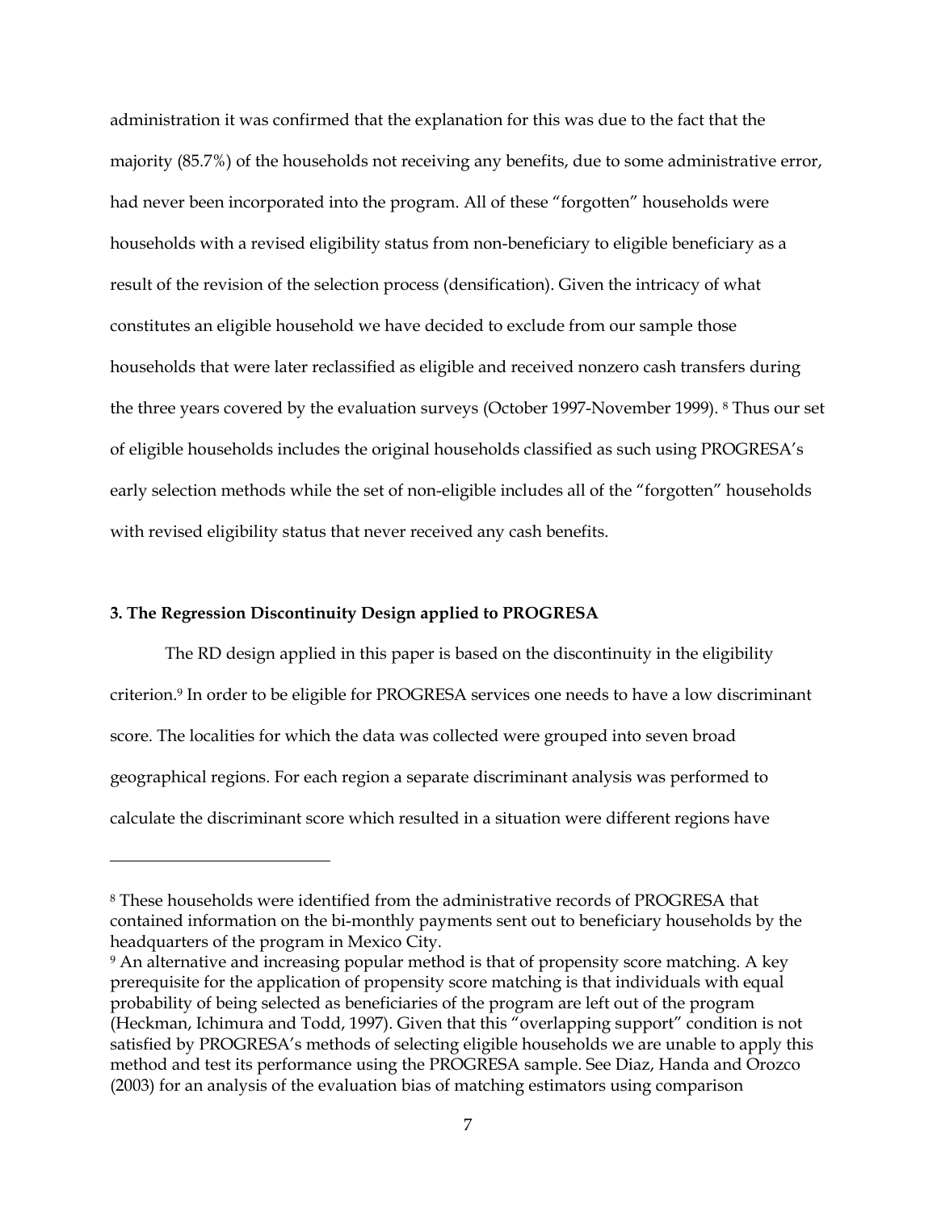administration it was confirmed that the explanation for this was due to the fact that the majority (85.7%) of the households not receiving any benefits, due to some administrative error, had never been incorporated into the program. All of these "forgotten" households were households with a revised eligibility status from non-beneficiary to eligible beneficiary as a result of the revision of the selection process (densification). Given the intricacy of what constitutes an eligible household we have decided to exclude from our sample those households that were later reclassified as eligible and received nonzero cash transfers during the three years covered by the evaluation surveys (October 1997-November 1999). [8] Thus our set of eligible households includes the original households classified as such using PROGRESA's early selection methods while the set of non-eligible includes all of the "forgotten" households with revised eligibility status that never received any cash benefits.

### 3. The Regression Discontinuity Design applied to PROGRESA

The RD design applied in this paper is based on the discontinuity in the eligibility criterion.[9] In order to be eligible for PROGRESA services one needs to have a low discriminant score. The localities for which the data was collected were grouped into seven broad geographical regions. For each region a separate discriminant analysis was performed to calculate the discriminant score which resulted in a situation were different regions have

---

[8] These households were identified from the administrative records of PROGRESA that contained information on the bi-monthly payments sent out to beneficiary households by the headquarters of the program in Mexico City.

[9] An alternative and increasing popular method is that of propensity score matching. A key prerequisite for the application of propensity score matching is that individuals with equal probability of being selected as beneficiaries of the program are left out of the program (Heckman, Ichimura and Todd, 1997). Given that this "overlapping support" condition is not satisfied by PROGRESA's methods of selecting eligible households we are unable to apply this method and test its performance using the PROGRESA sample. See Diaz, Handa and Orozco (2003) for an analysis of the evaluation bias of matching estimators using comparison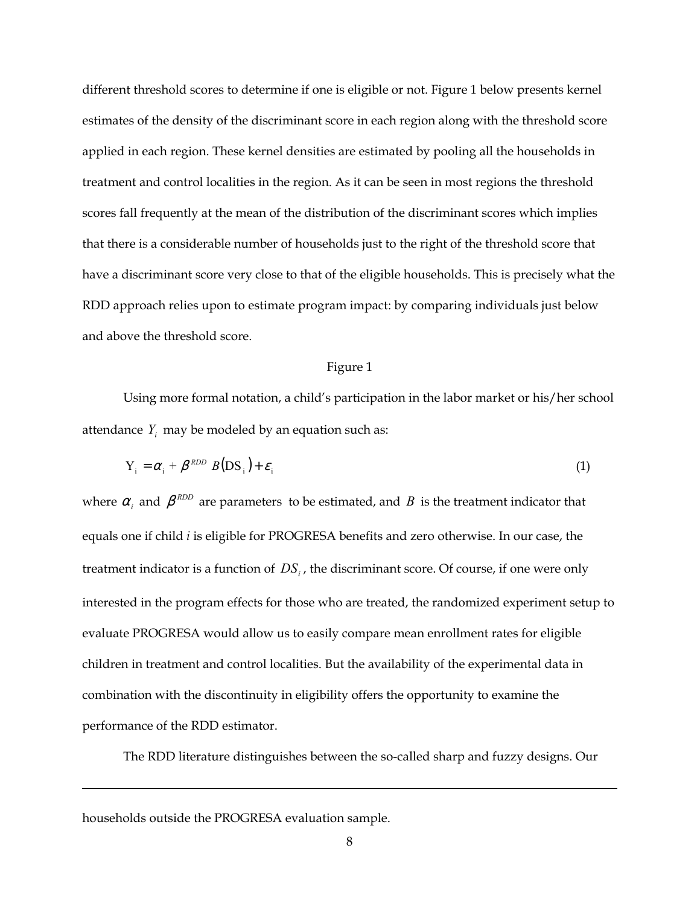different threshold scores to determine if one is eligible or not. Figure 1 below presents kernel estimates of the density of the discriminant score in each region along with the threshold score applied in each region. These kernel densities are estimated by pooling all the households in treatment and control localities in the region. As it can be seen in most regions the threshold scores fall frequently at the mean of the distribution of the discriminant scores which implies that there is a considerable number of households just to the right of the threshold score that have a discriminant score very close to that of the eligible households. This is precisely what the RDD approach relies upon to estimate program impact: by comparing individuals just below and above the threshold score.

Figure 1

Using more formal notation, a child's participation in the labor market or his/her school attendance $Y_i$ may be modeled by an equation such as:

$$Y_i = \alpha_i + \beta^{RDD} B(DS_i) + \varepsilon_i \tag{1}$$

where $\alpha_i$ and $\beta^{RDD}$ are parameters to be estimated, and $B$ is the treatment indicator that equals one if child *i* is eligible for PROGRESA benefits and zero otherwise. In our case, the treatment indicator is a function of $DS_i$, the discriminant score. Of course, if one were only interested in the program effects for those who are treated, the randomized experiment setup to evaluate PROGRESA would allow us to easily compare mean enrollment rates for eligible children in treatment and control localities. But the availability of the experimental data in combination with the discontinuity in eligibility offers the opportunity to examine the performance of the RDD estimator.

The RDD literature distinguishes between the so-called sharp and fuzzy designs. Our

---

households outside the PROGRESA evaluation sample.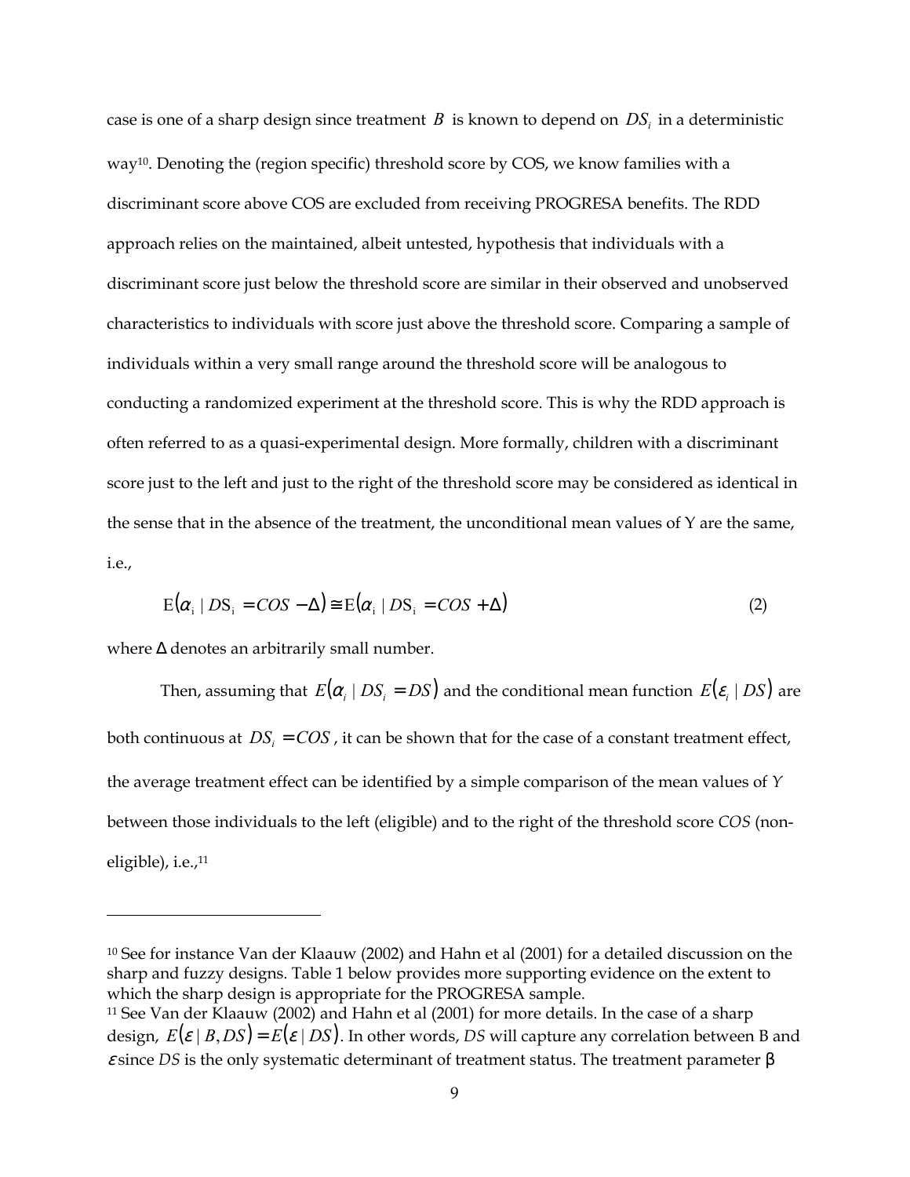case is one of a sharp design since treatment $B$ is known to depend on $DS_i$ in a deterministic way[10]. Denoting the (region specific) threshold score by COS, we know families with a discriminant score above COS are excluded from receiving PROGRESA benefits. The RDD approach relies on the maintained, albeit untested, hypothesis that individuals with a discriminant score just below the threshold score are similar in their observed and unobserved characteristics to individuals with score just above the threshold score. Comparing a sample of individuals within a very small range around the threshold score will be analogous to conducting a randomized experiment at the threshold score. This is why the RDD approach is often referred to as a quasi-experimental design. More formally, children with a discriminant score just to the left and just to the right of the threshold score may be considered as identical in the sense that in the absence of the treatment, the unconditional mean values of Y are the same, i.e.,

$$\mathrm{E}(\alpha_i \mid DS_i = COS - \Delta) \cong \mathrm{E}(\alpha_i \mid DS_i = COS + \Delta) \tag{2}$$

where $\Delta$ denotes an arbitrarily small number.

Then, assuming that $E(\alpha_i \mid DS_i = DS)$ and the conditional mean function $E(\varepsilon_i \mid DS)$ are both continuous at $DS_i = COS$, it can be shown that for the case of a constant treatment effect, the average treatment effect can be identified by a simple comparison of the mean values of *Y* between those individuals to the left (eligible) and to the right of the threshold score *COS* (non-eligible), i.e.,[11]

---

[10] See for instance Van der Klaauw (2002) and Hahn et al (2001) for a detailed discussion on the sharp and fuzzy designs. Table 1 below provides more supporting evidence on the extent to which the sharp design is appropriate for the PROGRESA sample.

[11] See Van der Klaauw (2002) and Hahn et al (2001) for more details. In the case of a sharp design, $E(\varepsilon \mid B, DS) = E(\varepsilon \mid DS)$. In other words, *DS* will capture any correlation between B and $\varepsilon$ since *DS* is the only systematic determinant of treatment status. The treatment parameter $\beta$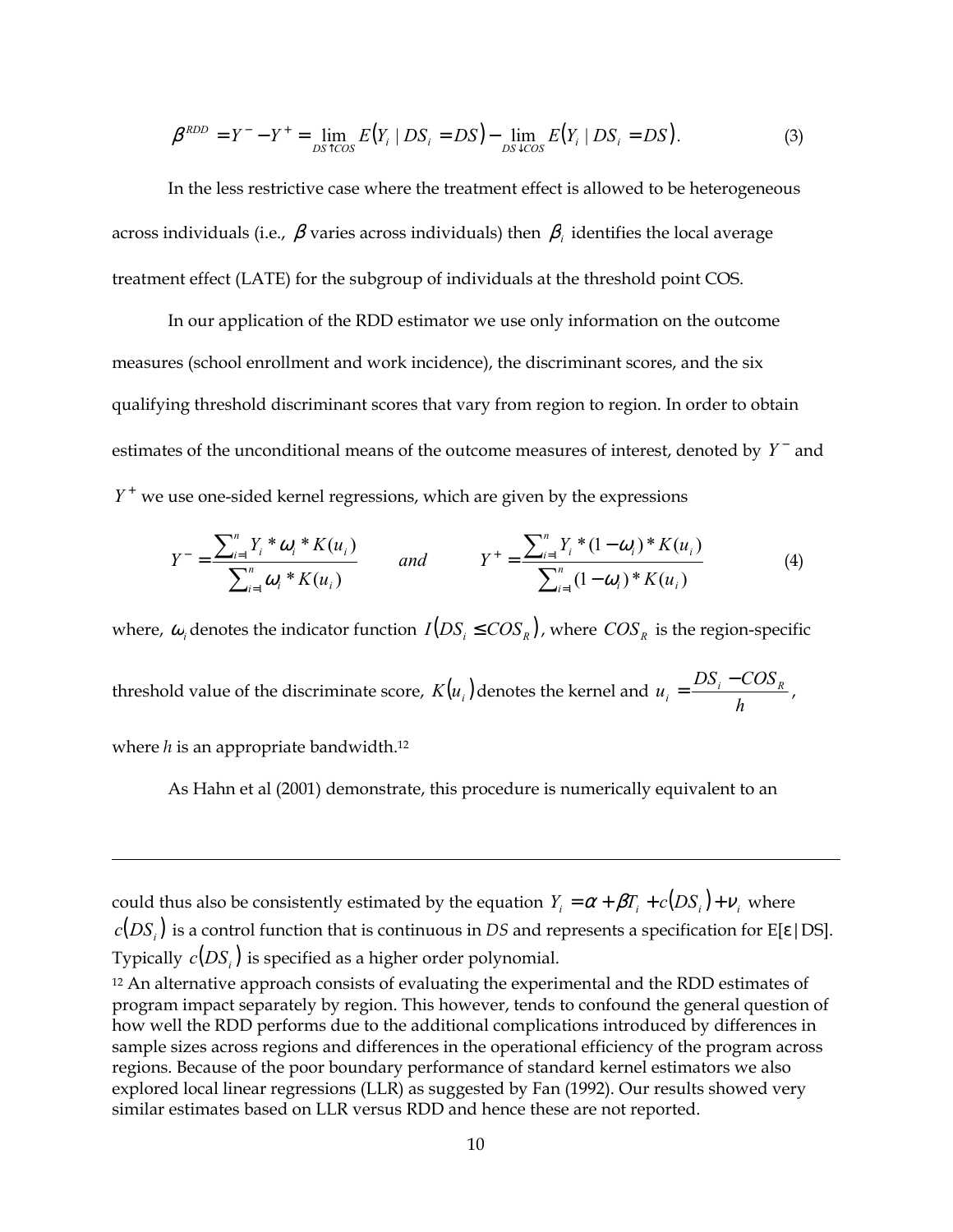$$\beta^{RDD} = Y^- - Y^+ = \lim_{DS \uparrow COS} E(Y_i \mid DS_i = DS) - \lim_{DS \downarrow COS} E(Y_i \mid DS_i = DS). \tag{3}$$

In the less restrictive case where the treatment effect is allowed to be heterogeneous across individuals (i.e., $\beta$ varies across individuals) then $\beta_i$ identifies the local average treatment effect (LATE) for the subgroup of individuals at the threshold point COS.

In our application of the RDD estimator we use only information on the outcome measures (school enrollment and work incidence), the discriminant scores, and the six qualifying threshold discriminant scores that vary from region to region. In order to obtain estimates of the unconditional means of the outcome measures of interest, denoted by $Y^-$ and $Y^+$ we use one-sided kernel regressions, which are given by the expressions

$$Y^- = \frac{\sum_{i=1}^{n} Y_i * \omega_i * K(u_i)}{\sum_{i=1}^{n} \omega_i * K(u_i)} \qquad and \qquad Y^+ = \frac{\sum_{i=1}^{n} Y_i * (1-\omega_i) * K(u_i)}{\sum_{i=1}^{n} (1-\omega_i) * K(u_i)} \tag{4}$$

where, $\omega_i$ denotes the indicator function $I(DS_i \leq COS_R)$, where $COS_R$ is the region-specific threshold value of the discriminate score, $K(u_i)$ denotes the kernel and $u_i = \frac{DS_i - COS_R}{h}$, where $h$ is an appropriate bandwidth.[12]

As Hahn et al (2001) demonstrate, this procedure is numerically equivalent to an

---

could thus also be consistently estimated by the equation $Y_i = \alpha + \beta T_i + c(DS_i) + \nu_i$ where $c(DS_i)$ is a control function that is continuous in *DS* and represents a specification for E[ε|DS]. Typically $c(DS_i)$ is specified as a higher order polynomial.

[12] An alternative approach consists of evaluating the experimental and the RDD estimates of program impact separately by region. This however, tends to confound the general question of how well the RDD performs due to the additional complications introduced by differences in sample sizes across regions and differences in the operational efficiency of the program across regions. Because of the poor boundary performance of standard kernel estimators we also explored local linear regressions (LLR) as suggested by Fan (1992). Our results showed very similar estimates based on LLR versus RDD and hence these are not reported.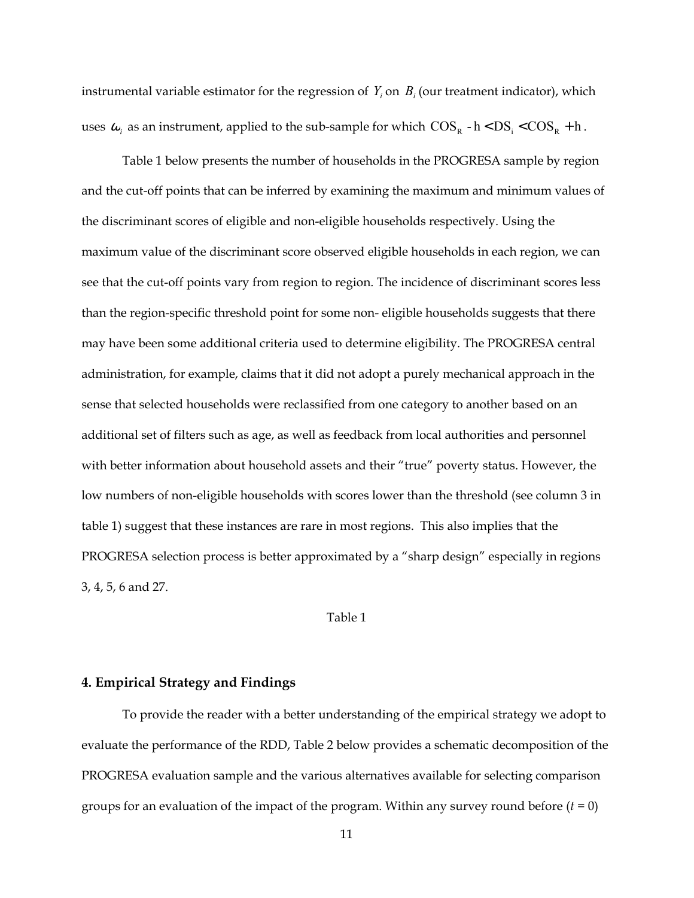instrumental variable estimator for the regression of $Y_i$ on $B_i$ (our treatment indicator), which uses $\omega_i$ as an instrument, applied to the sub-sample for which $COS_R - h < DS_i < COS_R + h$.

Table 1 below presents the number of households in the PROGRESA sample by region and the cut-off points that can be inferred by examining the maximum and minimum values of the discriminant scores of eligible and non-eligible households respectively. Using the maximum value of the discriminant score observed eligible households in each region, we can see that the cut-off points vary from region to region. The incidence of discriminant scores less than the region-specific threshold point for some non- eligible households suggests that there may have been some additional criteria used to determine eligibility. The PROGRESA central administration, for example, claims that it did not adopt a purely mechanical approach in the sense that selected households were reclassified from one category to another based on an additional set of filters such as age, as well as feedback from local authorities and personnel with better information about household assets and their "true" poverty status. However, the low numbers of non-eligible households with scores lower than the threshold (see column 3 in table 1) suggest that these instances are rare in most regions. This also implies that the PROGRESA selection process is better approximated by a "sharp design" especially in regions 3, 4, 5, 6 and 27.

Table 1

## 4. Empirical Strategy and Findings

To provide the reader with a better understanding of the empirical strategy we adopt to evaluate the performance of the RDD, Table 2 below provides a schematic decomposition of the PROGRESA evaluation sample and the various alternatives available for selecting comparison groups for an evaluation of the impact of the program. Within any survey round before ($t$ = 0)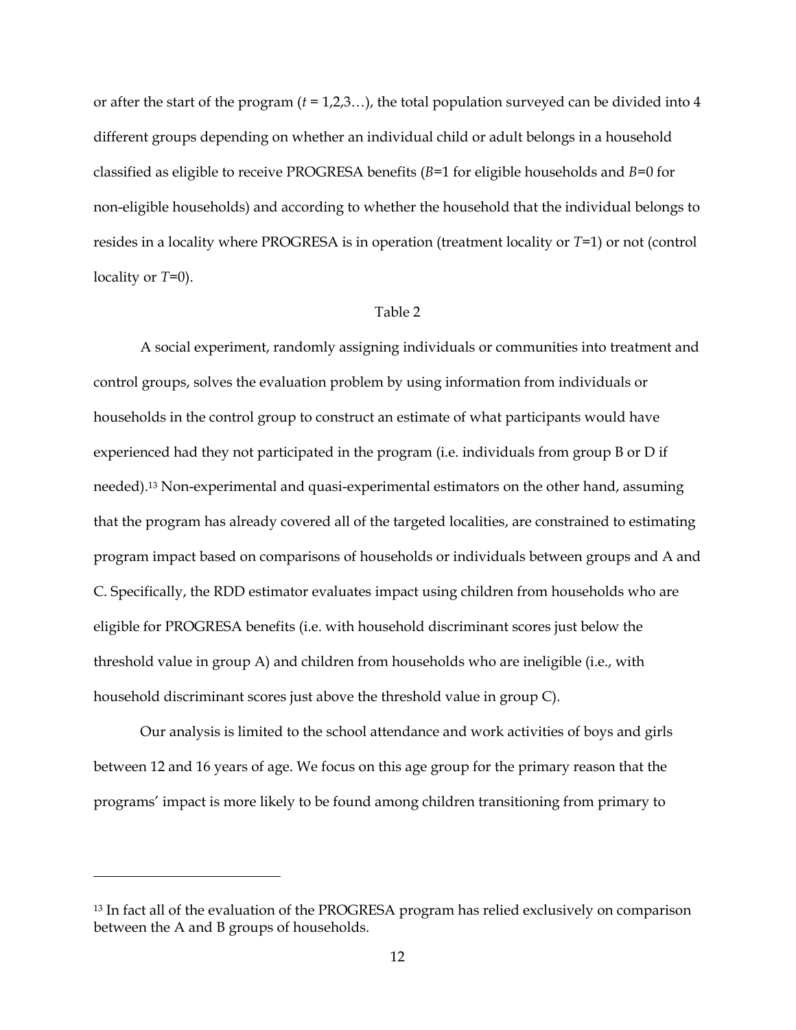or after the start of the program (*t* = 1,2,3…), the total population surveyed can be divided into 4 different groups depending on whether an individual child or adult belongs in a household classified as eligible to receive PROGRESA benefits (*B*=1 for eligible households and *B*=0 for non-eligible households) and according to whether the household that the individual belongs to resides in a locality where PROGRESA is in operation (treatment locality or *T*=1) or not (control locality or *T*=0).

Table 2

A social experiment, randomly assigning individuals or communities into treatment and control groups, solves the evaluation problem by using information from individuals or households in the control group to construct an estimate of what participants would have experienced had they not participated in the program (i.e. individuals from group B or D if needed).[13] Non-experimental and quasi-experimental estimators on the other hand, assuming that the program has already covered all of the targeted localities, are constrained to estimating program impact based on comparisons of households or individuals between groups and A and C. Specifically, the RDD estimator evaluates impact using children from households who are eligible for PROGRESA benefits (i.e. with household discriminant scores just below the threshold value in group A) and children from households who are ineligible (i.e., with household discriminant scores just above the threshold value in group C).

Our analysis is limited to the school attendance and work activities of boys and girls between 12 and 16 years of age. We focus on this age group for the primary reason that the programs' impact is more likely to be found among children transitioning from primary to

---

[13] In fact all of the evaluation of the PROGRESA program has relied exclusively on comparison between the A and B groups of households.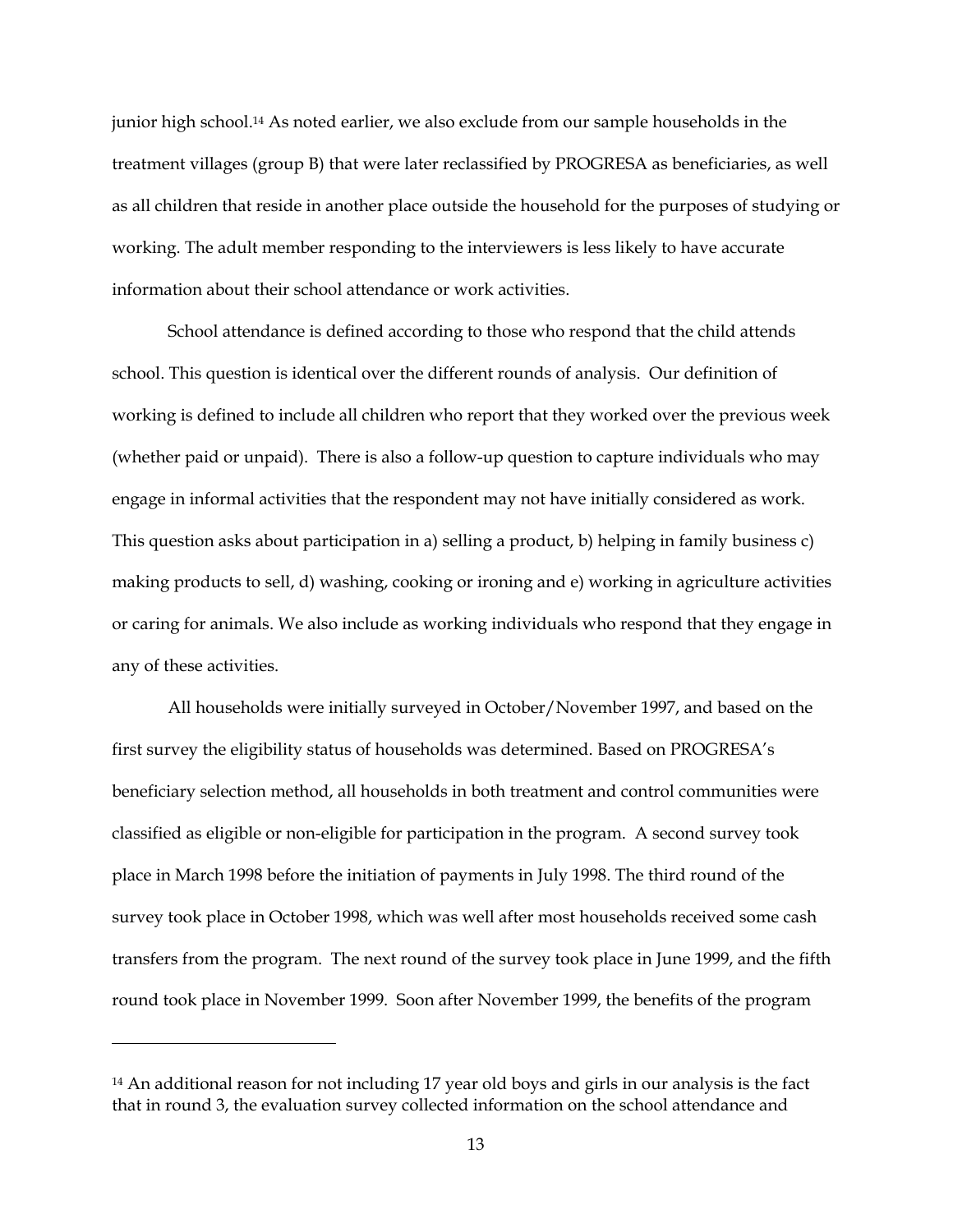junior high school.[14] As noted earlier, we also exclude from our sample households in the treatment villages (group B) that were later reclassified by PROGRESA as beneficiaries, as well as all children that reside in another place outside the household for the purposes of studying or working. The adult member responding to the interviewers is less likely to have accurate information about their school attendance or work activities.

School attendance is defined according to those who respond that the child attends school. This question is identical over the different rounds of analysis. Our definition of working is defined to include all children who report that they worked over the previous week (whether paid or unpaid). There is also a follow-up question to capture individuals who may engage in informal activities that the respondent may not have initially considered as work. This question asks about participation in a) selling a product, b) helping in family business c) making products to sell, d) washing, cooking or ironing and e) working in agriculture activities or caring for animals. We also include as working individuals who respond that they engage in any of these activities.

All households were initially surveyed in October/November 1997, and based on the first survey the eligibility status of households was determined. Based on PROGRESA's beneficiary selection method, all households in both treatment and control communities were classified as eligible or non-eligible for participation in the program. A second survey took place in March 1998 before the initiation of payments in July 1998. The third round of the survey took place in October 1998, which was well after most households received some cash transfers from the program. The next round of the survey took place in June 1999, and the fifth round took place in November 1999. Soon after November 1999, the benefits of the program

---

[14] An additional reason for not including 17 year old boys and girls in our analysis is the fact that in round 3, the evaluation survey collected information on the school attendance and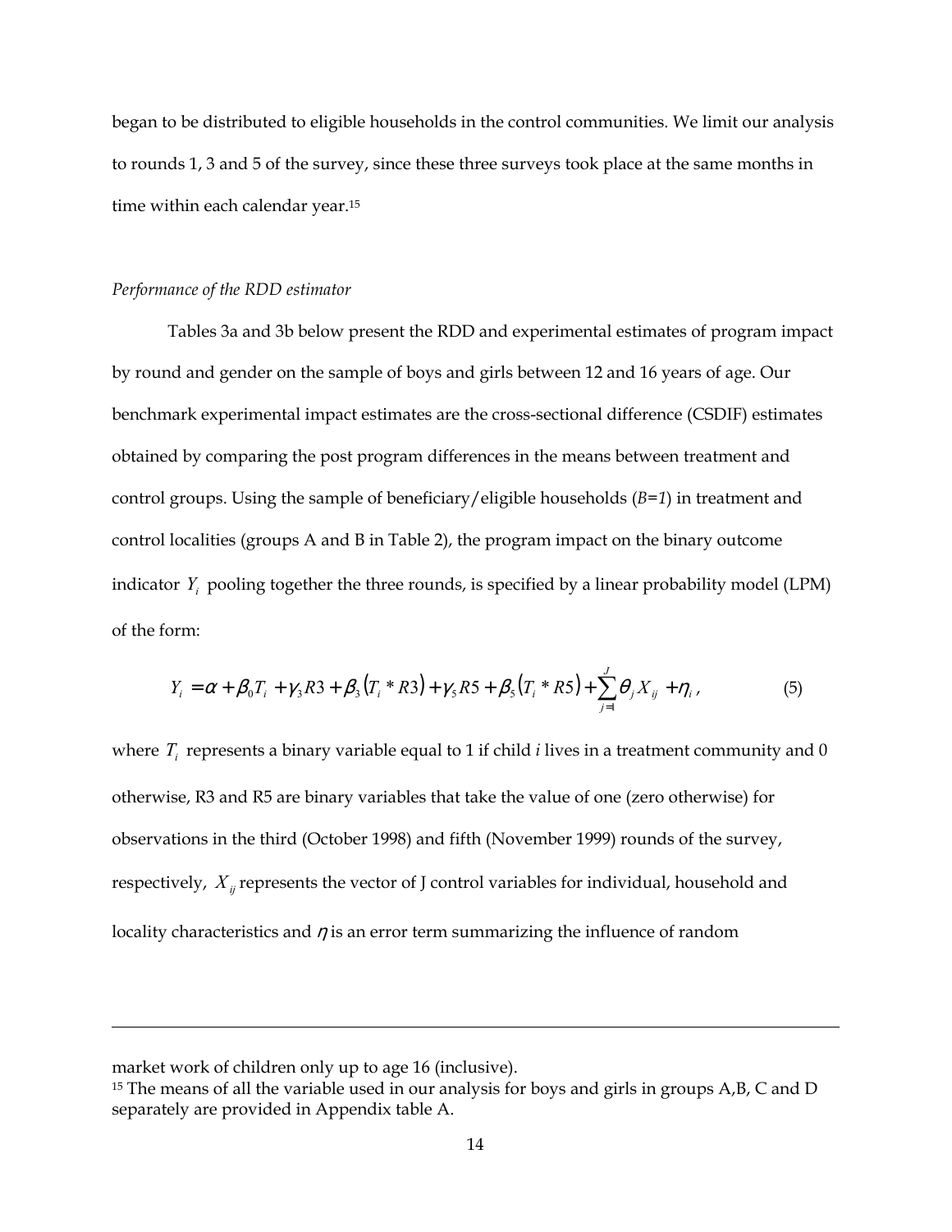began to be distributed to eligible households in the control communities. We limit our analysis to rounds 1, 3 and 5 of the survey, since these three surveys took place at the same months in time within each calendar year.[15]

*Performance of the RDD estimator*

Tables 3a and 3b below present the RDD and experimental estimates of program impact by round and gender on the sample of boys and girls between 12 and 16 years of age. Our benchmark experimental impact estimates are the cross-sectional difference (CSDIF) estimates obtained by comparing the post program differences in the means between treatment and control groups. Using the sample of beneficiary/eligible households (*B=1*) in treatment and control localities (groups A and B in Table 2), the program impact on the binary outcome indicator $Y_i$ pooling together the three rounds, is specified by a linear probability model (LPM) of the form:

$$Y_i = \alpha + \beta_0 T_i + \gamma_3 R3 + \beta_3 (T_i * R3) + \gamma_5 R5 + \beta_5 (T_i * R5) + \sum_{j=1}^{J} \theta_j X_{ij} + \eta_i \,, \tag{5}$$

where $T_i$ represents a binary variable equal to 1 if child *i* lives in a treatment community and 0 otherwise, R3 and R5 are binary variables that take the value of one (zero otherwise) for observations in the third (October 1998) and fifth (November 1999) rounds of the survey, respectively, $X_{ij}$ represents the vector of J control variables for individual, household and locality characteristics and $\eta$ is an error term summarizing the influence of random

market work of children only up to age 16 (inclusive).

[15] The means of all the variable used in our analysis for boys and girls in groups A,B, C and D separately are provided in Appendix table A.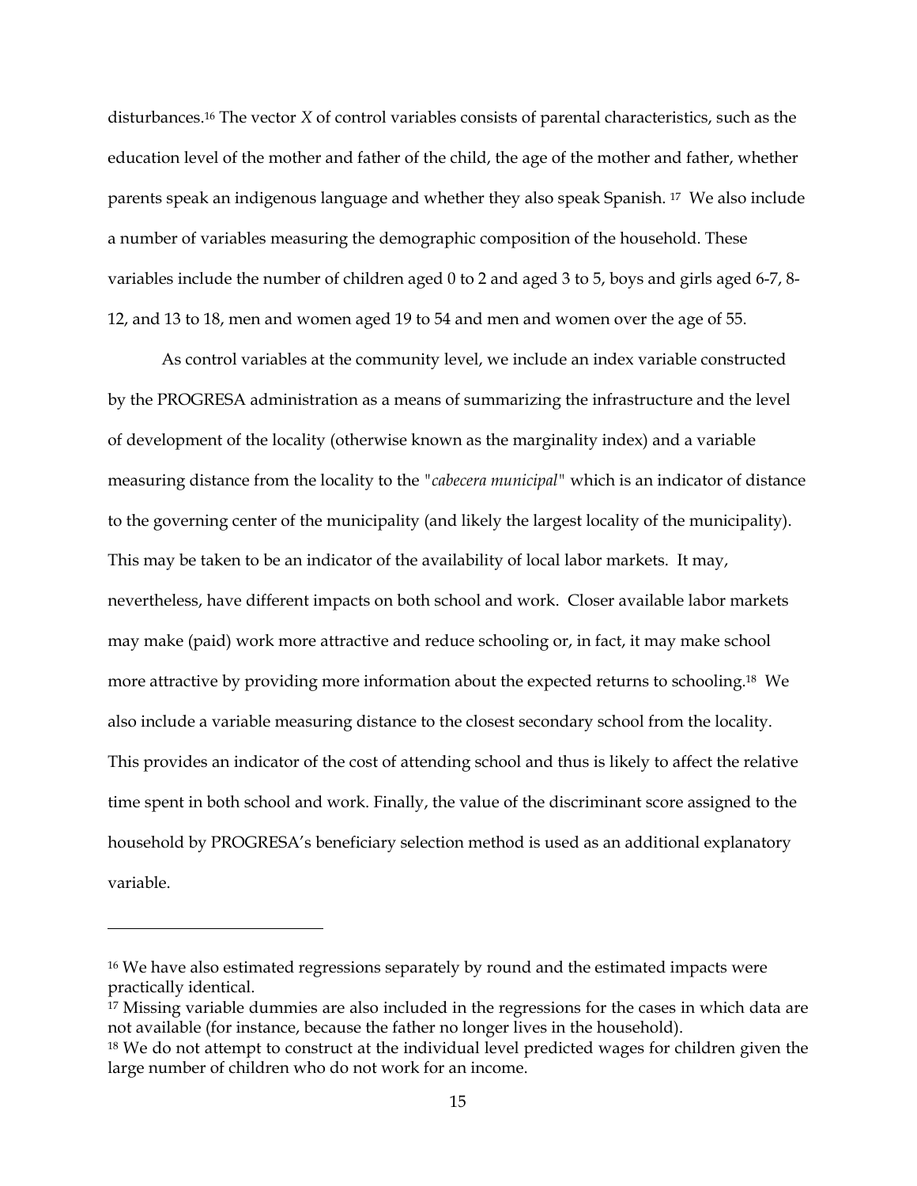disturbances.[16] The vector *X* of control variables consists of parental characteristics, such as the education level of the mother and father of the child, the age of the mother and father, whether parents speak an indigenous language and whether they also speak Spanish. [17] We also include a number of variables measuring the demographic composition of the household. These variables include the number of children aged 0 to 2 and aged 3 to 5, boys and girls aged 6-7, 8-12, and 13 to 18, men and women aged 19 to 54 and men and women over the age of 55.

As control variables at the community level, we include an index variable constructed by the PROGRESA administration as a means of summarizing the infrastructure and the level of development of the locality (otherwise known as the marginality index) and a variable measuring distance from the locality to the "*cabecera municipal*" which is an indicator of distance to the governing center of the municipality (and likely the largest locality of the municipality). This may be taken to be an indicator of the availability of local labor markets. It may, nevertheless, have different impacts on both school and work. Closer available labor markets may make (paid) work more attractive and reduce schooling or, in fact, it may make school more attractive by providing more information about the expected returns to schooling.[18] We also include a variable measuring distance to the closest secondary school from the locality. This provides an indicator of the cost of attending school and thus is likely to affect the relative time spent in both school and work. Finally, the value of the discriminant score assigned to the household by PROGRESA's beneficiary selection method is used as an additional explanatory variable.

---

[16] We have also estimated regressions separately by round and the estimated impacts were practically identical.

[17] Missing variable dummies are also included in the regressions for the cases in which data are not available (for instance, because the father no longer lives in the household).

[18] We do not attempt to construct at the individual level predicted wages for children given the large number of children who do not work for an income.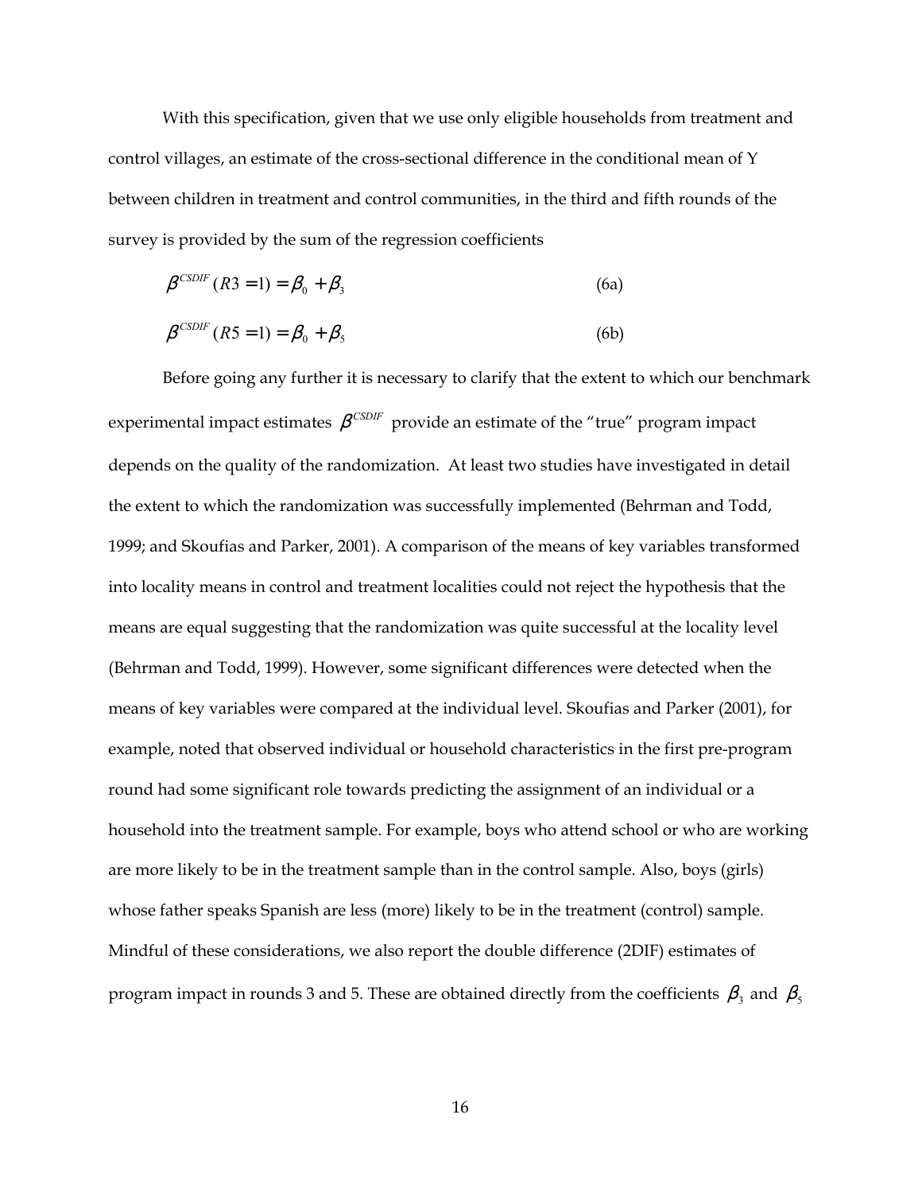With this specification, given that we use only eligible households from treatment and control villages, an estimate of the cross-sectional difference in the conditional mean of Y between children in treatment and control communities, in the third and fifth rounds of the survey is provided by the sum of the regression coefficients

$$\beta^{CSDIF}(R3=1) = \beta_0 + \beta_3 \tag{6a}$$

$$\beta^{CSDIF}(R5=1) = \beta_0 + \beta_5 \tag{6b}$$

Before going any further it is necessary to clarify that the extent to which our benchmark experimental impact estimates $\beta^{CSDIF}$ provide an estimate of the "true" program impact depends on the quality of the randomization. At least two studies have investigated in detail the extent to which the randomization was successfully implemented (Behrman and Todd, 1999; and Skoufias and Parker, 2001). A comparison of the means of key variables transformed into locality means in control and treatment localities could not reject the hypothesis that the means are equal suggesting that the randomization was quite successful at the locality level (Behrman and Todd, 1999). However, some significant differences were detected when the means of key variables were compared at the individual level. Skoufias and Parker (2001), for example, noted that observed individual or household characteristics in the first pre-program round had some significant role towards predicting the assignment of an individual or a household into the treatment sample. For example, boys who attend school or who are working are more likely to be in the treatment sample than in the control sample. Also, boys (girls) whose father speaks Spanish are less (more) likely to be in the treatment (control) sample. Mindful of these considerations, we also report the double difference (2DIF) estimates of program impact in rounds 3 and 5. These are obtained directly from the coefficients $\beta_3$ and $\beta_5$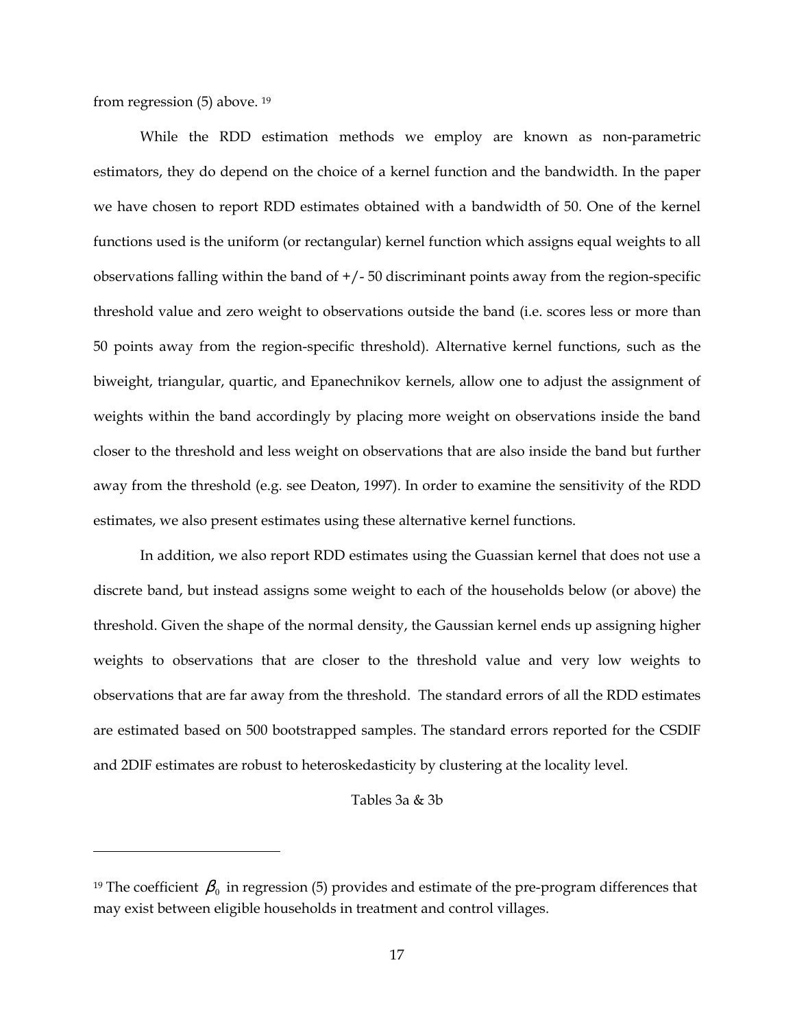from regression (5) above. [19]

While the RDD estimation methods we employ are known as non-parametric estimators, they do depend on the choice of a kernel function and the bandwidth. In the paper we have chosen to report RDD estimates obtained with a bandwidth of 50. One of the kernel functions used is the uniform (or rectangular) kernel function which assigns equal weights to all observations falling within the band of +/- 50 discriminant points away from the region-specific threshold value and zero weight to observations outside the band (i.e. scores less or more than 50 points away from the region-specific threshold). Alternative kernel functions, such as the biweight, triangular, quartic, and Epanechnikov kernels, allow one to adjust the assignment of weights within the band accordingly by placing more weight on observations inside the band closer to the threshold and less weight on observations that are also inside the band but further away from the threshold (e.g. see Deaton, 1997). In order to examine the sensitivity of the RDD estimates, we also present estimates using these alternative kernel functions.

In addition, we also report RDD estimates using the Guassian kernel that does not use a discrete band, but instead assigns some weight to each of the households below (or above) the threshold. Given the shape of the normal density, the Gaussian kernel ends up assigning higher weights to observations that are closer to the threshold value and very low weights to observations that are far away from the threshold. The standard errors of all the RDD estimates are estimated based on 500 bootstrapped samples. The standard errors reported for the CSDIF and 2DIF estimates are robust to heteroskedasticity by clustering at the locality level.

Tables 3a & 3b

---

[19] The coefficient $\beta_0$ in regression (5) provides and estimate of the pre-program differences that may exist between eligible households in treatment and control villages.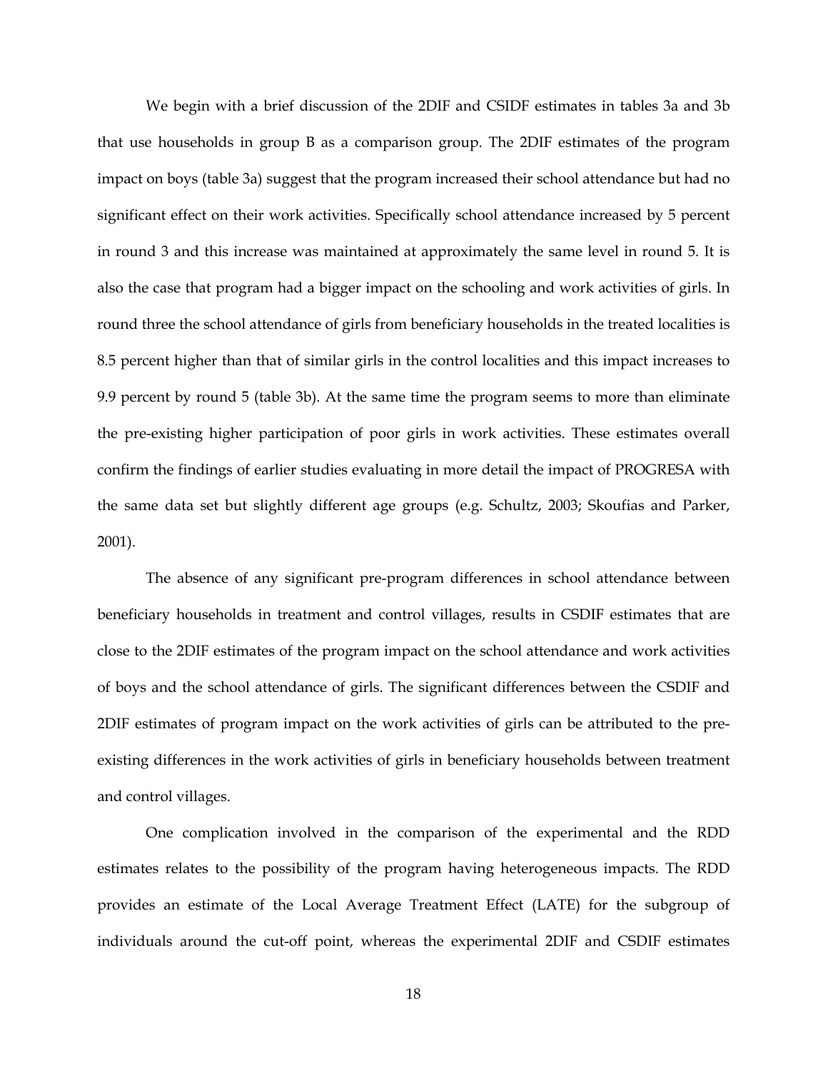We begin with a brief discussion of the 2DIF and CSIDF estimates in tables 3a and 3b that use households in group B as a comparison group. The 2DIF estimates of the program impact on boys (table 3a) suggest that the program increased their school attendance but had no significant effect on their work activities. Specifically school attendance increased by 5 percent in round 3 and this increase was maintained at approximately the same level in round 5. It is also the case that program had a bigger impact on the schooling and work activities of girls. In round three the school attendance of girls from beneficiary households in the treated localities is 8.5 percent higher than that of similar girls in the control localities and this impact increases to 9.9 percent by round 5 (table 3b). At the same time the program seems to more than eliminate the pre-existing higher participation of poor girls in work activities. These estimates overall confirm the findings of earlier studies evaluating in more detail the impact of PROGRESA with the same data set but slightly different age groups (e.g. Schultz, 2003; Skoufias and Parker, 2001).

The absence of any significant pre-program differences in school attendance between beneficiary households in treatment and control villages, results in CSDIF estimates that are close to the 2DIF estimates of the program impact on the school attendance and work activities of boys and the school attendance of girls. The significant differences between the CSDIF and 2DIF estimates of program impact on the work activities of girls can be attributed to the pre-existing differences in the work activities of girls in beneficiary households between treatment and control villages.

One complication involved in the comparison of the experimental and the RDD estimates relates to the possibility of the program having heterogeneous impacts. The RDD provides an estimate of the Local Average Treatment Effect (LATE) for the subgroup of individuals around the cut-off point, whereas the experimental 2DIF and CSDIF estimates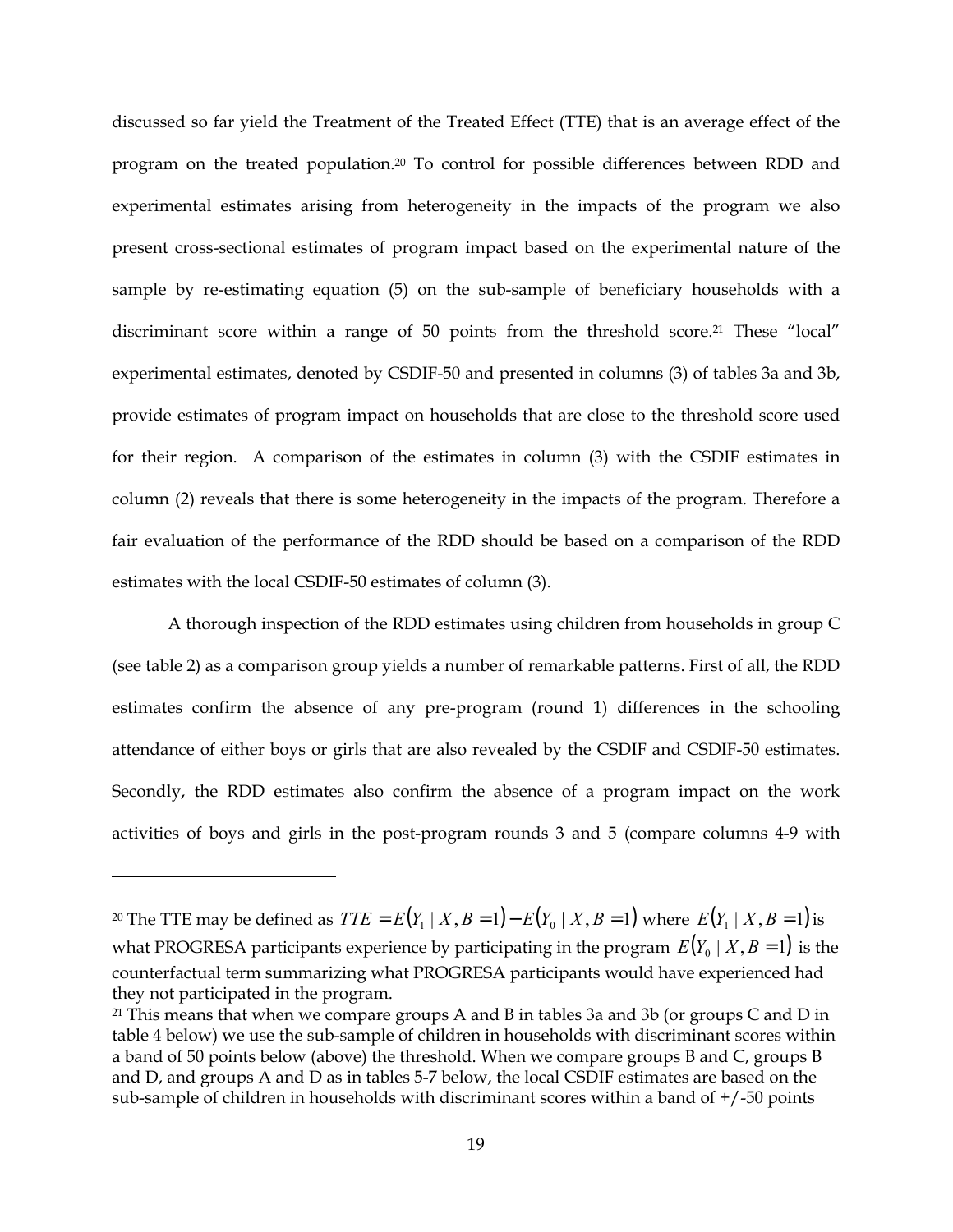discussed so far yield the Treatment of the Treated Effect (TTE) that is an average effect of the program on the treated population.[20] To control for possible differences between RDD and experimental estimates arising from heterogeneity in the impacts of the program we also present cross-sectional estimates of program impact based on the experimental nature of the sample by re-estimating equation (5) on the sub-sample of beneficiary households with a discriminant score within a range of 50 points from the threshold score.[21] These "local" experimental estimates, denoted by CSDIF-50 and presented in columns (3) of tables 3a and 3b, provide estimates of program impact on households that are close to the threshold score used for their region. A comparison of the estimates in column (3) with the CSDIF estimates in column (2) reveals that there is some heterogeneity in the impacts of the program. Therefore a fair evaluation of the performance of the RDD should be based on a comparison of the RDD estimates with the local CSDIF-50 estimates of column (3).

A thorough inspection of the RDD estimates using children from households in group C (see table 2) as a comparison group yields a number of remarkable patterns. First of all, the RDD estimates confirm the absence of any pre-program (round 1) differences in the schooling attendance of either boys or girls that are also revealed by the CSDIF and CSDIF-50 estimates. Secondly, the RDD estimates also confirm the absence of a program impact on the work activities of boys and girls in the post-program rounds 3 and 5 (compare columns 4-9 with

---

[20] The TTE may be defined as $TTE = E(Y_1 \mid X, B = 1) - E(Y_0 \mid X, B = 1)$ where $E(Y_1 \mid X, B = 1)$ is what PROGRESA participants experience by participating in the program $E(Y_0 \mid X, B = 1)$ is the counterfactual term summarizing what PROGRESA participants would have experienced had they not participated in the program.

[21] This means that when we compare groups A and B in tables 3a and 3b (or groups C and D in table 4 below) we use the sub-sample of children in households with discriminant scores within a band of 50 points below (above) the threshold. When we compare groups B and C, groups B and D, and groups A and D as in tables 5-7 below, the local CSDIF estimates are based on the sub-sample of children in households with discriminant scores within a band of +/-50 points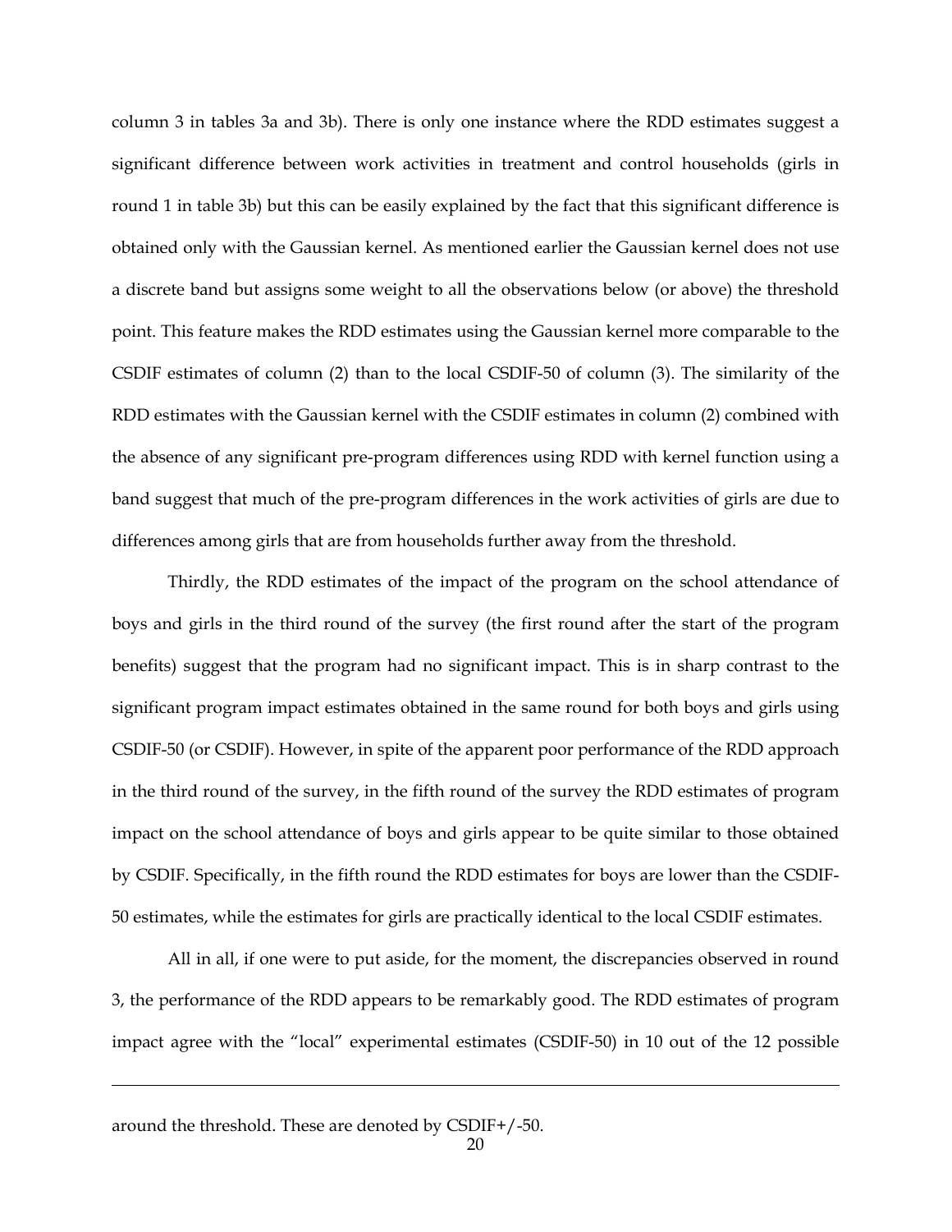column 3 in tables 3a and 3b). There is only one instance where the RDD estimates suggest a significant difference between work activities in treatment and control households (girls in round 1 in table 3b) but this can be easily explained by the fact that this significant difference is obtained only with the Gaussian kernel. As mentioned earlier the Gaussian kernel does not use a discrete band but assigns some weight to all the observations below (or above) the threshold point. This feature makes the RDD estimates using the Gaussian kernel more comparable to the CSDIF estimates of column (2) than to the local CSDIF-50 of column (3). The similarity of the RDD estimates with the Gaussian kernel with the CSDIF estimates in column (2) combined with the absence of any significant pre-program differences using RDD with kernel function using a band suggest that much of the pre-program differences in the work activities of girls are due to differences among girls that are from households further away from the threshold.

Thirdly, the RDD estimates of the impact of the program on the school attendance of boys and girls in the third round of the survey (the first round after the start of the program benefits) suggest that the program had no significant impact. This is in sharp contrast to the significant program impact estimates obtained in the same round for both boys and girls using CSDIF-50 (or CSDIF). However, in spite of the apparent poor performance of the RDD approach in the third round of the survey, in the fifth round of the survey the RDD estimates of program impact on the school attendance of boys and girls appear to be quite similar to those obtained by CSDIF. Specifically, in the fifth round the RDD estimates for boys are lower than the CSDIF-50 estimates, while the estimates for girls are practically identical to the local CSDIF estimates.

All in all, if one were to put aside, for the moment, the discrepancies observed in round 3, the performance of the RDD appears to be remarkably good. The RDD estimates of program impact agree with the "local" experimental estimates (CSDIF-50) in 10 out of the 12 possible

---

around the threshold. These are denoted by CSDIF+/-50.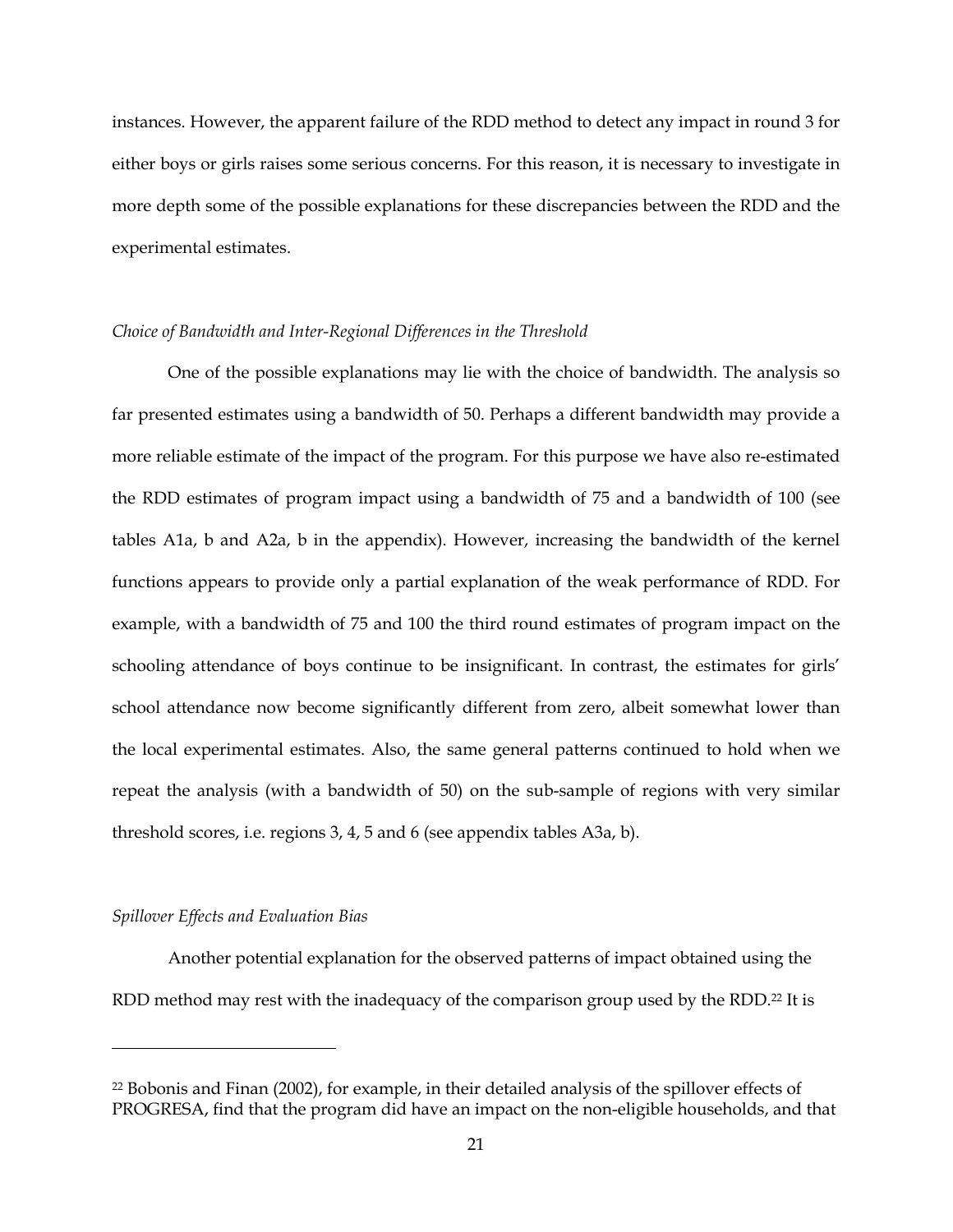instances. However, the apparent failure of the RDD method to detect any impact in round 3 for either boys or girls raises some serious concerns. For this reason, it is necessary to investigate in more depth some of the possible explanations for these discrepancies between the RDD and the experimental estimates.

*Choice of Bandwidth and Inter-Regional Differences in the Threshold*

One of the possible explanations may lie with the choice of bandwidth. The analysis so far presented estimates using a bandwidth of 50. Perhaps a different bandwidth may provide a more reliable estimate of the impact of the program. For this purpose we have also re-estimated the RDD estimates of program impact using a bandwidth of 75 and a bandwidth of 100 (see tables A1a, b and A2a, b in the appendix). However, increasing the bandwidth of the kernel functions appears to provide only a partial explanation of the weak performance of RDD. For example, with a bandwidth of 75 and 100 the third round estimates of program impact on the schooling attendance of boys continue to be insignificant. In contrast, the estimates for girls' school attendance now become significantly different from zero, albeit somewhat lower than the local experimental estimates. Also, the same general patterns continued to hold when we repeat the analysis (with a bandwidth of 50) on the sub-sample of regions with very similar threshold scores, i.e. regions 3, 4, 5 and 6 (see appendix tables A3a, b).

*Spillover Effects and Evaluation Bias*

Another potential explanation for the observed patterns of impact obtained using the RDD method may rest with the inadequacy of the comparison group used by the RDD.[22] It is

[22] Bobonis and Finan (2002), for example, in their detailed analysis of the spillover effects of PROGRESA, find that the program did have an impact on the non-eligible households, and that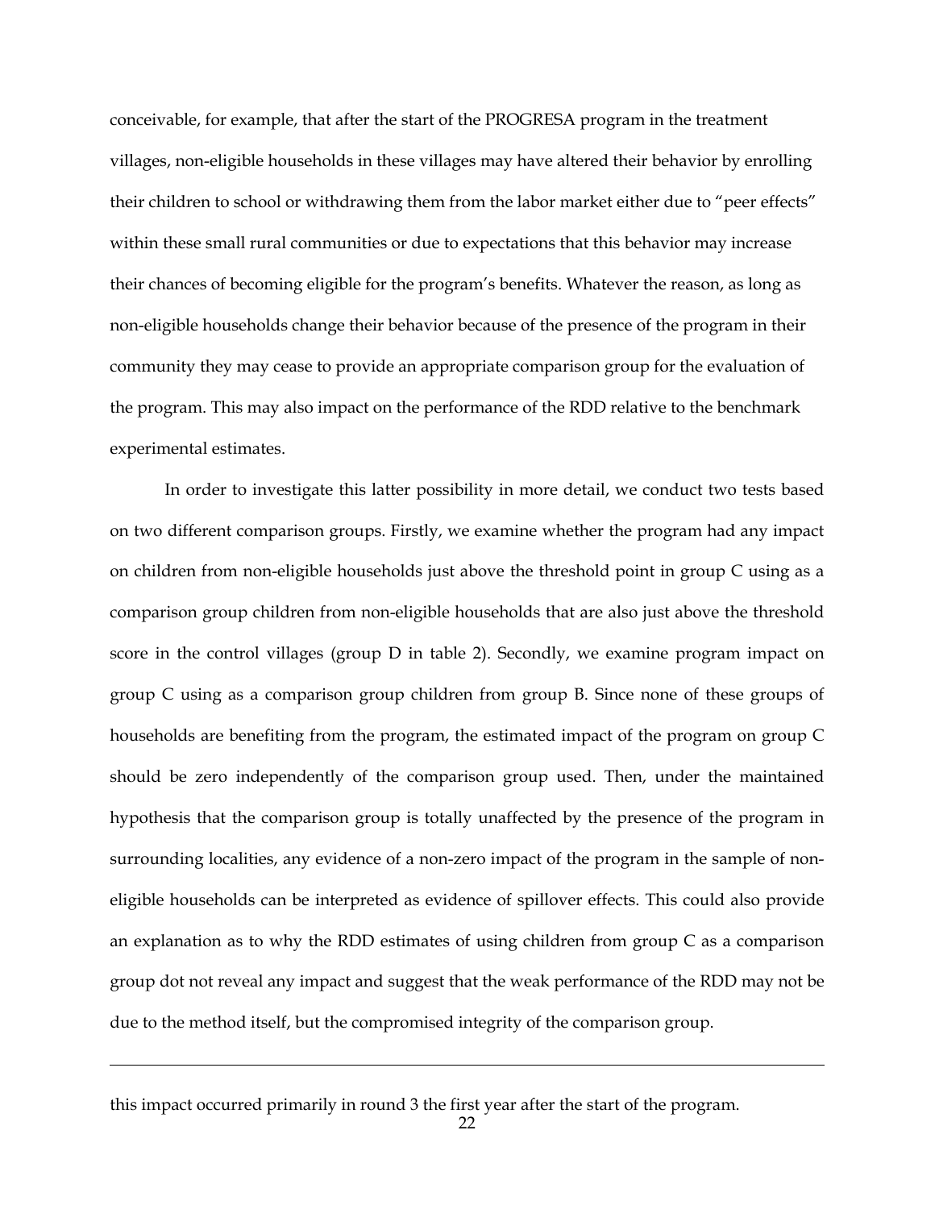conceivable, for example, that after the start of the PROGRESA program in the treatment villages, non-eligible households in these villages may have altered their behavior by enrolling their children to school or withdrawing them from the labor market either due to "peer effects" within these small rural communities or due to expectations that this behavior may increase their chances of becoming eligible for the program's benefits. Whatever the reason, as long as non-eligible households change their behavior because of the presence of the program in their community they may cease to provide an appropriate comparison group for the evaluation of the program. This may also impact on the performance of the RDD relative to the benchmark experimental estimates.

In order to investigate this latter possibility in more detail, we conduct two tests based on two different comparison groups. Firstly, we examine whether the program had any impact on children from non-eligible households just above the threshold point in group C using as a comparison group children from non-eligible households that are also just above the threshold score in the control villages (group D in table 2). Secondly, we examine program impact on group C using as a comparison group children from group B. Since none of these groups of households are benefiting from the program, the estimated impact of the program on group C should be zero independently of the comparison group used. Then, under the maintained hypothesis that the comparison group is totally unaffected by the presence of the program in surrounding localities, any evidence of a non-zero impact of the program in the sample of non-eligible households can be interpreted as evidence of spillover effects. This could also provide an explanation as to why the RDD estimates of using children from group C as a comparison group dot not reveal any impact and suggest that the weak performance of the RDD may not be due to the method itself, but the compromised integrity of the comparison group.

---

this impact occurred primarily in round 3 the first year after the start of the program.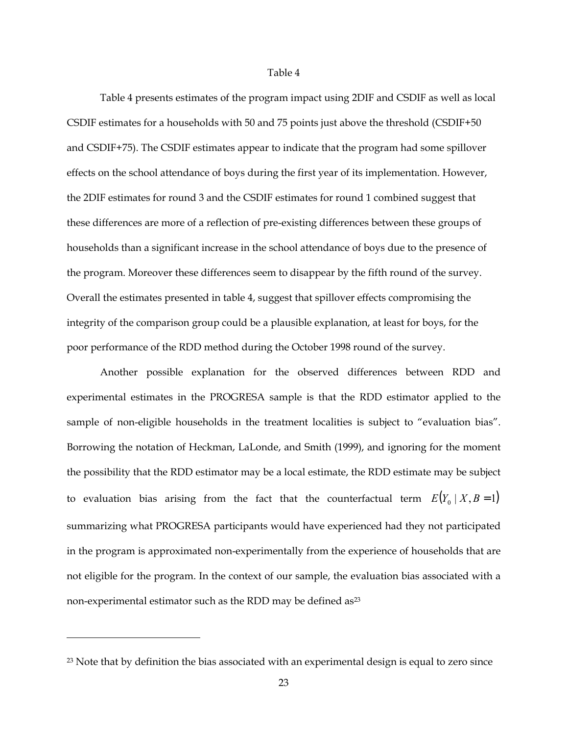Table 4

Table 4 presents estimates of the program impact using 2DIF and CSDIF as well as local CSDIF estimates for a households with 50 and 75 points just above the threshold (CSDIF+50 and CSDIF+75). The CSDIF estimates appear to indicate that the program had some spillover effects on the school attendance of boys during the first year of its implementation. However, the 2DIF estimates for round 3 and the CSDIF estimates for round 1 combined suggest that these differences are more of a reflection of pre-existing differences between these groups of households than a significant increase in the school attendance of boys due to the presence of the program. Moreover these differences seem to disappear by the fifth round of the survey. Overall the estimates presented in table 4, suggest that spillover effects compromising the integrity of the comparison group could be a plausible explanation, at least for boys, for the poor performance of the RDD method during the October 1998 round of the survey.

Another possible explanation for the observed differences between RDD and experimental estimates in the PROGRESA sample is that the RDD estimator applied to the sample of non-eligible households in the treatment localities is subject to "evaluation bias". Borrowing the notation of Heckman, LaLonde, and Smith (1999), and ignoring for the moment the possibility that the RDD estimator may be a local estimate, the RDD estimate may be subject to evaluation bias arising from the fact that the counterfactual term $E(Y_0 \mid X, B = 1)$ summarizing what PROGRESA participants would have experienced had they not participated in the program is approximated non-experimentally from the experience of households that are not eligible for the program. In the context of our sample, the evaluation bias associated with a non-experimental estimator such as the RDD may be defined as[23]

---

[23] Note that by definition the bias associated with an experimental design is equal to zero since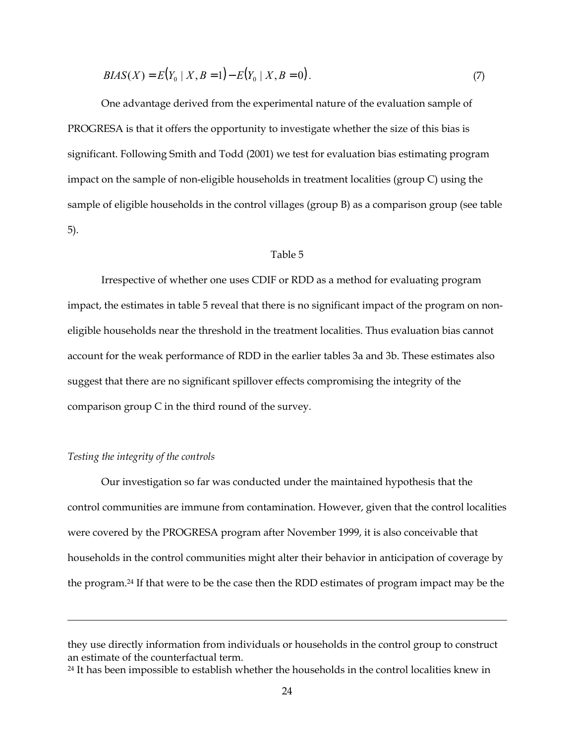$$BIAS(X) = E(Y_0 \mid X, B = 1) - E(Y_0 \mid X, B = 0). \tag{7}$$

One advantage derived from the experimental nature of the evaluation sample of PROGRESA is that it offers the opportunity to investigate whether the size of this bias is significant. Following Smith and Todd (2001) we test for evaluation bias estimating program impact on the sample of non-eligible households in treatment localities (group C) using the sample of eligible households in the control villages (group B) as a comparison group (see table 5).

Table 5

Irrespective of whether one uses CDIF or RDD as a method for evaluating program impact, the estimates in table 5 reveal that there is no significant impact of the program on non-eligible households near the threshold in the treatment localities. Thus evaluation bias cannot account for the weak performance of RDD in the earlier tables 3a and 3b. These estimates also suggest that there are no significant spillover effects compromising the integrity of the comparison group C in the third round of the survey.

*Testing the integrity of the controls*

Our investigation so far was conducted under the maintained hypothesis that the control communities are immune from contamination. However, given that the control localities were covered by the PROGRESA program after November 1999, it is also conceivable that households in the control communities might alter their behavior in anticipation of coverage by the program.[24] If that were to be the case then the RDD estimates of program impact may be the

---

they use directly information from individuals or households in the control group to construct an estimate of the counterfactual term.

[24] It has been impossible to establish whether the households in the control localities knew in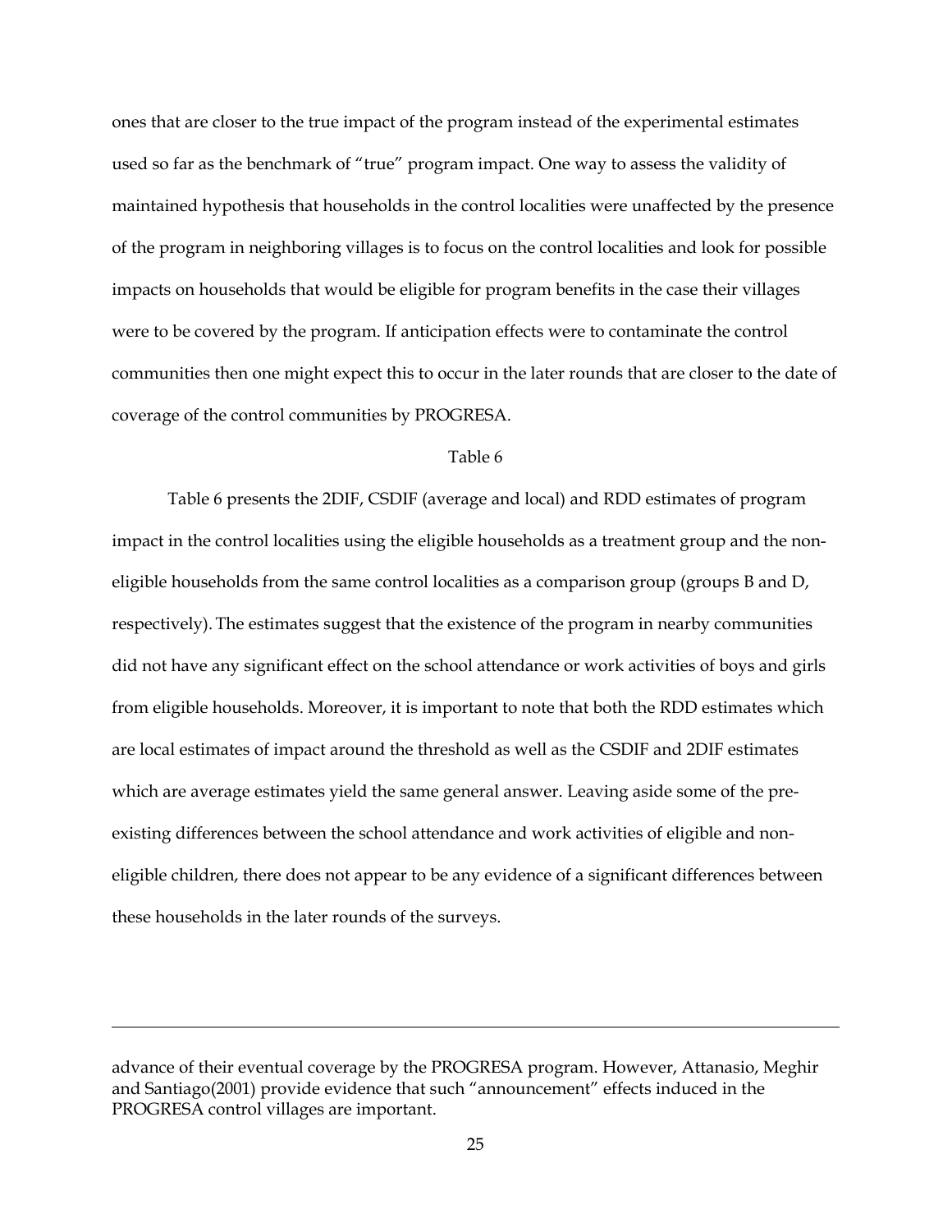ones that are closer to the true impact of the program instead of the experimental estimates used so far as the benchmark of "true" program impact. One way to assess the validity of maintained hypothesis that households in the control localities were unaffected by the presence of the program in neighboring villages is to focus on the control localities and look for possible impacts on households that would be eligible for program benefits in the case their villages were to be covered by the program. If anticipation effects were to contaminate the control communities then one might expect this to occur in the later rounds that are closer to the date of coverage of the control communities by PROGRESA.

Table 6

Table 6 presents the 2DIF, CSDIF (average and local) and RDD estimates of program impact in the control localities using the eligible households as a treatment group and the non-eligible households from the same control localities as a comparison group (groups B and D, respectively). The estimates suggest that the existence of the program in nearby communities did not have any significant effect on the school attendance or work activities of boys and girls from eligible households. Moreover, it is important to note that both the RDD estimates which are local estimates of impact around the threshold as well as the CSDIF and 2DIF estimates which are average estimates yield the same general answer. Leaving aside some of the pre-existing differences between the school attendance and work activities of eligible and non-eligible children, there does not appear to be any evidence of a significant differences between these households in the later rounds of the surveys.

---

advance of their eventual coverage by the PROGRESA program. However, Attanasio, Meghir and Santiago(2001) provide evidence that such "announcement" effects induced in the PROGRESA control villages are important.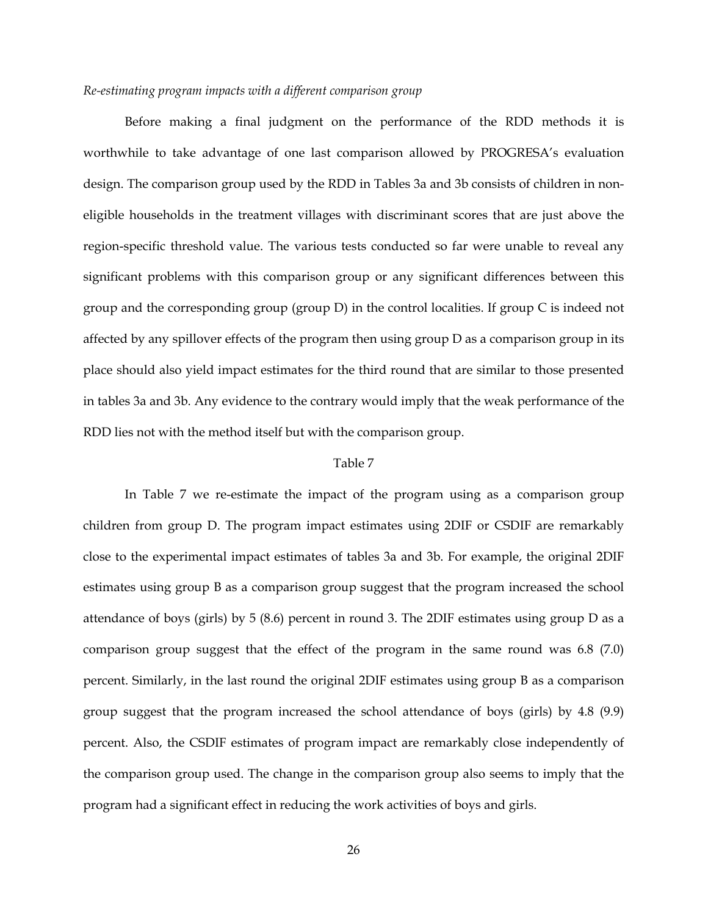*Re-estimating program impacts with a different comparison group*

Before making a final judgment on the performance of the RDD methods it is worthwhile to take advantage of one last comparison allowed by PROGRESA's evaluation design. The comparison group used by the RDD in Tables 3a and 3b consists of children in non-eligible households in the treatment villages with discriminant scores that are just above the region-specific threshold value. The various tests conducted so far were unable to reveal any significant problems with this comparison group or any significant differences between this group and the corresponding group (group D) in the control localities. If group C is indeed not affected by any spillover effects of the program then using group D as a comparison group in its place should also yield impact estimates for the third round that are similar to those presented in tables 3a and 3b. Any evidence to the contrary would imply that the weak performance of the RDD lies not with the method itself but with the comparison group.

Table 7

In Table 7 we re-estimate the impact of the program using as a comparison group children from group D. The program impact estimates using 2DIF or CSDIF are remarkably close to the experimental impact estimates of tables 3a and 3b. For example, the original 2DIF estimates using group B as a comparison group suggest that the program increased the school attendance of boys (girls) by 5 (8.6) percent in round 3. The 2DIF estimates using group D as a comparison group suggest that the effect of the program in the same round was 6.8 (7.0) percent. Similarly, in the last round the original 2DIF estimates using group B as a comparison group suggest that the program increased the school attendance of boys (girls) by 4.8 (9.9) percent. Also, the CSDIF estimates of program impact are remarkably close independently of the comparison group used. The change in the comparison group also seems to imply that the program had a significant effect in reducing the work activities of boys and girls.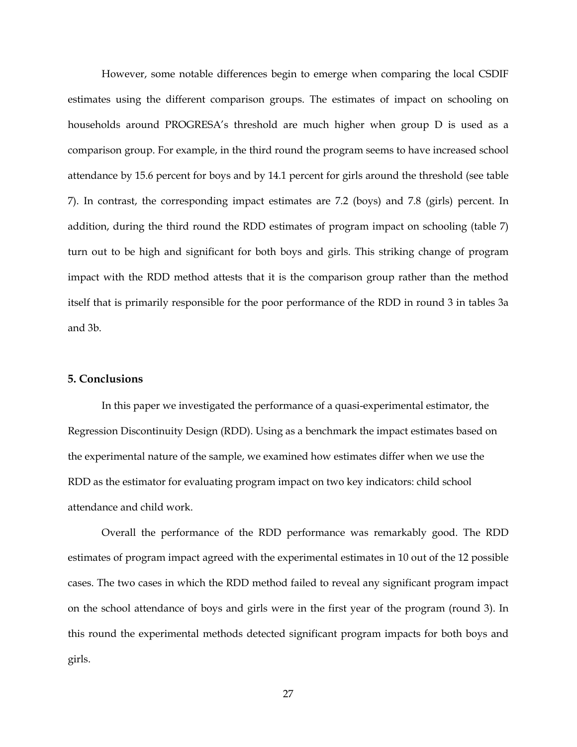However, some notable differences begin to emerge when comparing the local CSDIF estimates using the different comparison groups. The estimates of impact on schooling on households around PROGRESA's threshold are much higher when group D is used as a comparison group. For example, in the third round the program seems to have increased school attendance by 15.6 percent for boys and by 14.1 percent for girls around the threshold (see table 7). In contrast, the corresponding impact estimates are 7.2 (boys) and 7.8 (girls) percent. In addition, during the third round the RDD estimates of program impact on schooling (table 7) turn out to be high and significant for both boys and girls. This striking change of program impact with the RDD method attests that it is the comparison group rather than the method itself that is primarily responsible for the poor performance of the RDD in round 3 in tables 3a and 3b.

## 5. Conclusions

In this paper we investigated the performance of a quasi-experimental estimator, the Regression Discontinuity Design (RDD). Using as a benchmark the impact estimates based on the experimental nature of the sample, we examined how estimates differ when we use the RDD as the estimator for evaluating program impact on two key indicators: child school attendance and child work.

Overall the performance of the RDD performance was remarkably good. The RDD estimates of program impact agreed with the experimental estimates in 10 out of the 12 possible cases. The two cases in which the RDD method failed to reveal any significant program impact on the school attendance of boys and girls were in the first year of the program (round 3). In this round the experimental methods detected significant program impacts for both boys and girls.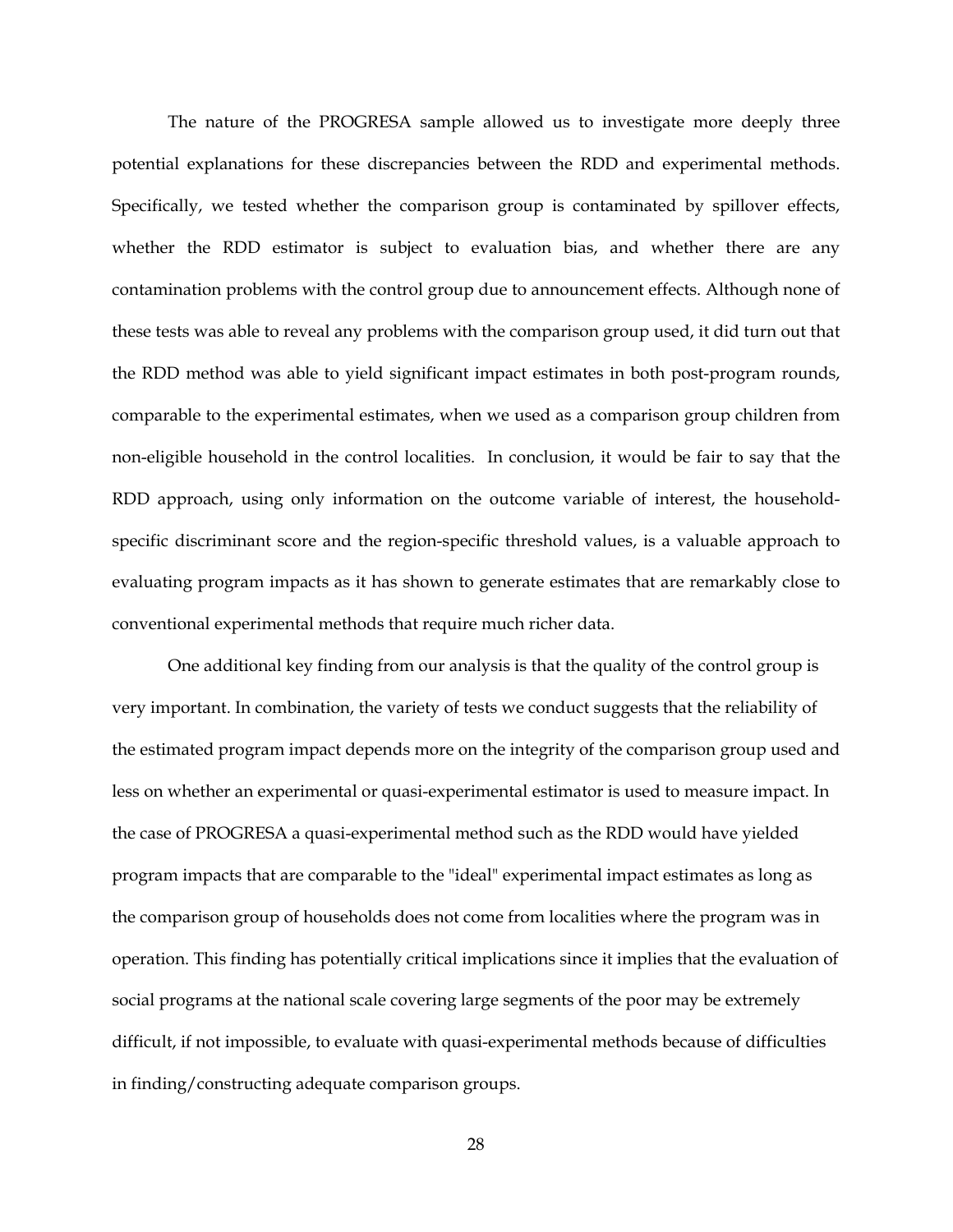The nature of the PROGRESA sample allowed us to investigate more deeply three potential explanations for these discrepancies between the RDD and experimental methods. Specifically, we tested whether the comparison group is contaminated by spillover effects, whether the RDD estimator is subject to evaluation bias, and whether there are any contamination problems with the control group due to announcement effects. Although none of these tests was able to reveal any problems with the comparison group used, it did turn out that the RDD method was able to yield significant impact estimates in both post-program rounds, comparable to the experimental estimates, when we used as a comparison group children from non-eligible household in the control localities. In conclusion, it would be fair to say that the RDD approach, using only information on the outcome variable of interest, the household-specific discriminant score and the region-specific threshold values, is a valuable approach to evaluating program impacts as it has shown to generate estimates that are remarkably close to conventional experimental methods that require much richer data.

One additional key finding from our analysis is that the quality of the control group is very important. In combination, the variety of tests we conduct suggests that the reliability of the estimated program impact depends more on the integrity of the comparison group used and less on whether an experimental or quasi-experimental estimator is used to measure impact. In the case of PROGRESA a quasi-experimental method such as the RDD would have yielded program impacts that are comparable to the "ideal" experimental impact estimates as long as the comparison group of households does not come from localities where the program was in operation. This finding has potentially critical implications since it implies that the evaluation of social programs at the national scale covering large segments of the poor may be extremely difficult, if not impossible, to evaluate with quasi-experimental methods because of difficulties in finding/constructing adequate comparison groups.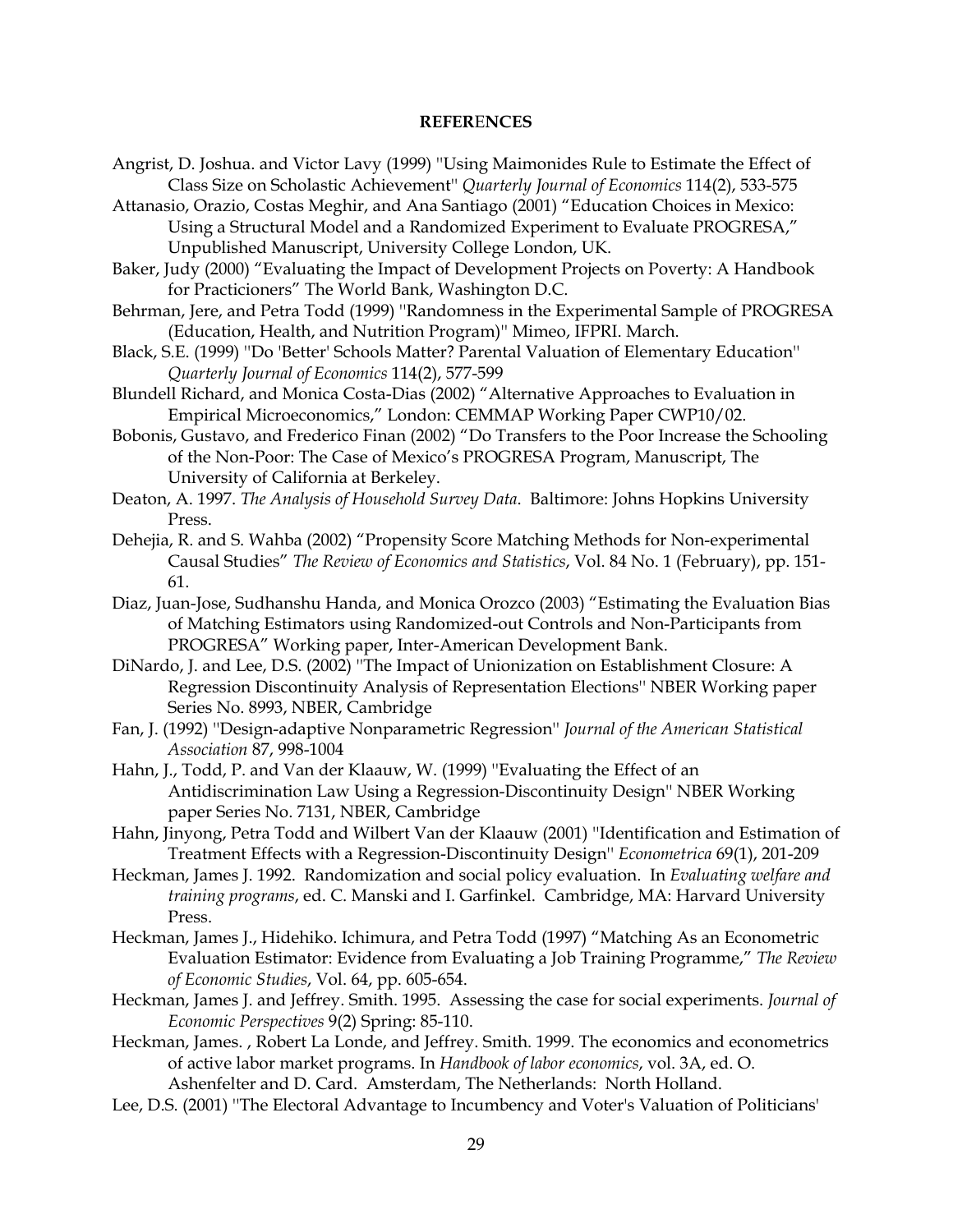**REFERENCES**

Angrist, D. Joshua. and Victor Lavy (1999) "Using Maimonides Rule to Estimate the Effect of Class Size on Scholastic Achievement" *Quarterly Journal of Economics* 114(2), 533-575

Attanasio, Orazio, Costas Meghir, and Ana Santiago (2001) "Education Choices in Mexico: Using a Structural Model and a Randomized Experiment to Evaluate PROGRESA," Unpublished Manuscript, University College London, UK.

Baker, Judy (2000) "Evaluating the Impact of Development Projects on Poverty: A Handbook for Practicioners" The World Bank, Washington D.C.

Behrman, Jere, and Petra Todd (1999) "Randomness in the Experimental Sample of PROGRESA (Education, Health, and Nutrition Program)" Mimeo, IFPRI. March.

Black, S.E. (1999) "Do 'Better' Schools Matter? Parental Valuation of Elementary Education" *Quarterly Journal of Economics* 114(2), 577-599

Blundell Richard, and Monica Costa-Dias (2002) "Alternative Approaches to Evaluation in Empirical Microeconomics," London: CEMMAP Working Paper CWP10/02.

Bobonis, Gustavo, and Frederico Finan (2002) "Do Transfers to the Poor Increase the Schooling of the Non-Poor: The Case of Mexico's PROGRESA Program, Manuscript, The University of California at Berkeley.

Deaton, A. 1997. *The Analysis of Household Survey Data*. Baltimore: Johns Hopkins University Press.

Dehejia, R. and S. Wahba (2002) "Propensity Score Matching Methods for Non-experimental Causal Studies" *The Review of Economics and Statistics*, Vol. 84 No. 1 (February), pp. 151-61.

Diaz, Juan-Jose, Sudhanshu Handa, and Monica Orozco (2003) "Estimating the Evaluation Bias of Matching Estimators using Randomized-out Controls and Non-Participants from PROGRESA" Working paper, Inter-American Development Bank.

DiNardo, J. and Lee, D.S. (2002) "The Impact of Unionization on Establishment Closure: A Regression Discontinuity Analysis of Representation Elections" NBER Working paper Series No. 8993, NBER, Cambridge

Fan, J. (1992) "Design-adaptive Nonparametric Regression" *Journal of the American Statistical Association* 87, 998-1004

Hahn, J., Todd, P. and Van der Klaauw, W. (1999) "Evaluating the Effect of an Antidiscrimination Law Using a Regression-Discontinuity Design" NBER Working paper Series No. 7131, NBER, Cambridge

Hahn, Jinyong, Petra Todd and Wilbert Van der Klaauw (2001) "Identification and Estimation of Treatment Effects with a Regression-Discontinuity Design" *Econometrica* 69(1), 201-209

Heckman, James J. 1992. Randomization and social policy evaluation. In *Evaluating welfare and training programs*, ed. C. Manski and I. Garfinkel. Cambridge, MA: Harvard University Press.

Heckman, James J., Hidehiko. Ichimura, and Petra Todd (1997) "Matching As an Econometric Evaluation Estimator: Evidence from Evaluating a Job Training Programme," *The Review of Economic Studies*, Vol. 64, pp. 605-654.

Heckman, James J. and Jeffrey. Smith. 1995. Assessing the case for social experiments. *Journal of Economic Perspectives* 9(2) Spring: 85-110.

Heckman, James. , Robert La Londe, and Jeffrey. Smith. 1999. The economics and econometrics of active labor market programs. In *Handbook of labor economics*, vol. 3A, ed. O. Ashenfelter and D. Card. Amsterdam, The Netherlands: North Holland.

Lee, D.S. (2001) "The Electoral Advantage to Incumbency and Voter's Valuation of Politicians'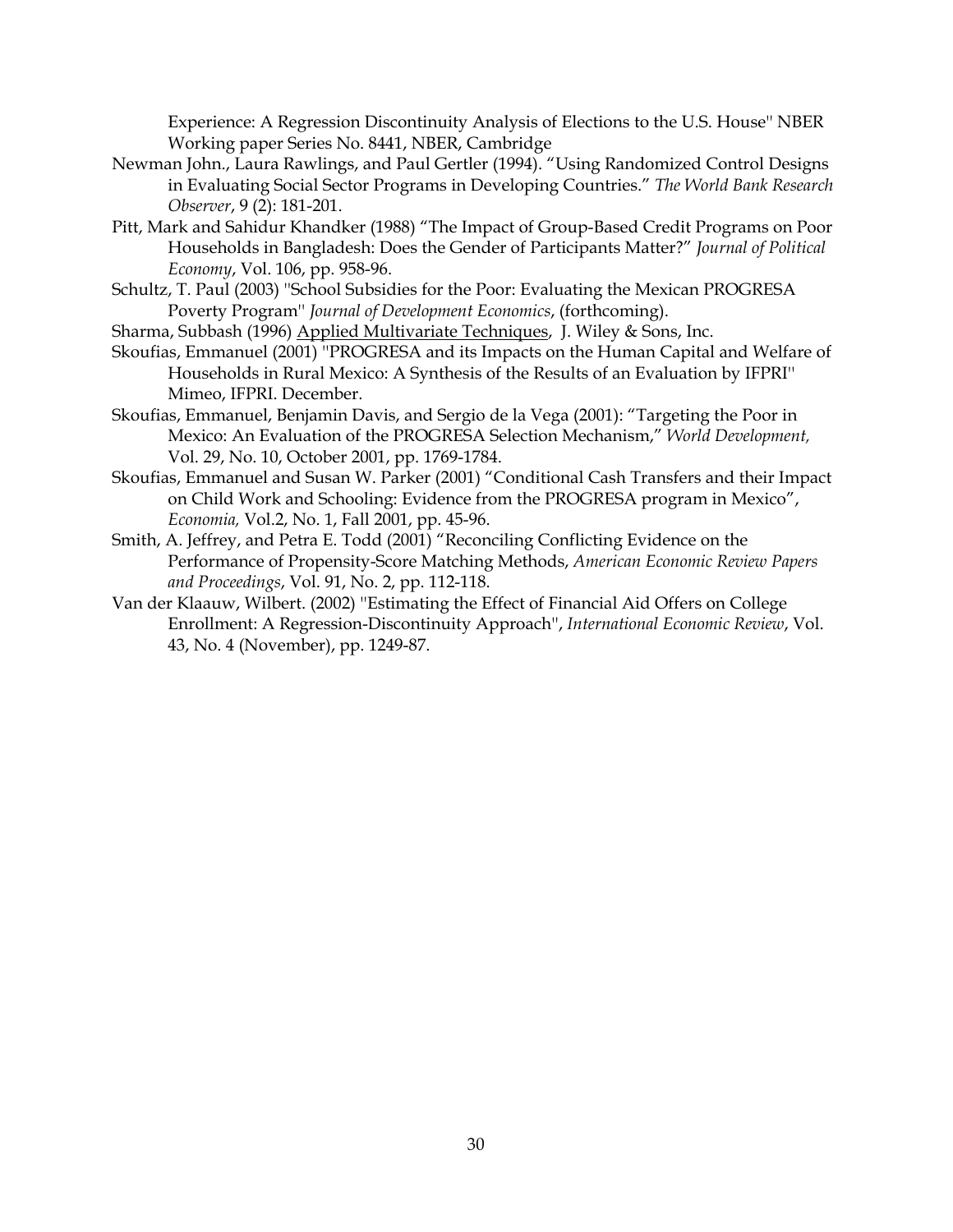Experience: A Regression Discontinuity Analysis of Elections to the U.S. House" NBER Working paper Series No. 8441, NBER, Cambridge

Newman John., Laura Rawlings, and Paul Gertler (1994). "Using Randomized Control Designs in Evaluating Social Sector Programs in Developing Countries." *The World Bank Research Observer*, 9 (2): 181-201.

Pitt, Mark and Sahidur Khandker (1988) "The Impact of Group-Based Credit Programs on Poor Households in Bangladesh: Does the Gender of Participants Matter?" *Journal of Political Economy*, Vol. 106, pp. 958-96.

Schultz, T. Paul (2003) "School Subsidies for the Poor: Evaluating the Mexican PROGRESA Poverty Program" *Journal of Development Economics*, (forthcoming).

Sharma, Subbash (1996) Applied Multivariate Techniques, J. Wiley & Sons, Inc.

Skoufias, Emmanuel (2001) "PROGRESA and its Impacts on the Human Capital and Welfare of Households in Rural Mexico: A Synthesis of the Results of an Evaluation by IFPRI" Mimeo, IFPRI. December.

Skoufias, Emmanuel, Benjamin Davis, and Sergio de la Vega (2001): "Targeting the Poor in Mexico: An Evaluation of the PROGRESA Selection Mechanism," *World Development,* Vol. 29, No. 10, October 2001, pp. 1769-1784.

Skoufias, Emmanuel and Susan W. Parker (2001) "Conditional Cash Transfers and their Impact on Child Work and Schooling: Evidence from the PROGRESA program in Mexico", *Economia,* Vol.2, No. 1, Fall 2001, pp. 45-96.

Smith, A. Jeffrey, and Petra E. Todd (2001) "Reconciling Conflicting Evidence on the Performance of Propensity-Score Matching Methods, *American Economic Review Papers and Proceedings*, Vol. 91, No. 2, pp. 112-118.

Van der Klaauw, Wilbert. (2002) "Estimating the Effect of Financial Aid Offers on College Enrollment: A Regression-Discontinuity Approach", *International Economic Review*, Vol. 43, No. 4 (November), pp. 1249-87.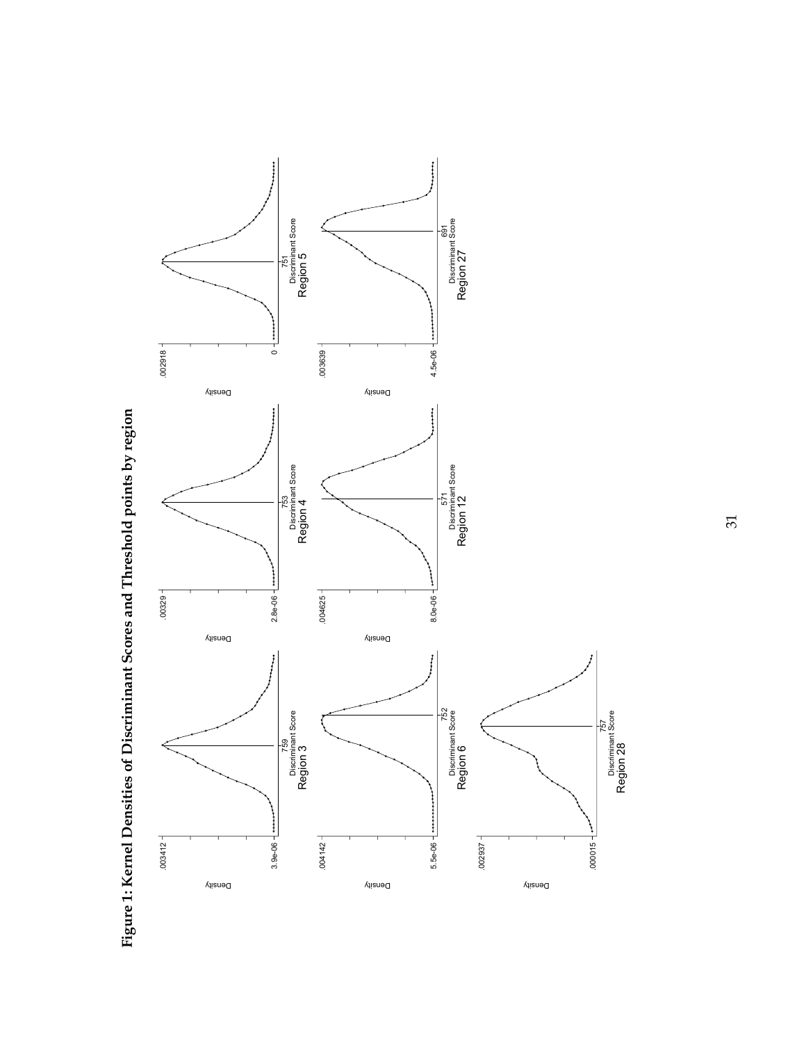**Figure 1: Kernel Densities of Discriminant Scores and Threshold points by region**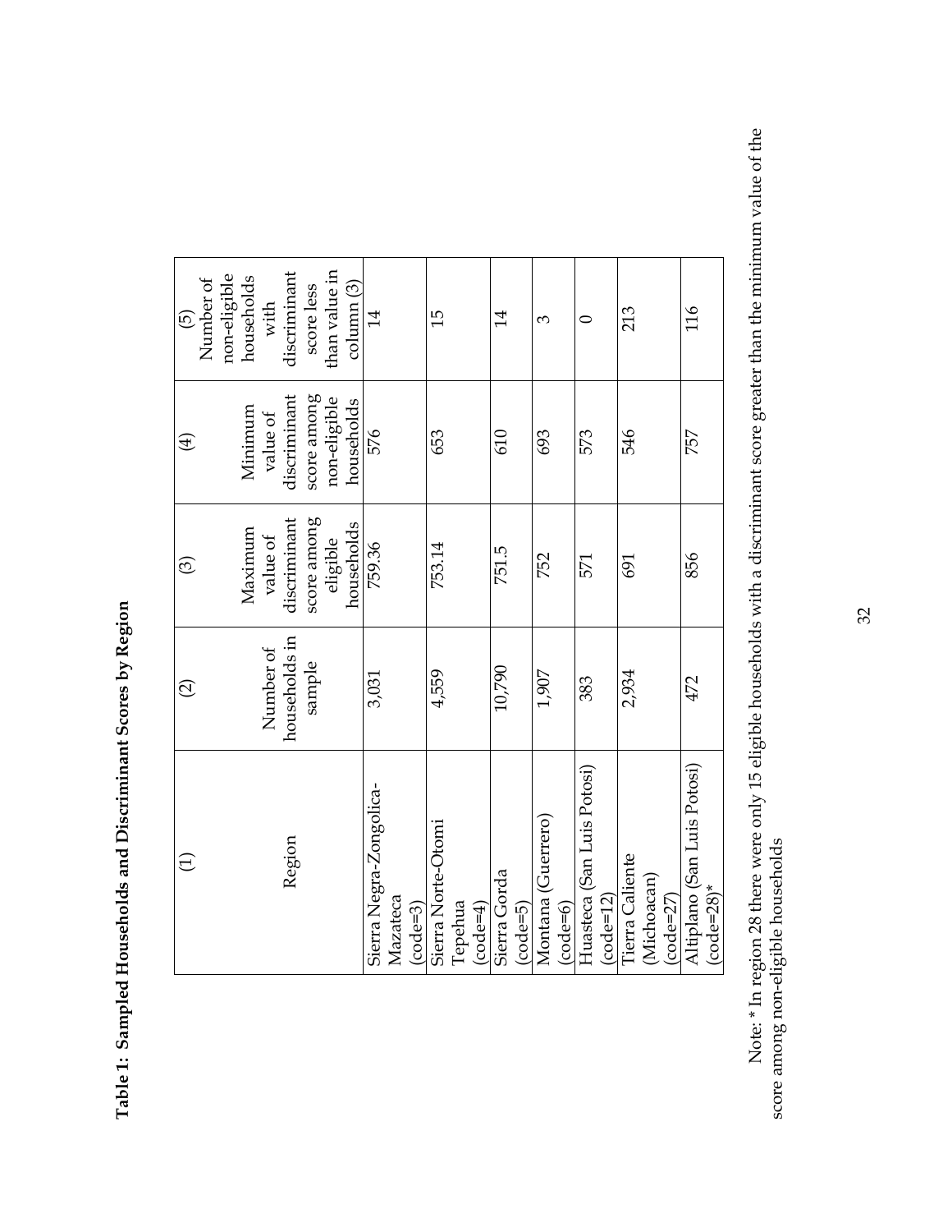**Table 1: Sampled Households and Discriminant Scores by Region**

| (1)<br>Region | (2)<br>Number of households in sample | (3)<br>Maximum value of discriminant score among eligible households | (4)<br>Minimum value of discriminant score among non-eligible households | (5)<br>Number of non-eligible households with discriminant score less than value in column (3) |
|---|---|---|---|---|
| Sierra Negra-Zongolica-Mazateca (code=3) | 3,031 | 759.36 | 576 | 14 |
| Sierra Norte-Otomi Tepehua (code=4) | 4,559 | 753.14 | 653 | 15 |
| Sierra Gorda (code=5) | 10,790 | 751.5 | 610 | 14 |
| Montana (Guerrero) (code=6) | 1,907 | 752 | 693 | 3 |
| Huasteca (San Luis Potosi) (code=12) | 383 | 571 | 573 | 0 |
| Tierra Caliente (Michoacan) (code=27) | 2,934 | 691 | 546 | 213 |
| Altiplano (San Luis Potosi) (code=28)* | 472 | 856 | 757 | 116 |

Note: * In region 28 there were only 15 eligible households with a discriminant score greater than the minimum value of the score among non-eligible households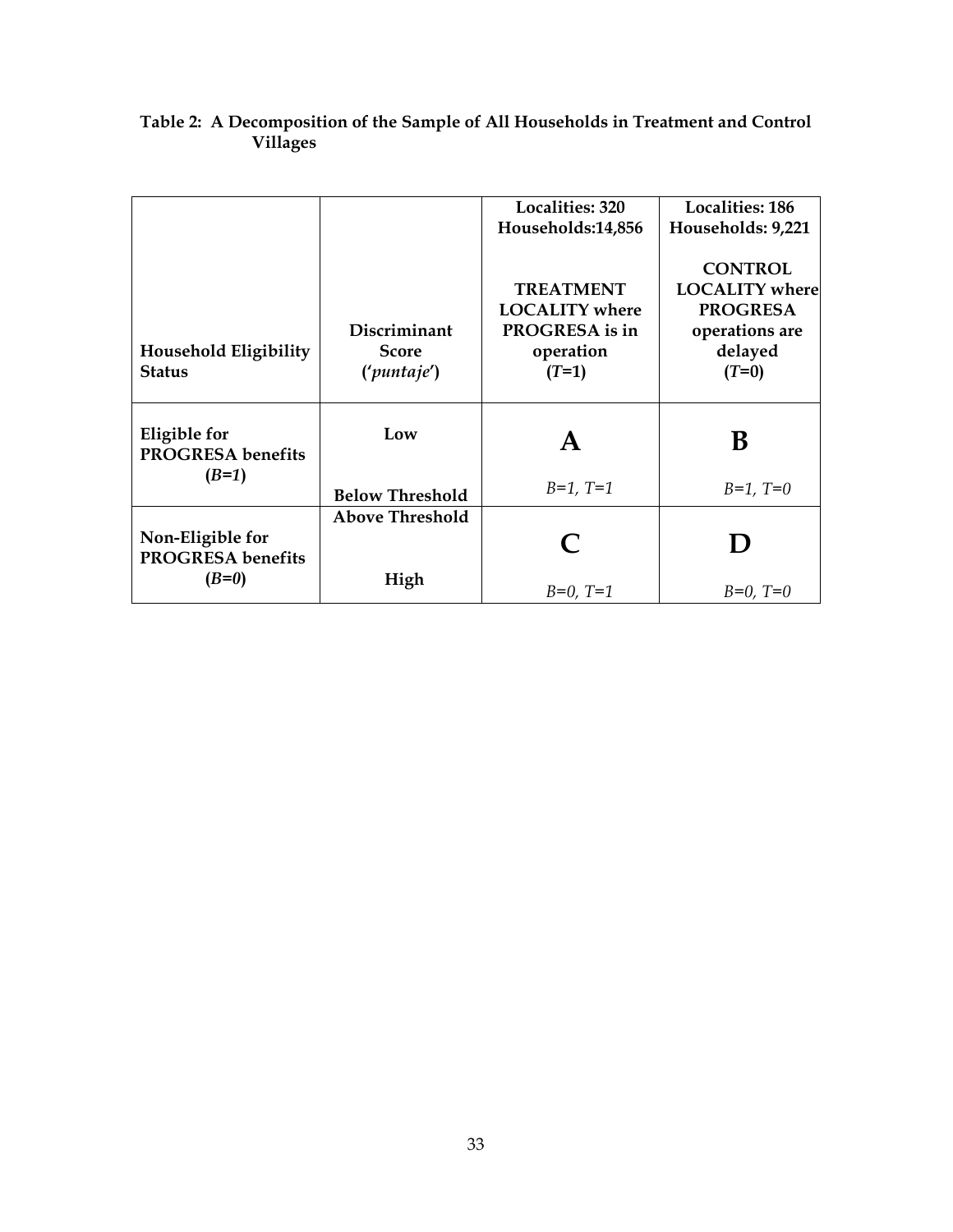**Table 2: A Decomposition of the Sample of All Households in Treatment and Control Villages**

| Household Eligibility Status | Discriminant Score ('*puntaje*') | Localities: 320 Households:14,856<br><br>TREATMENT LOCALITY where PROGRESA is in operation ($T$=1) | Localities: 186 Households: 9,221<br><br>CONTROL LOCALITY where PROGRESA operations are delayed ($T$=0) |
|---|---|---|---|
| Eligible for PROGRESA benefits ($B$=1) | Low<br><br>Below Threshold | **A**<br><br>$B$=1, $T$=1 | **B**<br><br>$B$=1, $T$=0 |
| Non-Eligible for PROGRESA benefits ($B$=0) | Above Threshold<br><br>High | **C**<br><br>$B$=0, $T$=1 | **D**<br><br>$B$=0, $T$=0 |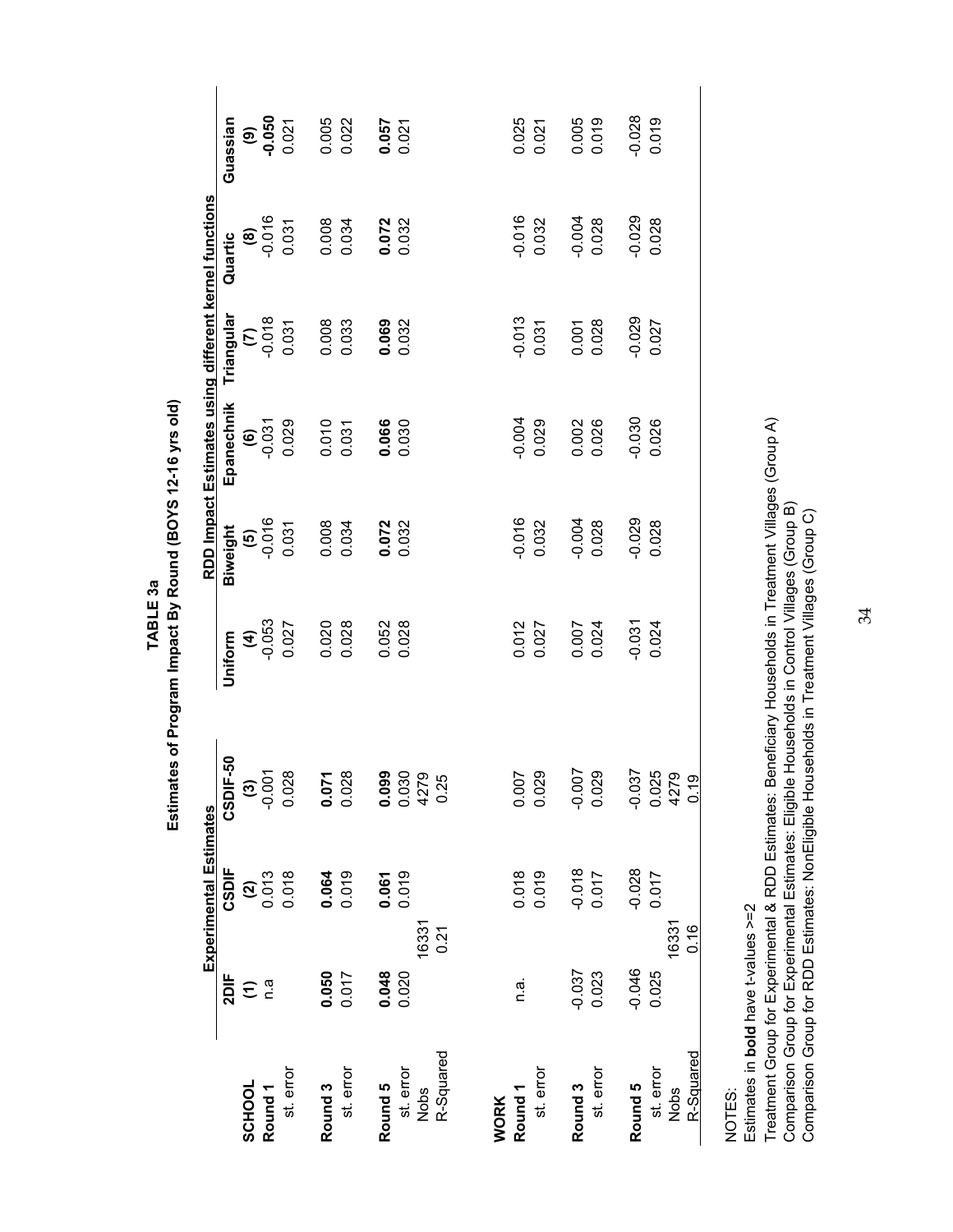# TABLE 3a

## Estimates of Program Impact By Round (BOYS 12-16 yrs old)

| | Experimental Estimates | | | RDD Impact Estimates using different kernel functions | | | | | |
|---|---|---|---|---|---|---|---|---|---|
| | 2DIF | CSDIF | CSDIF-50 | Uniform | Biweight | Epanechnik | Triangular | Quartic | Guassian |
| | (1) | (2) | (3) | (4) | (5) | (6) | (7) | (8) | (9) |
| **SCHOOL** | | | | | | | | | |
| **Round 1** | n.a | 0.013 | -0.001 | -0.053 | -0.016 | -0.031 | -0.018 | -0.016 | **-0.050** |
| st. error | | 0.018 | 0.028 | 0.027 | 0.031 | 0.029 | 0.031 | 0.031 | 0.021 |
| **Round 3** | **0.050** | **0.064** | **0.071** | 0.020 | 0.008 | 0.010 | 0.008 | 0.008 | 0.005 |
| st. error | 0.017 | 0.019 | 0.028 | 0.028 | 0.034 | 0.031 | 0.033 | 0.034 | 0.022 |
| **Round 5** | **0.048** | **0.061** | **0.099** | 0.052 | **0.072** | **0.066** | **0.069** | **0.072** | **0.057** |
| st. error | 0.020 | 0.019 | 0.030 | 0.028 | 0.032 | 0.030 | 0.032 | 0.032 | 0.021 |
| Nobs | 16331 | | 4279 | | | | | | |
| R-Squared | 0.21 | | 0.25 | | | | | | |
| **WORK** | | | | | | | | | |
| **Round 1** | n.a. | 0.018 | 0.007 | 0.012 | -0.016 | -0.004 | -0.013 | -0.016 | 0.025 |
| st. error | | 0.019 | 0.029 | 0.027 | 0.032 | 0.029 | 0.031 | 0.032 | 0.021 |
| **Round 3** | -0.037 | -0.018 | -0.007 | 0.007 | -0.004 | 0.002 | 0.001 | -0.004 | 0.005 |
| st. error | 0.023 | 0.017 | 0.029 | 0.024 | 0.028 | 0.026 | 0.028 | 0.028 | 0.019 |
| **Round 5** | -0.046 | -0.028 | -0.037 | -0.031 | -0.029 | -0.030 | -0.029 | -0.029 | -0.028 |
| st. error | 0.025 | 0.017 | 0.025 | 0.024 | 0.028 | 0.026 | 0.027 | 0.028 | 0.019 |
| Nobs | 16331 | | 4279 | | | | | | |
| R-Squared | 0.16 | | 0.19 | | | | | | |

NOTES:
Estimates in **bold** have t-values >=2
Treatment Group for Experimental & RDD Estimates: Beneficiary Households in Treatment Villages (Group A)
Comparison Group for Experimental Estimates: Eligible Households in Control Villages (Group B)
Comparison Group for RDD Estimates: NonEligible Households in Treatment Villages (Group C)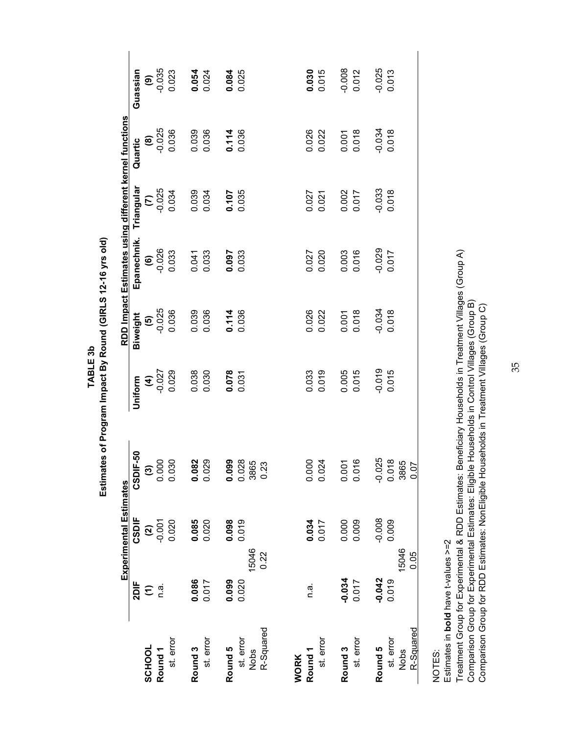**TABLE 3b**

**Estimates of Program Impact By Round (GIRLS 12-16 yrs old)**

| | Experimental Estimates | | | RDD Impact Estimates using different kernel functions | | | | | |
|---|---|---|---|---|---|---|---|---|---|
| | **2DIF** | **CSDIF** | **CSDIF-50** | **Uniform** | **Biweight** | **Epanechnik.** | **Triangular** | **Quartic** | **Guassian** |
| | **(1)** | **(2)** | **(3)** | **(4)** | **(5)** | **(6)** | **(7)** | **(8)** | **(9)** |
| **SCHOOL** | | | | | | | | | |
| **Round 1** | n.a. | -0.001 | 0.000 | -0.027 | -0.025 | -0.026 | -0.025 | -0.025 | -0.035 |
| st. error | | 0.020 | 0.030 | 0.029 | 0.036 | 0.033 | 0.034 | 0.036 | 0.023 |
| **Round 3** | **0.086** | **0.085** | **0.082** | 0.038 | 0.039 | 0.041 | 0.039 | 0.039 | **0.054** |
| st. error | 0.017 | 0.020 | 0.029 | 0.030 | 0.036 | 0.033 | 0.034 | 0.036 | 0.024 |
| **Round 5** | **0.099** | **0.098** | **0.099** | **0.078** | **0.114** | **0.097** | **0.107** | **0.114** | **0.084** |
| st. error | 0.020 | 0.019 | 0.028 | 0.031 | 0.036 | 0.033 | 0.035 | 0.036 | 0.025 |
| Nobs | 15046 | | 3865 | | | | | | |
| R-Squared | 0.22 | | 0.23 | | | | | | |
| **WORK** | | | | | | | | | |
| **Round 1** | n.a. | **0.034** | 0.000 | 0.033 | 0.026 | 0.027 | 0.027 | 0.026 | **0.030** |
| st. error | | 0.017 | 0.024 | 0.019 | 0.022 | 0.020 | 0.021 | 0.022 | 0.015 |
| **Round 3** | **-0.034** | 0.000 | 0.001 | 0.005 | 0.001 | 0.003 | 0.002 | 0.001 | -0.008 |
| st. error | 0.017 | 0.009 | 0.016 | 0.015 | 0.018 | 0.016 | 0.017 | 0.018 | 0.012 |
| **Round 5** | **-0.042** | -0.008 | -0.025 | -0.019 | -0.034 | -0.029 | -0.033 | -0.034 | -0.025 |
| st. error | 0.019 | 0.009 | 0.018 | 0.015 | 0.018 | 0.017 | 0.018 | 0.018 | 0.013 |
| Nobs | 15046 | | 3865 | | | | | | |
| R-Squared | 0.05 | | 0.07 | | | | | | |

NOTES:
Estimates in **bold** have t-values >=2
Treatment Group for Experimental & RDD Estimates: Beneficiary Households in Treatment Villages (Group A)
Comparison Group for Experimental Estimates: Eligible Households in Control Villages (Group B)
Comparison Group for RDD Estimates: NonEligible Households in Treatment Villages (Group C)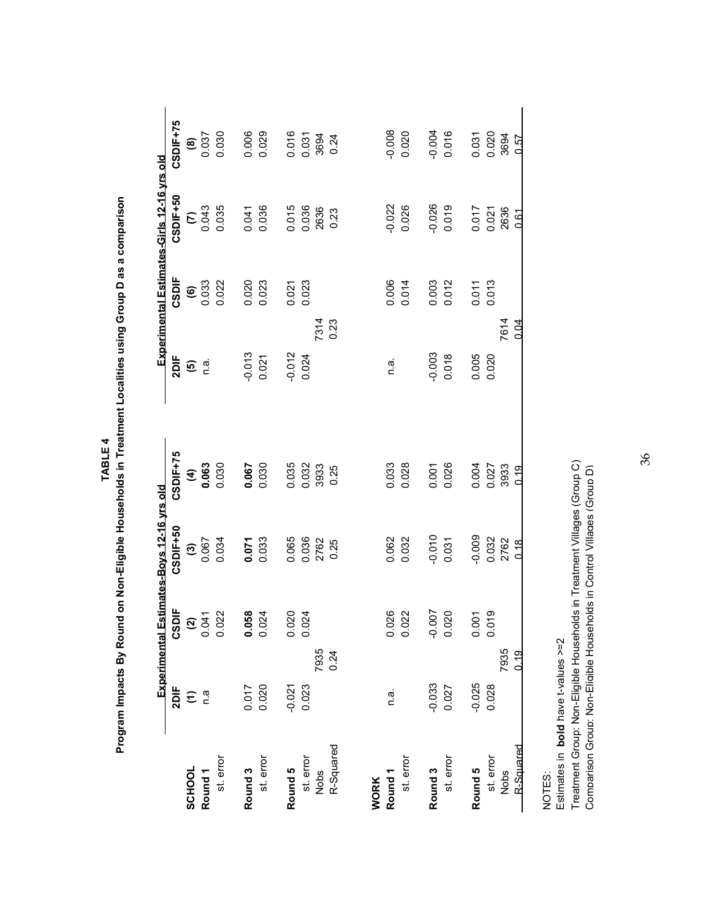**TABLE 4**

**Program Impacts By Round on Non-Eligible Households in Treatment Localities using Group D as a comparison**

| | Experimental Estimates-Boys 12-16 yrs old | | | | Experimental Estimates-Girls 12-16 yrs old | | | |
|---|---|---|---|---|---|---|---|---|
| | **2DIF** | **CSDIF** | **CSDIF+50** | **CSDIF+75** | **2DIF** | **CSDIF** | **CSDIF+50** | **CSDIF+75** |
| | **(1)** | **(2)** | **(3)** | **(4)** | **(5)** | **(6)** | **(7)** | **(8)** |
| **SCHOOL** | | | | | | | | |
| **Round 1** | n.a | 0.041 | 0.067 | **0.063** | n.a. | 0.033 | 0.043 | 0.037 |
| st. error | | 0.022 | 0.034 | 0.030 | | 0.022 | 0.035 | 0.030 |
| **Round 3** | 0.017 | **0.058** | **0.071** | **0.067** | -0.013 | 0.020 | 0.041 | 0.006 |
| st. error | 0.020 | 0.024 | 0.033 | 0.030 | 0.021 | 0.023 | 0.036 | 0.029 |
| **Round 5** | -0.021 | 0.020 | 0.065 | 0.035 | -0.012 | 0.021 | 0.015 | 0.016 |
| st. error | 0.023 | 0.024 | 0.036 | 0.032 | 0.024 | 0.023 | 0.036 | 0.031 |
| Nobs | 7935 | | 2762 | 3933 | 7314 | | 2636 | 3694 |
| R-Squared | 0.24 | | 0.25 | 0.25 | 0.23 | | 0.23 | 0.24 |
| **WORK** | | | | | | | | |
| **Round 1** | n.a. | 0.026 | 0.062 | 0.033 | n.a. | 0.006 | -0.022 | -0.008 |
| st. error | | 0.022 | 0.032 | 0.028 | | 0.014 | 0.026 | 0.020 |
| **Round 3** | -0.033 | -0.007 | -0.010 | 0.001 | -0.003 | 0.003 | -0.026 | -0.004 |
| st. error | 0.027 | 0.020 | 0.031 | 0.026 | 0.018 | 0.012 | 0.019 | 0.016 |
| **Round 5** | -0.025 | 0.001 | -0.009 | 0.004 | 0.005 | 0.011 | 0.017 | 0.031 |
| st. error | 0.028 | 0.019 | 0.032 | 0.027 | 0.020 | 0.013 | 0.021 | 0.020 |
| Nobs | 7935 | | 2762 | 3933 | 7614 | | 2636 | 3694 |
| R-Squared | 0.19 | | 0.18 | 0.19 | 0.04 | | 0.61 | 0.57 |

NOTES:
Estimates in **bold** have t-values >=2
Treatment Group: Non-Eligible Households in Treatment Villages (Group C)
Comparison Group: Non-Eligible Households in Control Villages (Group D)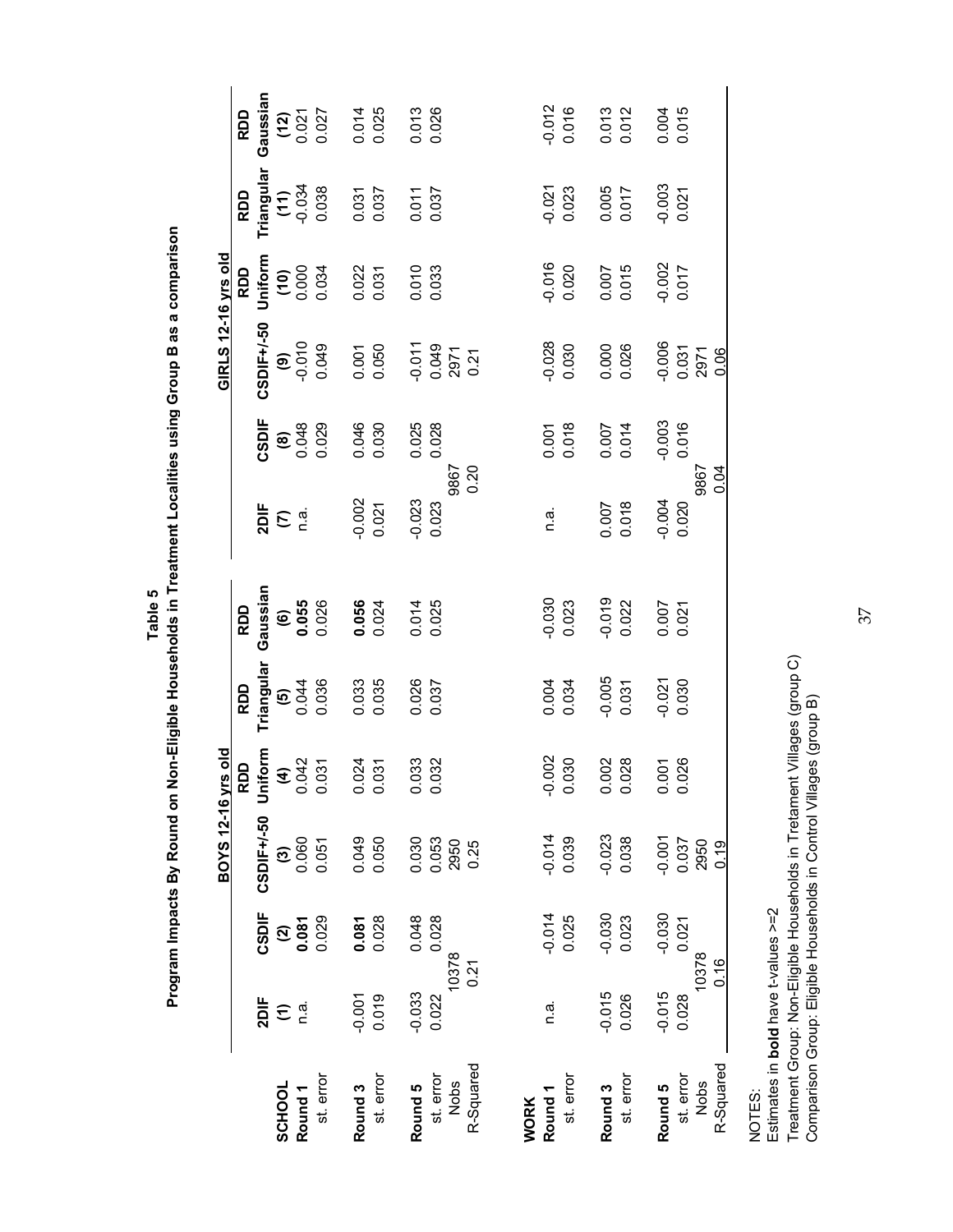**Table 5**

**Program Impacts By Round on Non-Eligible Households in Treatment Localities using Group B as a comparison**

| | BOYS 12-16 yrs old | | | | | | GIRLS 12-16 yrs old | | | | | |
|---|---|---|---|---|---|---|---|---|---|---|---|---|
| | 2DIF | CSDIF | CSDIF+/-50 | RDD Uniform | RDD Triangular | RDD Gaussian | 2DIF | CSDIF | CSDIF+/-50 | RDD Uniform | RDD Triangular | RDD Gaussian |
| | (1) | (2) | (3) | (4) | (5) | (6) | (7) | (8) | (9) | (10) | (11) | (12) |
| **SCHOOL** | | | | | | | | | | | | |
| **Round 1** | n.a. | **0.081** | 0.060 | 0.042 | 0.044 | **0.055** | n.a. | 0.048 | -0.010 | 0.000 | -0.034 | 0.021 |
| st. error | | 0.029 | 0.051 | 0.031 | 0.036 | 0.026 | | 0.029 | 0.049 | 0.034 | 0.038 | 0.027 |
| **Round 3** | -0.001 | **0.081** | 0.049 | 0.024 | 0.033 | **0.056** | -0.002 | 0.046 | 0.001 | 0.022 | 0.031 | 0.014 |
| st. error | 0.019 | 0.028 | 0.050 | 0.031 | 0.035 | 0.024 | 0.021 | 0.030 | 0.050 | 0.031 | 0.037 | 0.025 |
| **Round 5** | -0.033 | 0.048 | 0.030 | 0.033 | 0.026 | 0.014 | -0.023 | 0.025 | -0.011 | 0.010 | 0.011 | 0.013 |
| st. error | 0.022 | 0.028 | 0.053 | 0.032 | 0.037 | 0.025 | 0.023 | 0.028 | 0.049 | 0.033 | 0.037 | 0.026 |
| Nobs | 10378 | | 2950 | | | | 9867 | | 2971 | | | |
| R-Squared | 0.21 | | 0.25 | | | | 0.20 | | 0.21 | | | |
| **WORK** | | | | | | | | | | | | |
| **Round 1** | n.a. | -0.014 | -0.014 | -0.002 | 0.004 | -0.030 | n.a. | 0.001 | -0.028 | -0.016 | -0.021 | -0.012 |
| st. error | | 0.025 | 0.039 | 0.030 | 0.034 | 0.023 | | 0.018 | 0.030 | 0.020 | 0.023 | 0.016 |
| **Round 3** | -0.015 | -0.030 | -0.023 | 0.002 | -0.005 | -0.019 | 0.007 | 0.007 | 0.000 | 0.007 | 0.005 | 0.013 |
| st. error | 0.026 | 0.023 | 0.038 | 0.028 | 0.031 | 0.022 | 0.018 | 0.014 | 0.026 | 0.015 | 0.017 | 0.012 |
| **Round 5** | -0.015 | -0.030 | -0.001 | 0.001 | -0.021 | 0.007 | -0.004 | -0.003 | -0.006 | -0.002 | -0.003 | 0.004 |
| st. error | 0.028 | 0.021 | 0.037 | 0.026 | 0.030 | 0.021 | 0.020 | 0.016 | 0.031 | 0.017 | 0.021 | 0.015 |
| Nobs | 10378 | | 2950 | | | | 9867 | | 2971 | | | |
| R-Squared | 0.16 | | 0.19 | | | | 0.04 | | 0.06 | | | |

NOTES:
Estimates in **bold** have t-values >=2
Treatment Group: Non-Eligible Households in Tretament Villages (group C)
Comparison Group: Eligible Households in Control Villages (group B)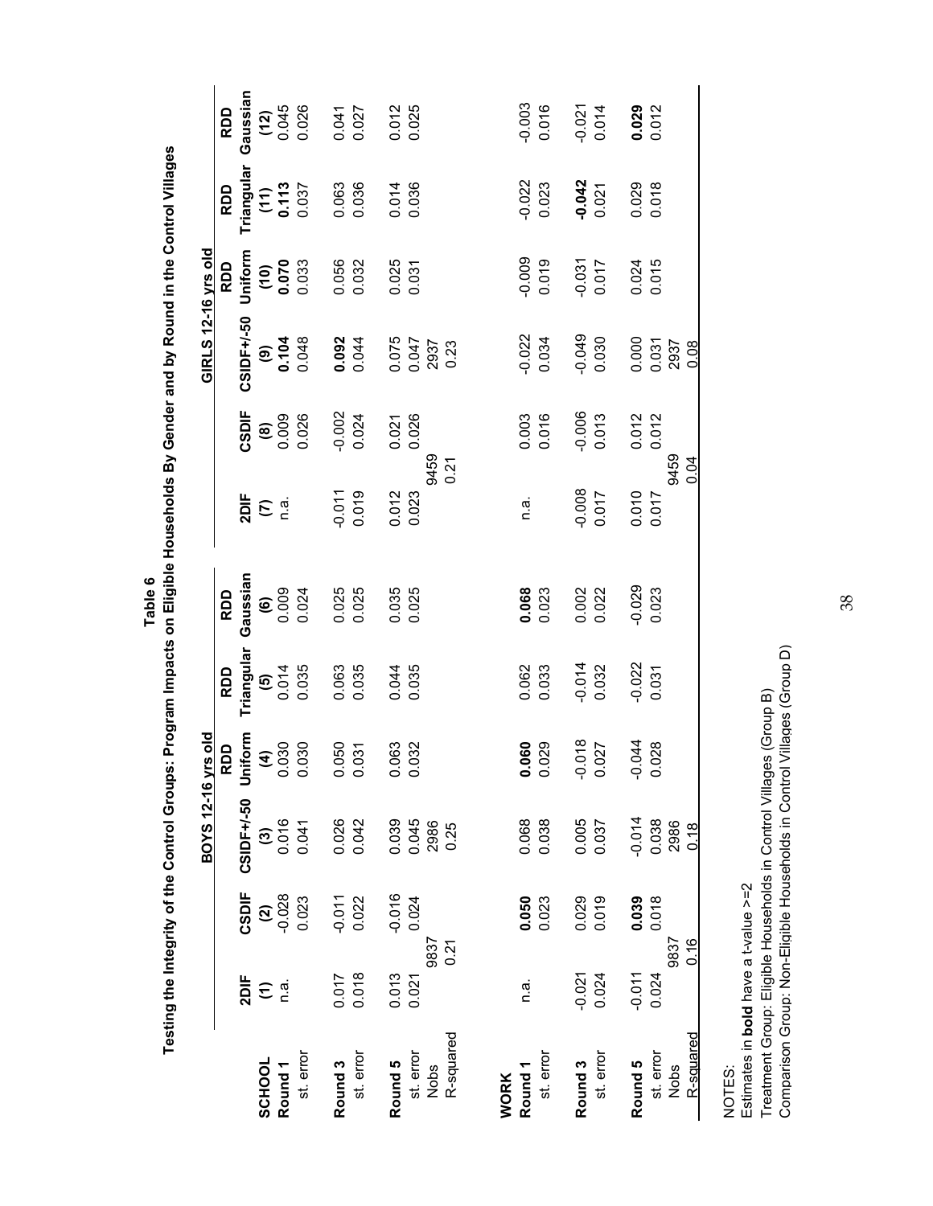# Table 6

## Testing the Integrity of the Control Groups: Program Impacts on Eligible Households By Gender and by Round in the Control Villages

| | BOYS 12-16 yrs old | | | | | | GIRLS 12-16 yrs old | | | | | |
|---|---|---|---|---|---|---|---|---|---|---|---|---|
| | 2DIF | CSDIF | CSIDF+/-50 | RDD Uniform | RDD Triangular | RDD Gaussian | 2DIF | CSDIF | CSIDF+/-50 | RDD Uniform | RDD Triangular | RDD Gaussian |
| | (1) | (2) | (3) | (4) | (5) | (6) | (7) | (8) | (9) | (10) | (11) | (12) |
| **SCHOOL** | | | | | | | | | | | | |
| **Round 1** | n.a. | -0.028 | 0.016 | 0.030 | 0.014 | 0.009 | n.a. | 0.009 | **0.104** | **0.070** | **0.113** | 0.045 |
| st. error | | 0.023 | 0.041 | 0.030 | 0.035 | 0.024 | | 0.026 | 0.048 | 0.033 | 0.037 | 0.026 |
| **Round 3** | 0.017 | -0.011 | 0.026 | 0.050 | 0.063 | 0.025 | -0.011 | -0.002 | **0.092** | 0.056 | 0.063 | 0.041 |
| st. error | 0.018 | 0.022 | 0.042 | 0.031 | 0.035 | 0.025 | 0.019 | 0.024 | 0.044 | 0.032 | 0.036 | 0.027 |
| **Round 5** | 0.013 | -0.016 | 0.039 | 0.063 | 0.044 | 0.035 | 0.012 | 0.021 | 0.075 | 0.025 | 0.014 | 0.012 |
| st. error | 0.021 | 0.024 | 0.045 | 0.032 | 0.035 | 0.025 | 0.023 | 0.026 | 0.047 | 0.031 | 0.036 | 0.025 |
| Nobs | 9837 | | 2986 | | | | 9459 | | 2937 | | | |
| R-squared | 0.21 | | 0.25 | | | | 0.21 | | 0.23 | | | |
| **WORK** | | | | | | | | | | | | |
| **Round 1** | n.a. | **0.050** | 0.068 | **0.060** | 0.062 | **0.068** | n.a. | 0.003 | -0.022 | -0.009 | -0.022 | -0.003 |
| st. error | | 0.023 | 0.038 | 0.029 | 0.033 | 0.023 | | 0.016 | 0.034 | 0.019 | 0.023 | 0.016 |
| **Round 3** | -0.021 | 0.029 | 0.005 | -0.018 | -0.014 | 0.002 | -0.008 | -0.006 | -0.049 | -0.031 | **-0.042** | -0.021 |
| st. error | 0.024 | 0.019 | 0.037 | 0.027 | 0.032 | 0.022 | 0.017 | 0.013 | 0.030 | 0.017 | 0.021 | 0.014 |
| **Round 5** | -0.011 | **0.039** | -0.014 | -0.044 | -0.022 | -0.029 | 0.010 | 0.012 | 0.000 | 0.024 | 0.029 | **0.029** |
| st. error | 0.024 | 0.018 | 0.038 | 0.028 | 0.031 | 0.023 | 0.017 | 0.012 | 0.031 | 0.015 | 0.018 | 0.012 |
| Nobs | 9837 | | 2986 | | | | 9459 | | 2937 | | | |
| R-squared | 0.16 | | 0.18 | | | | 0.04 | | 0.08 | | | |

NOTES:
Estimates in **bold** have a t-value >=2
Treatment Group: Eligible Households in Control Villages (Group B)
Comparison Group: Non-Eligible Households in Control Villages (Group D)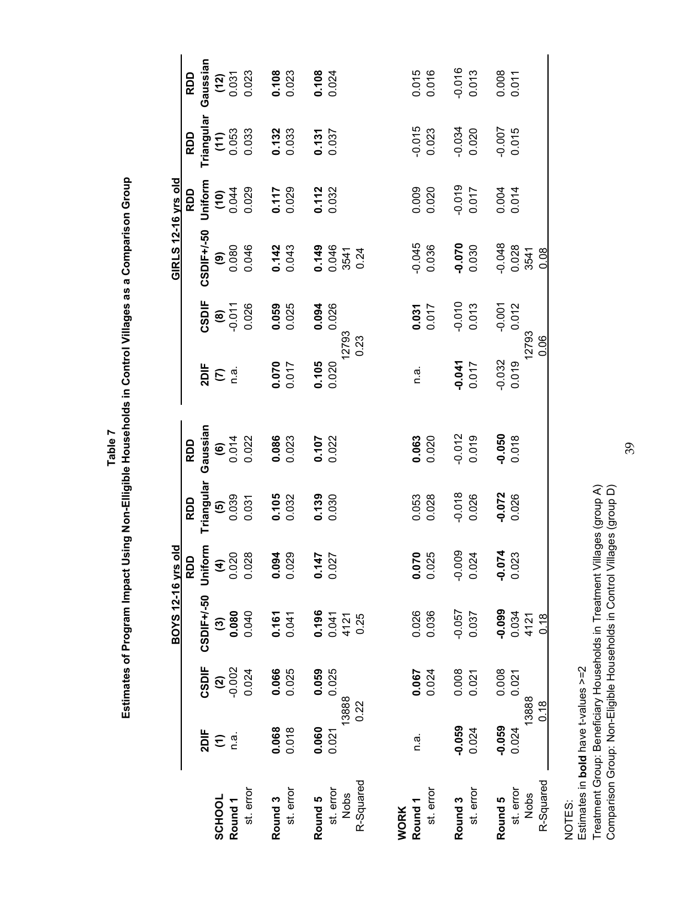# Table 7

## Estimates of Program Impact Using Non-Elligible Households in Control Villages as a Comparison Group

| | BOYS 12-16 yrs old | | | | | | GIRLS 12-16 yrs old | | | | | |
|---|---|---|---|---|---|---|---|---|---|---|---|---|
| | 2DIF | CSDIF | CSDIF+/-50 | RDD Uniform | RDD Triangular | RDD Gaussian | 2DIF | CSDIF | CSDIF+/-50 | RDD Uniform | RDD Triangular | RDD Gaussian |
| | (1) | (2) | (3) | (4) | (5) | (6) | (7) | (8) | (9) | (10) | (11) | (12) |
| **SCHOOL** | | | | | | | | | | | | |
| **Round 1** | n.a. | -0.002 | **0.080** | 0.020 | 0.039 | 0.014 | n.a. | -0.011 | 0.080 | 0.044 | 0.053 | 0.031 |
| st. error | | 0.024 | 0.040 | 0.028 | 0.031 | 0.022 | | 0.026 | 0.046 | 0.029 | 0.033 | 0.023 |
| **Round 3** | **0.068** | **0.066** | **0.161** | **0.094** | **0.105** | **0.086** | **0.070** | **0.059** | **0.142** | **0.117** | **0.132** | **0.108** |
| st. error | 0.018 | 0.025 | 0.041 | 0.029 | 0.032 | 0.023 | 0.017 | 0.025 | 0.043 | 0.029 | 0.033 | 0.023 |
| **Round 5** | **0.060** | **0.059** | **0.196** | **0.147** | **0.139** | **0.107** | **0.105** | **0.094** | **0.149** | **0.112** | **0.131** | **0.108** |
| st. error | 0.021 | 0.025 | 0.041 | 0.027 | 0.030 | 0.022 | 0.020 | 0.026 | 0.046 | 0.032 | 0.037 | 0.024 |
| Nobs | 13888 | | 4121 | | | | 12793 | | 3541 | | | |
| R-Squared | 0.22 | | 0.25 | | | | 0.23 | | 0.24 | | | |
| **WORK** | | | | | | | | | | | | |
| **Round 1** | n.a. | **0.067** | 0.026 | **0.070** | 0.053 | **0.063** | n.a. | **0.031** | -0.045 | 0.009 | -0.015 | 0.015 |
| st. error | | 0.024 | 0.036 | 0.025 | 0.028 | 0.020 | | 0.017 | 0.036 | 0.020 | 0.023 | 0.016 |
| **Round 3** | **-0.059** | 0.008 | -0.057 | -0.009 | -0.018 | -0.012 | **-0.041** | -0.010 | **-0.070** | -0.019 | -0.034 | -0.016 |
| st. error | 0.024 | 0.021 | 0.037 | 0.024 | 0.026 | 0.019 | 0.017 | 0.013 | 0.030 | 0.017 | 0.020 | 0.013 |
| **Round 5** | **-0.059** | 0.008 | **-0.099** | **-0.074** | **-0.072** | **-0.050** | -0.032 | -0.001 | -0.048 | 0.004 | -0.007 | 0.008 |
| st. error | 0.024 | 0.021 | 0.034 | 0.023 | 0.026 | 0.018 | 0.019 | 0.012 | 0.028 | 0.014 | 0.015 | 0.011 |
| Nobs | 13888 | | 4121 | | | | 12793 | | 3541 | | | |
| R-Squared | 0.18 | | 0.18 | | | | 0.06 | | 0.08 | | | |

NOTES:
Estimates in **bold** have t-values >=2
Treatment Group: Beneficiary Households in Treatment Villages (group A)
Comparison Group: Non-Eligible Households in Control Villages (group D)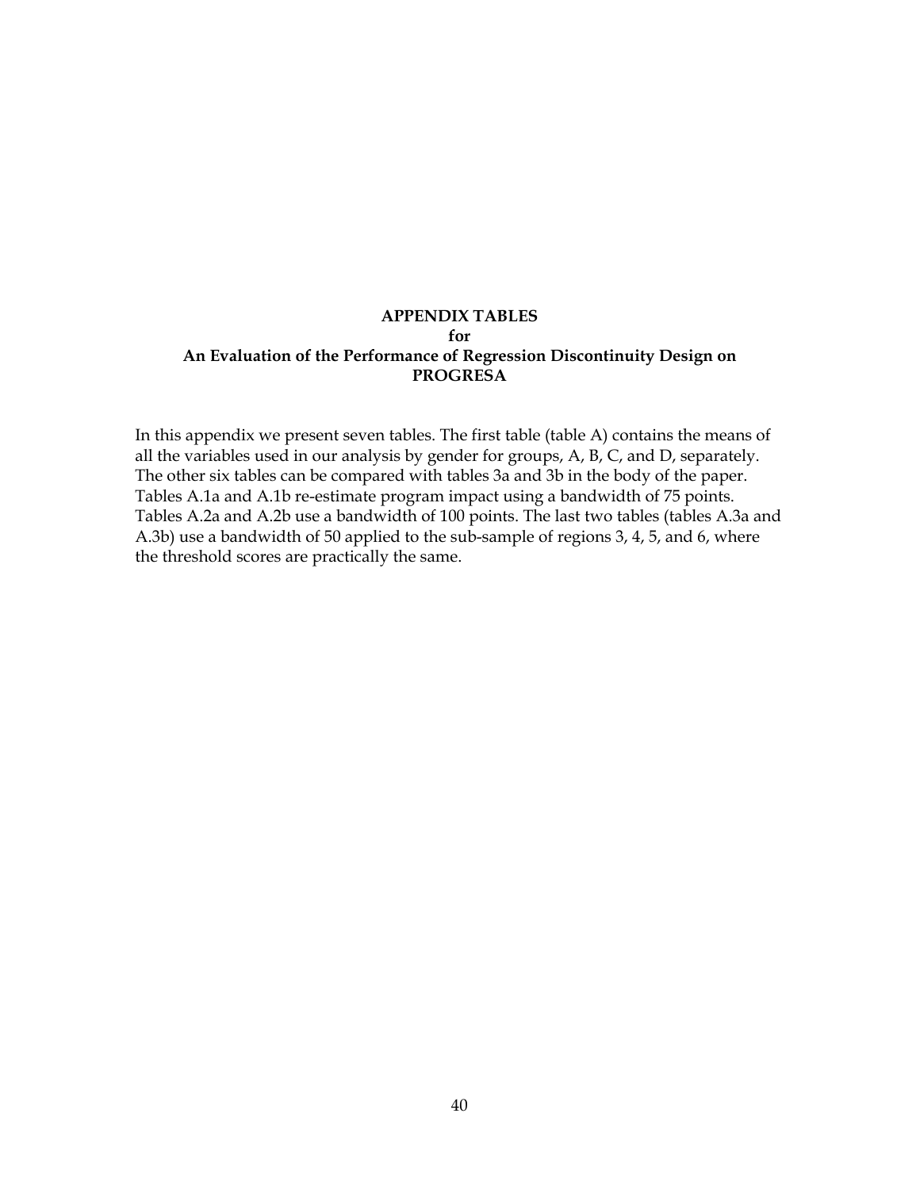## APPENDIX TABLES
## for
## An Evaluation of the Performance of Regression Discontinuity Design on PROGRESA

In this appendix we present seven tables. The first table (table A) contains the means of all the variables used in our analysis by gender for groups, A, B, C, and D, separately. The other six tables can be compared with tables 3a and 3b in the body of the paper. Tables A.1a and A.1b re-estimate program impact using a bandwidth of 75 points. Tables A.2a and A.2b use a bandwidth of 100 points. The last two tables (tables A.3a and A.3b) use a bandwidth of 50 applied to the sub-sample of regions 3, 4, 5, and 6, where the threshold scores are practically the same.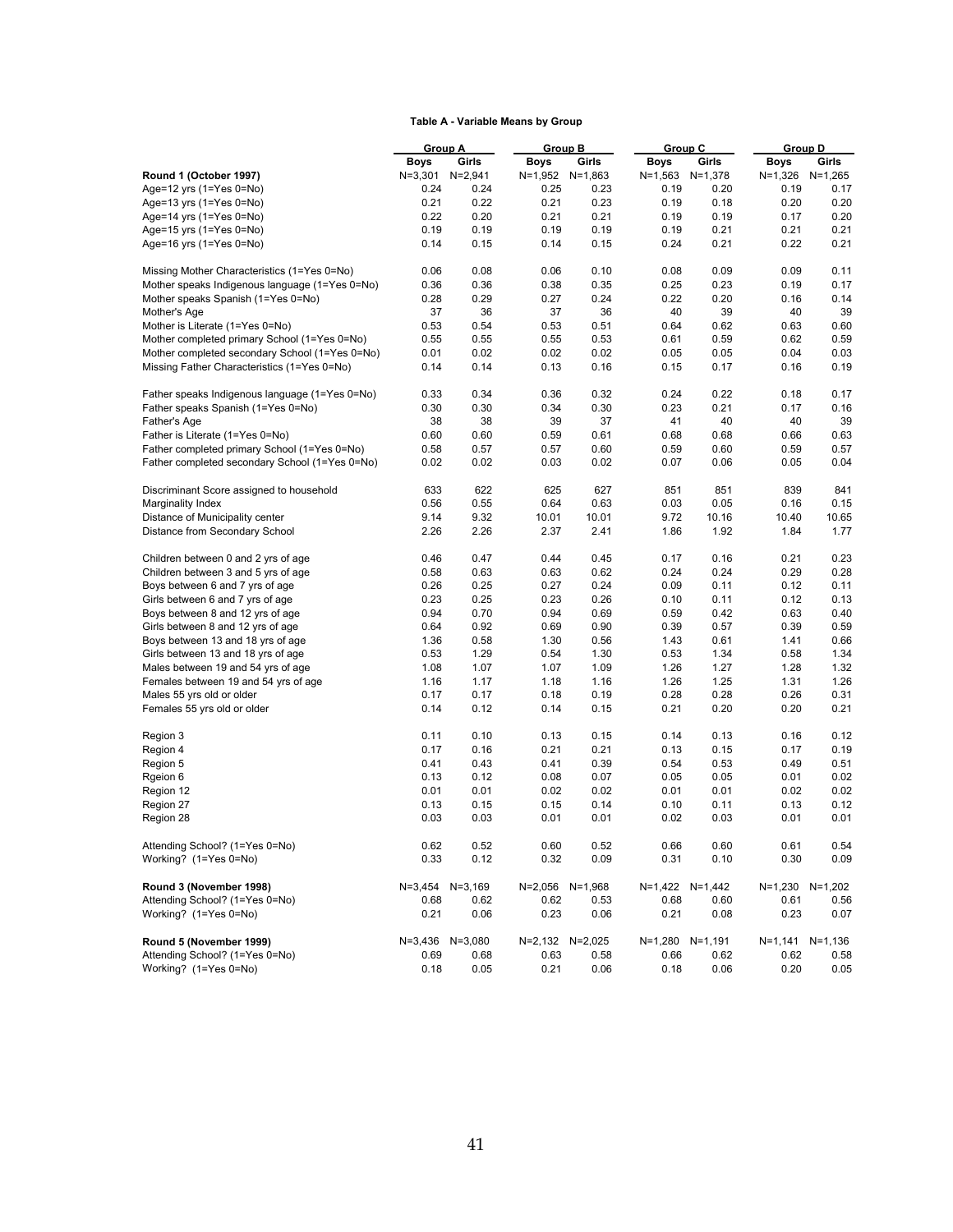**Table A - Variable Means by Group**

| | Group A | | Group B | | Group C | | Group D | |
|---|---|---|---|---|---|---|---|---|
| | **Boys** | **Girls** | **Boys** | **Girls** | **Boys** | **Girls** | **Boys** | **Girls** |
| **Round 1 (October 1997)** | N=3,301 | N=2,941 | N=1,952 | N=1,863 | N=1,563 | N=1,378 | N=1,326 | N=1,265 |
| Age=12 yrs (1=Yes 0=No) | 0.24 | 0.24 | 0.25 | 0.23 | 0.19 | 0.20 | 0.19 | 0.17 |
| Age=13 yrs (1=Yes 0=No) | 0.21 | 0.22 | 0.21 | 0.23 | 0.19 | 0.18 | 0.20 | 0.20 |
| Age=14 yrs (1=Yes 0=No) | 0.22 | 0.20 | 0.21 | 0.21 | 0.19 | 0.19 | 0.17 | 0.20 |
| Age=15 yrs (1=Yes 0=No) | 0.19 | 0.19 | 0.19 | 0.19 | 0.19 | 0.21 | 0.21 | 0.21 |
| Age=16 yrs (1=Yes 0=No) | 0.14 | 0.15 | 0.14 | 0.15 | 0.24 | 0.21 | 0.22 | 0.21 |
| | | | | | | | | |
| Missing Mother Characteristics (1=Yes 0=No) | 0.06 | 0.08 | 0.06 | 0.10 | 0.08 | 0.09 | 0.09 | 0.11 |
| Mother speaks Indigenous language (1=Yes 0=No) | 0.36 | 0.36 | 0.38 | 0.35 | 0.25 | 0.23 | 0.19 | 0.17 |
| Mother speaks Spanish (1=Yes 0=No) | 0.28 | 0.29 | 0.27 | 0.24 | 0.22 | 0.20 | 0.16 | 0.14 |
| Mother's Age | 37 | 36 | 37 | 36 | 40 | 39 | 40 | 39 |
| Mother is Literate (1=Yes 0=No) | 0.53 | 0.54 | 0.53 | 0.51 | 0.64 | 0.62 | 0.63 | 0.60 |
| Mother completed primary School (1=Yes 0=No) | 0.55 | 0.55 | 0.55 | 0.53 | 0.61 | 0.59 | 0.62 | 0.59 |
| Mother completed secondary School (1=Yes 0=No) | 0.01 | 0.02 | 0.02 | 0.02 | 0.05 | 0.05 | 0.04 | 0.03 |
| Missing Father Characteristics (1=Yes 0=No) | 0.14 | 0.14 | 0.13 | 0.16 | 0.15 | 0.17 | 0.16 | 0.19 |
| | | | | | | | | |
| Father speaks Indigenous language (1=Yes 0=No) | 0.33 | 0.34 | 0.36 | 0.32 | 0.24 | 0.22 | 0.18 | 0.17 |
| Father speaks Spanish (1=Yes 0=No) | 0.30 | 0.30 | 0.34 | 0.30 | 0.23 | 0.21 | 0.17 | 0.16 |
| Father's Age | 38 | 38 | 39 | 37 | 41 | 40 | 40 | 39 |
| Father is Literate (1=Yes 0=No) | 0.60 | 0.60 | 0.59 | 0.61 | 0.68 | 0.68 | 0.66 | 0.63 |
| Father completed primary School (1=Yes 0=No) | 0.58 | 0.57 | 0.57 | 0.60 | 0.59 | 0.60 | 0.59 | 0.57 |
| Father completed secondary School (1=Yes 0=No) | 0.02 | 0.02 | 0.03 | 0.02 | 0.07 | 0.06 | 0.05 | 0.04 |
| | | | | | | | | |
| Discriminant Score assigned to household | 633 | 622 | 625 | 627 | 851 | 851 | 839 | 841 |
| Marginality Index | 0.56 | 0.55 | 0.64 | 0.63 | 0.03 | 0.05 | 0.16 | 0.15 |
| Distance of Municipality center | 9.14 | 9.32 | 10.01 | 10.01 | 9.72 | 10.16 | 10.40 | 10.65 |
| Distance from Secondary School | 2.26 | 2.26 | 2.37 | 2.41 | 1.86 | 1.92 | 1.84 | 1.77 |
| | | | | | | | | |
| Children between 0 and 2 yrs of age | 0.46 | 0.47 | 0.44 | 0.45 | 0.17 | 0.16 | 0.21 | 0.23 |
| Children between 3 and 5 yrs of age | 0.58 | 0.63 | 0.63 | 0.62 | 0.24 | 0.24 | 0.29 | 0.28 |
| Boys between 6 and 7 yrs of age | 0.26 | 0.25 | 0.27 | 0.24 | 0.09 | 0.11 | 0.12 | 0.11 |
| Girls between 6 and 7 yrs of age | 0.23 | 0.25 | 0.23 | 0.26 | 0.10 | 0.11 | 0.12 | 0.13 |
| Boys between 8 and 12 yrs of age | 0.94 | 0.70 | 0.94 | 0.69 | 0.59 | 0.42 | 0.63 | 0.40 |
| Girls between 8 and 12 yrs of age | 0.64 | 0.92 | 0.69 | 0.90 | 0.39 | 0.57 | 0.39 | 0.59 |
| Boys between 13 and 18 yrs of age | 1.36 | 0.58 | 1.30 | 0.56 | 1.43 | 0.61 | 1.41 | 0.66 |
| Girls between 13 and 18 yrs of age | 0.53 | 1.29 | 0.54 | 1.30 | 0.53 | 1.34 | 0.58 | 1.34 |
| Males between 19 and 54 yrs of age | 1.08 | 1.07 | 1.07 | 1.09 | 1.26 | 1.27 | 1.28 | 1.32 |
| Females between 19 and 54 yrs of age | 1.16 | 1.17 | 1.18 | 1.16 | 1.26 | 1.25 | 1.31 | 1.26 |
| Males 55 yrs old or older | 0.17 | 0.17 | 0.18 | 0.19 | 0.28 | 0.28 | 0.26 | 0.31 |
| Females 55 yrs old or older | 0.14 | 0.12 | 0.14 | 0.15 | 0.21 | 0.20 | 0.20 | 0.21 |
| | | | | | | | | |
| Region 3 | 0.11 | 0.10 | 0.13 | 0.15 | 0.14 | 0.13 | 0.16 | 0.12 |
| Region 4 | 0.17 | 0.16 | 0.21 | 0.21 | 0.13 | 0.15 | 0.17 | 0.19 |
| Region 5 | 0.41 | 0.43 | 0.41 | 0.39 | 0.54 | 0.53 | 0.49 | 0.51 |
| Rgeion 6 | 0.13 | 0.12 | 0.08 | 0.07 | 0.05 | 0.05 | 0.01 | 0.02 |
| Region 12 | 0.01 | 0.01 | 0.02 | 0.02 | 0.01 | 0.01 | 0.02 | 0.02 |
| Region 27 | 0.13 | 0.15 | 0.15 | 0.14 | 0.10 | 0.11 | 0.13 | 0.12 |
| Region 28 | 0.03 | 0.03 | 0.01 | 0.01 | 0.02 | 0.03 | 0.01 | 0.01 |
| | | | | | | | | |
| Attending School? (1=Yes 0=No) | 0.62 | 0.52 | 0.60 | 0.52 | 0.66 | 0.60 | 0.61 | 0.54 |
| Working? (1=Yes 0=No) | 0.33 | 0.12 | 0.32 | 0.09 | 0.31 | 0.10 | 0.30 | 0.09 |
| | | | | | | | | |
| **Round 3 (November 1998)** | N=3,454 | N=3,169 | N=2,056 | N=1,968 | N=1,422 | N=1,442 | N=1,230 | N=1,202 |
| Attending School? (1=Yes 0=No) | 0.68 | 0.62 | 0.62 | 0.53 | 0.68 | 0.60 | 0.61 | 0.56 |
| Working? (1=Yes 0=No) | 0.21 | 0.06 | 0.23 | 0.06 | 0.21 | 0.08 | 0.23 | 0.07 |
| | | | | | | | | |
| **Round 5 (November 1999)** | N=3,436 | N=3,080 | N=2,132 | N=2,025 | N=1,280 | N=1,191 | N=1,141 | N=1,136 |
| Attending School? (1=Yes 0=No) | 0.69 | 0.68 | 0.63 | 0.58 | 0.66 | 0.62 | 0.62 | 0.58 |
| Working? (1=Yes 0=No) | 0.18 | 0.05 | 0.21 | 0.06 | 0.18 | 0.06 | 0.20 | 0.05 |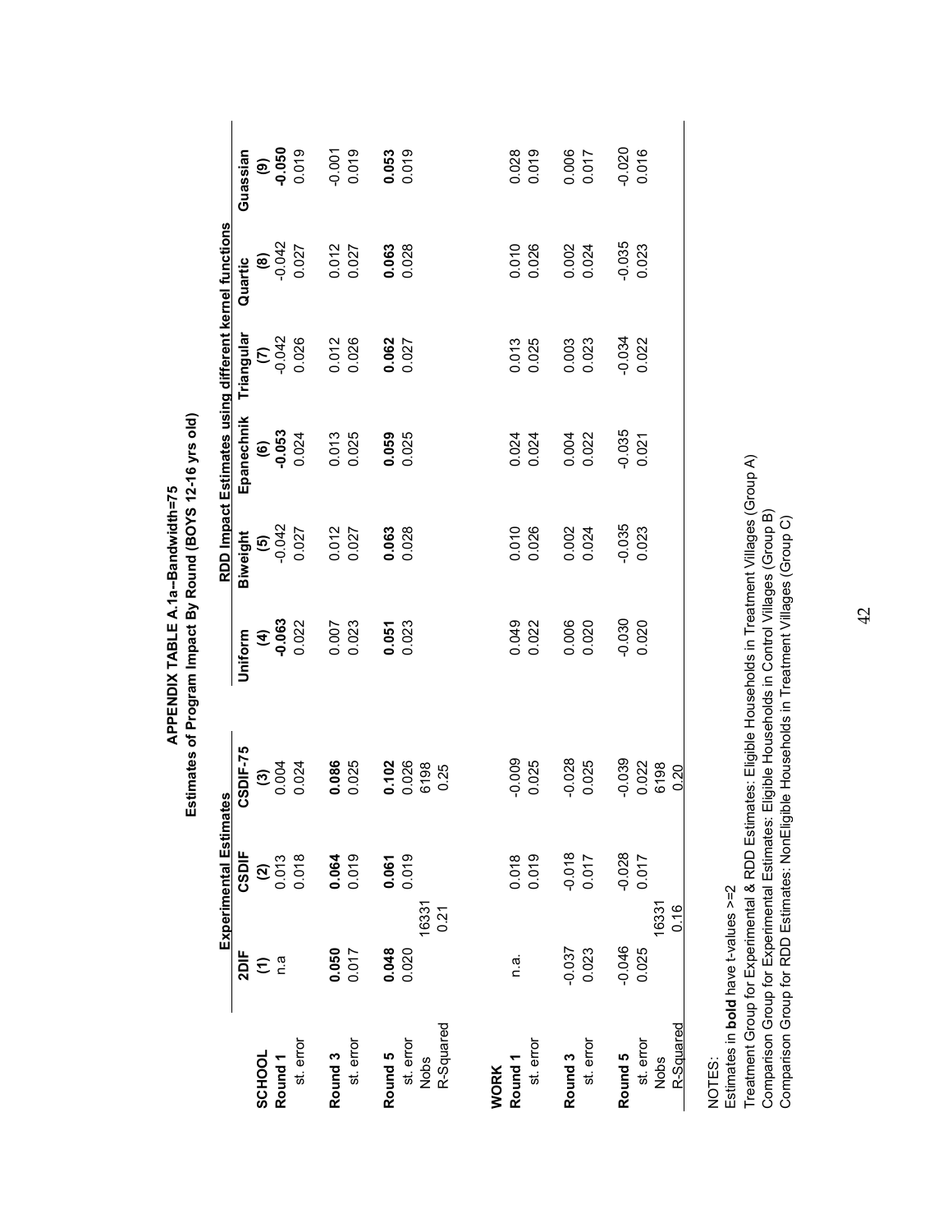**APPENDIX TABLE A.1a--Bandwidth=75**
**Estimates of Program Impact By Round (BOYS 12-16 yrs old)**

| | Experimental Estimates | | | RDD Impact Estimates using different kernel functions | | | | | |
|---|---|---|---|---|---|---|---|---|---|
| | **2DIF** | **CSDIF** | **CSDIF-75** | **Uniform** | **Biweight** | **Epanechnik** | **Triangular** | **Quartic** | **Guassian** |
| | **(1)** | **(2)** | **(3)** | **(4)** | **(5)** | **(6)** | **(7)** | **(8)** | **(9)** |
| **SCHOOL** | | | | | | | | | |
| **Round 1** | n.a | 0.013 | 0.004 | **-0.063** | -0.042 | **-0.053** | -0.042 | -0.042 | **-0.050** |
| st. error | | 0.018 | 0.024 | 0.022 | 0.027 | 0.024 | 0.026 | 0.027 | 0.019 |
| **Round 3** | **0.050** | **0.064** | **0.086** | 0.007 | 0.012 | 0.013 | 0.012 | 0.012 | -0.001 |
| st. error | 0.017 | 0.019 | 0.025 | 0.023 | 0.027 | 0.025 | 0.026 | 0.027 | 0.019 |
| **Round 5** | **0.048** | **0.061** | **0.102** | **0.051** | **0.063** | **0.059** | **0.062** | **0.063** | **0.053** |
| st. error | 0.020 | 0.019 | 0.026 | 0.023 | 0.028 | 0.025 | 0.027 | 0.028 | 0.019 |
| Nobs | 16331 | | 6198 | | | | | | |
| R-Squared | 0.21 | | 0.25 | | | | | | |
| **WORK** | | | | | | | | | |
| **Round 1** | n.a. | 0.018 | -0.009 | 0.049 | 0.010 | 0.024 | 0.013 | 0.010 | 0.028 |
| st. error | | 0.019 | 0.025 | 0.022 | 0.026 | 0.024 | 0.025 | 0.026 | 0.019 |
| **Round 3** | -0.037 | -0.018 | -0.028 | 0.006 | 0.002 | 0.004 | 0.003 | 0.002 | 0.006 |
| st. error | 0.023 | 0.017 | 0.025 | 0.020 | 0.024 | 0.022 | 0.023 | 0.024 | 0.017 |
| **Round 5** | -0.046 | -0.028 | -0.039 | -0.030 | -0.035 | -0.035 | -0.034 | -0.035 | -0.020 |
| st. error | 0.025 | 0.017 | 0.022 | 0.020 | 0.023 | 0.021 | 0.022 | 0.023 | 0.016 |
| Nobs | 16331 | | 6198 | | | | | | |
| R-Squared | 0.16 | | 0.20 | | | | | | |

NOTES:
Estimates in **bold** have t-values >=2
Treatment Group for Experimental & RDD Estimates: Eligible Households in Treatment Villages (Group A)
Comparison Group for Experimental Estimates: Eligible Households in Control Villages (Group B)
Comparison Group for RDD Estimates: NonEligible Households in Treatment Villages (Group C)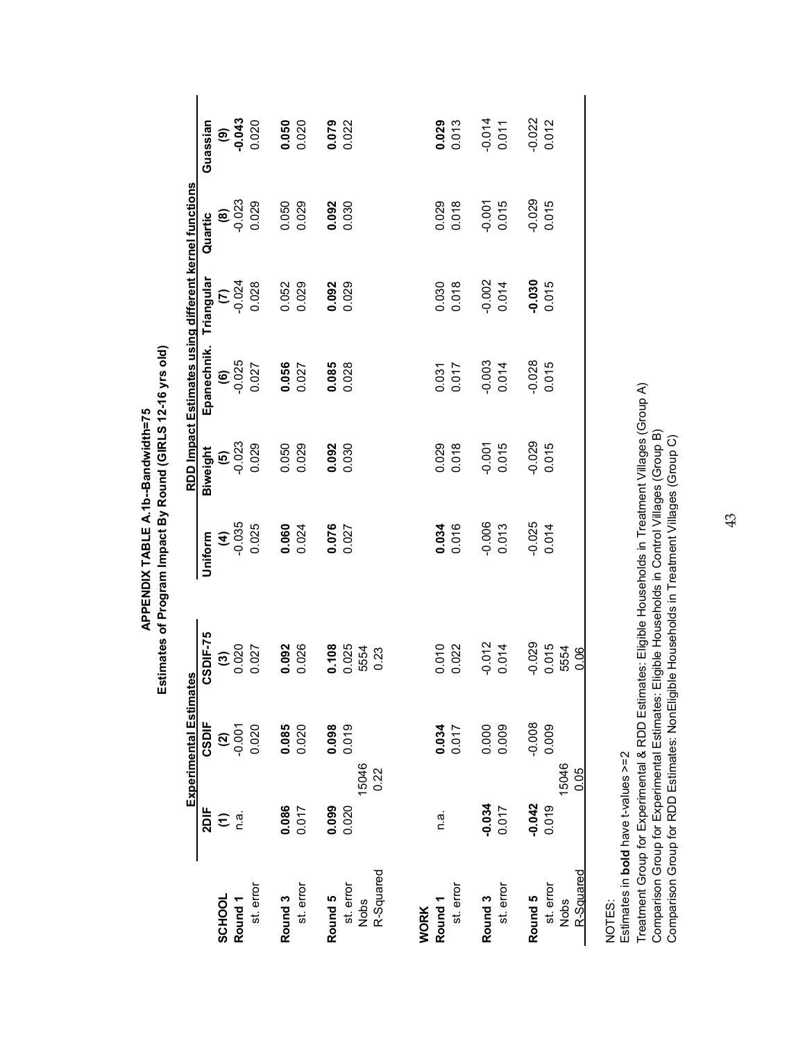# APPENDIX TABLE A.1b--Bandwidth=75

## Estimates of Program Impact By Round (GIRLS 12-16 yrs old)

| | Experimental Estimates | | | RDD Impact Estimates using different kernel functions | | | | | |
|---|---|---|---|---|---|---|---|---|---|
| | 2DIF | CSDIF | CSDIF-75 | Uniform | Biweight | Epanechnik. | Triangular | Quartic | Guassian |
| | (1) | (2) | (3) | (4) | (5) | (6) | (7) | (8) | (9) |
| **SCHOOL** | | | | | | | | | |
| **Round 1** | n.a. | -0.001 | 0.020 | -0.035 | -0.023 | -0.025 | -0.024 | -0.023 | **-0.043** |
| st. error | | 0.020 | 0.027 | 0.025 | 0.029 | 0.027 | 0.028 | 0.029 | 0.020 |
| **Round 3** | **0.086** | **0.085** | **0.092** | **0.060** | 0.050 | **0.056** | 0.052 | 0.050 | **0.050** |
| st. error | 0.017 | 0.020 | 0.026 | 0.024 | 0.029 | 0.027 | 0.029 | 0.029 | 0.020 |
| **Round 5** | **0.099** | **0.098** | **0.108** | **0.076** | **0.092** | **0.085** | **0.092** | **0.092** | **0.079** |
| st. error | 0.020 | 0.019 | 0.025 | 0.027 | 0.030 | 0.028 | 0.029 | 0.030 | 0.022 |
| Nobs | 15046 | | 5554 | | | | | | |
| R-Squared | 0.22 | | 0.23 | | | | | | |
| **WORK** | | | | | | | | | |
| **Round 1** | n.a. | **0.034** | 0.010 | **0.034** | 0.029 | 0.031 | 0.030 | 0.029 | **0.029** |
| st. error | | 0.017 | 0.022 | 0.016 | 0.018 | 0.017 | 0.018 | 0.018 | 0.013 |
| **Round 3** | **-0.034** | 0.000 | -0.012 | -0.006 | -0.001 | -0.003 | -0.002 | -0.001 | -0.014 |
| st. error | 0.017 | 0.009 | 0.014 | 0.013 | 0.015 | 0.014 | 0.014 | 0.015 | 0.011 |
| **Round 5** | **-0.042** | -0.008 | -0.029 | -0.025 | -0.029 | -0.028 | **-0.030** | -0.029 | -0.022 |
| st. error | 0.019 | 0.009 | 0.015 | 0.014 | 0.015 | 0.015 | 0.015 | 0.015 | 0.012 |
| Nobs | 15046 | | 5554 | | | | | | |
| R-Squared | 0.05 | | 0.06 | | | | | | |

NOTES:
Estimates in **bold** have t-values >=2
Treatment Group for Experimental & RDD Estimates: Eligible Households in Treatment Villages (Group A)
Comparison Group for Experimental Estimates: Eligible Households in Control Villages (Group B)
Comparison Group for RDD Estimates: NonEligible Households in Treatment Villages (Group C)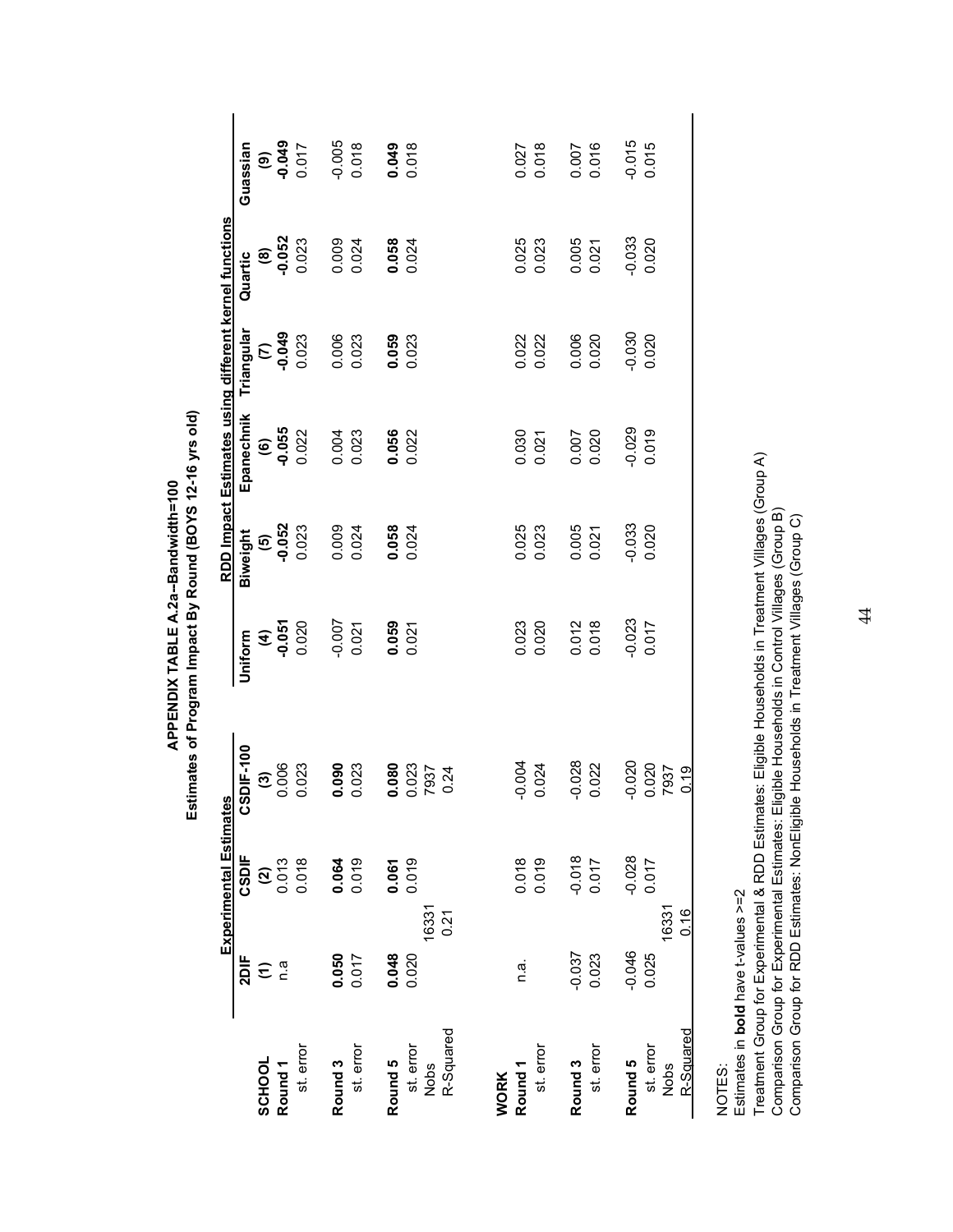## APPENDIX TABLE A.2a--Bandwidth=100

### Estimates of Program Impact By Round (BOYS 12-16 yrs old)

| | Experimental Estimates | | | RDD Impact Estimates using different kernel functions | | | | | |
|---|---|---|---|---|---|---|---|---|---|
| | 2DIF | CSDIF | CSDIF-100 | Uniform | Biweight | Epanechnik | Triangular | Quartic | Guassian |
| | (1) | (2) | (3) | (4) | (5) | (6) | (7) | (8) | (9) |
| **SCHOOL** | | | | | | | | | |
| **Round 1** | n.a | 0.013 | 0.006 | **-0.051** | **-0.052** | **-0.055** | **-0.049** | **-0.052** | **-0.049** |
| st. error | | 0.018 | 0.023 | 0.020 | 0.023 | 0.022 | 0.023 | 0.023 | 0.017 |
| **Round 3** | **0.050** | **0.064** | **0.090** | -0.007 | 0.009 | 0.004 | 0.006 | 0.009 | -0.005 |
| st. error | 0.017 | 0.019 | 0.023 | 0.021 | 0.024 | 0.023 | 0.023 | 0.024 | 0.018 |
| **Round 5** | **0.048** | **0.061** | **0.080** | **0.059** | **0.058** | **0.056** | **0.059** | **0.058** | **0.049** |
| st. error | 0.020 | 0.019 | 0.023 | 0.021 | 0.024 | 0.022 | 0.023 | 0.024 | 0.018 |
| Nobs | 16331 | | 7937 | | | | | | |
| R-Squared | 0.21 | | 0.24 | | | | | | |
| **WORK** | | | | | | | | | |
| **Round 1** | n.a. | 0.018 | -0.004 | 0.023 | 0.025 | 0.030 | 0.022 | 0.025 | 0.027 |
| st. error | | 0.019 | 0.024 | 0.020 | 0.023 | 0.021 | 0.022 | 0.023 | 0.018 |
| **Round 3** | -0.037 | -0.018 | -0.028 | 0.012 | 0.005 | 0.007 | 0.006 | 0.005 | 0.007 |
| st. error | 0.023 | 0.017 | 0.022 | 0.018 | 0.021 | 0.020 | 0.020 | 0.021 | 0.016 |
| **Round 5** | -0.046 | -0.028 | -0.020 | -0.023 | -0.033 | -0.029 | -0.030 | -0.033 | -0.015 |
| st. error | 0.025 | 0.017 | 0.020 | 0.017 | 0.020 | 0.019 | 0.020 | 0.020 | 0.015 |
| Nobs | 16331 | | 7937 | | | | | | |
| R-Squared | 0.16 | | 0.19 | | | | | | |

NOTES:
Estimates in **bold** have t-values >=2
Treatment Group for Experimental & RDD Estimates: Eligible Households in Treatment Villages (Group A)
Comparison Group for Experimental Estimates: Eligible Households in Control Villages (Group B)
Comparison Group for RDD Estimates: NonEligible Households in Treatment Villages (Group C)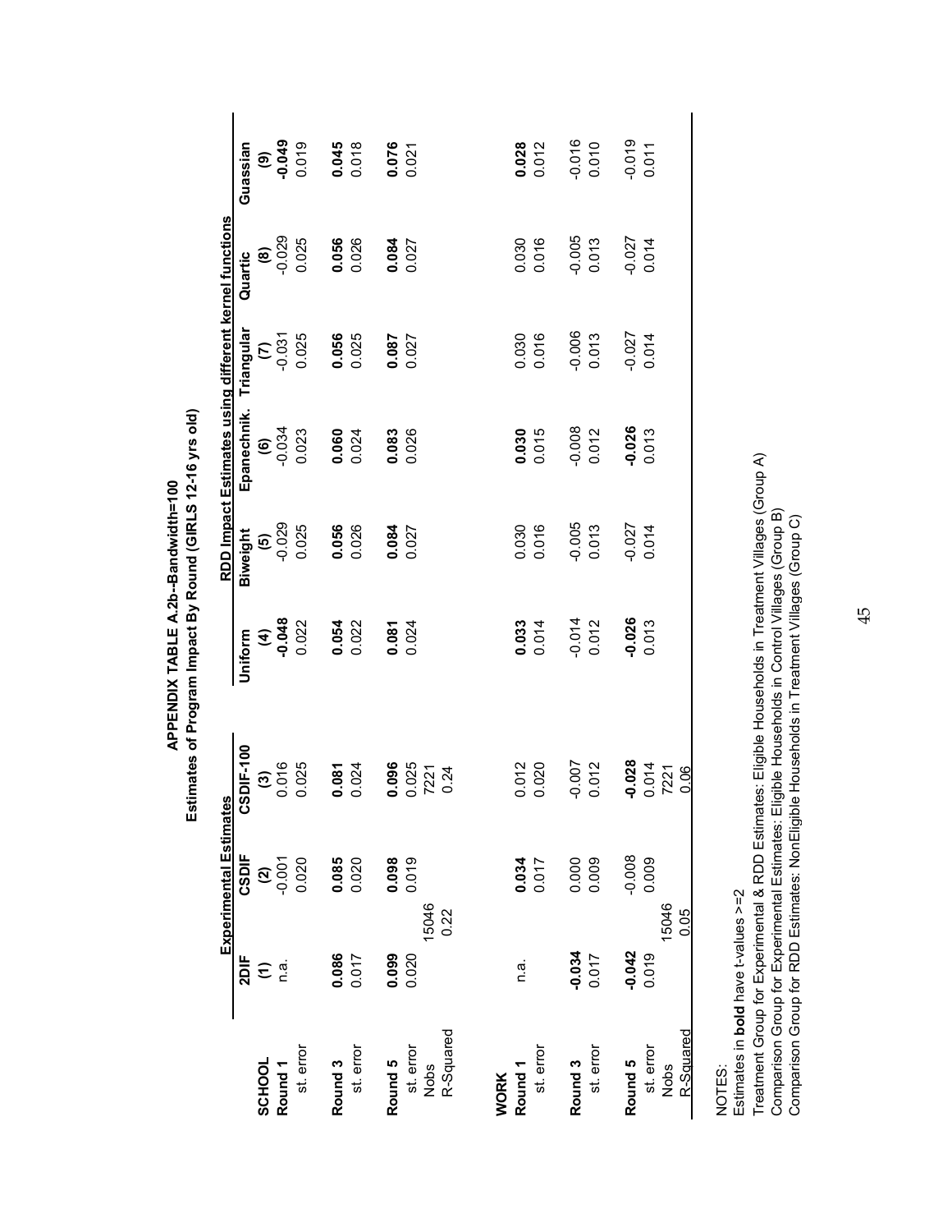**APPENDIX TABLE A.2b--Bandwidth=100**

**Estimates of Program Impact By Round (GIRLS 12-16 yrs old)**

| | Experimental Estimates | | | RDD Impact Estimates using different kernel functions | | | | | |
|---|---|---|---|---|---|---|---|---|---|
| | **2DIF** | **CSDIF** | **CSDIF-100** | **Uniform** | **Biweight** | **Epanechnik.** | **Triangular** | **Quartic** | **Guassian** |
| | **(1)** | **(2)** | **(3)** | **(4)** | **(5)** | **(6)** | **(7)** | **(8)** | **(9)** |
| **SCHOOL** | | | | | | | | | |
| **Round 1** | n.a. | -0.001 | 0.016 | **-0.048** | -0.029 | -0.034 | -0.031 | -0.029 | **-0.049** |
| st. error | | 0.020 | 0.025 | 0.022 | 0.025 | 0.023 | 0.025 | 0.025 | 0.019 |
| **Round 3** | **0.086** | **0.085** | **0.081** | **0.054** | **0.056** | **0.060** | **0.056** | **0.056** | **0.045** |
| st. error | 0.017 | 0.020 | 0.024 | 0.022 | 0.026 | 0.024 | 0.025 | 0.026 | 0.018 |
| **Round 5** | **0.099** | **0.098** | **0.096** | **0.081** | **0.084** | **0.083** | **0.087** | **0.084** | **0.076** |
| st. error | 0.020 | 0.019 | 0.025 | 0.024 | 0.027 | 0.026 | 0.027 | 0.027 | 0.021 |
| Nobs | 15046 | | 7221 | | | | | | |
| R-Squared | 0.22 | | 0.24 | | | | | | |
| **WORK** | | | | | | | | | |
| **Round 1** | n.a. | **0.034** | 0.012 | **0.033** | 0.030 | **0.030** | 0.030 | 0.030 | **0.028** |
| st. error | | 0.017 | 0.020 | 0.014 | 0.016 | 0.015 | 0.016 | 0.016 | 0.012 |
| **Round 3** | **-0.034** | 0.000 | -0.007 | -0.014 | -0.005 | -0.008 | -0.006 | -0.005 | -0.016 |
| st. error | 0.017 | 0.009 | 0.012 | 0.012 | 0.013 | 0.012 | 0.013 | 0.013 | 0.010 |
| **Round 5** | **-0.042** | -0.008 | **-0.028** | **-0.026** | -0.027 | **-0.026** | -0.027 | -0.027 | -0.019 |
| st. error | 0.019 | 0.009 | 0.014 | 0.013 | 0.014 | 0.013 | 0.014 | 0.014 | 0.011 |
| Nobs | 15046 | | 7221 | | | | | | |
| R-Squared | 0.05 | | 0.06 | | | | | | |

NOTES:

Estimates in **bold** have t-values >=2

Treatment Group for Experimental & RDD Estimates: Eligible Households in Treatment Villages (Group A)

Comparison Group for Experimental Estimates: Eligible Households in Control Villages (Group B)

Comparison Group for RDD Estimates: NonEligible Households in Treatment Villages (Group C)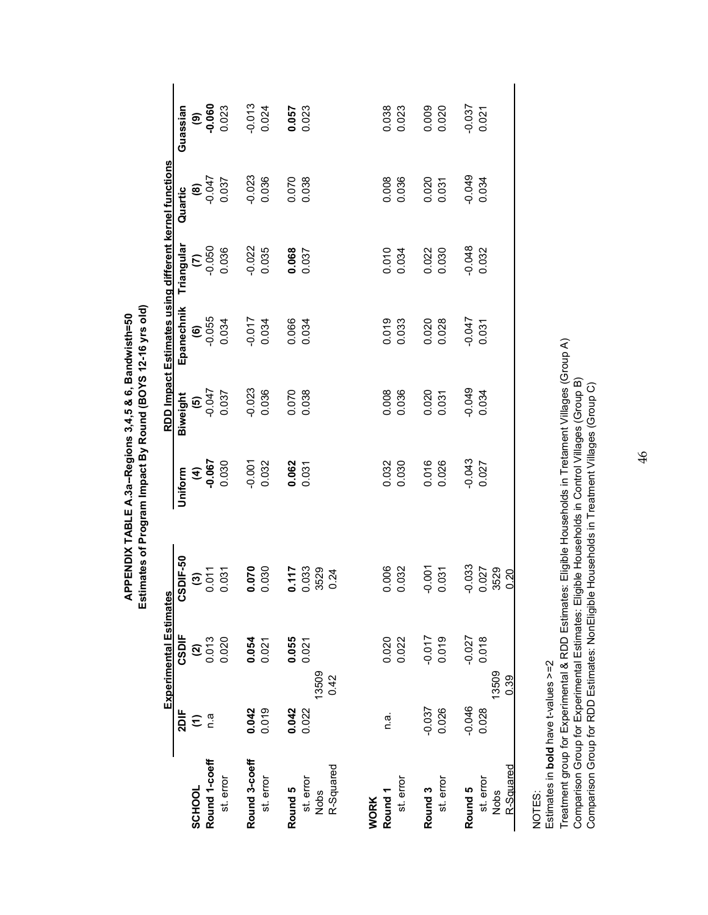**APPENDIX TABLE A.3a–Regions 3,4,5 & 6, Bandwisth=50**
**Estimates of Program Impact By Round (BOYS 12-16 yrs old)**

| | Experimental Estimates | | | RDD Impact Estimates using different kernel functions | | | | | |
|---|---|---|---|---|---|---|---|---|---|
| | 2DIF | CSDIF | CSDIF-50 | Uniform | Biweight | Epanechnik | Triangular | Quartic | Guassian |
| | (1) | (2) | (3) | (4) | (5) | (6) | (7) | (8) | (9) |
| **SCHOOL** | | | | | | | | | |
| **Round 1-coeff** | n.a | 0.013 | 0.011 | **-0.067** | -0.047 | -0.055 | -0.050 | -0.047 | **-0.060** |
| st. error | | 0.020 | 0.031 | 0.030 | 0.037 | 0.034 | 0.036 | 0.037 | 0.023 |
| **Round 3-coeff** | **0.042** | **0.054** | **0.070** | -0.001 | -0.023 | -0.017 | -0.022 | -0.023 | -0.013 |
| st. error | 0.019 | 0.021 | 0.030 | 0.032 | 0.036 | 0.034 | 0.035 | 0.036 | 0.024 |
| **Round 5** | **0.042** | **0.055** | **0.117** | **0.062** | 0.070 | 0.066 | **0.068** | 0.070 | **0.057** |
| st. error | 0.022 | 0.021 | 0.033 | 0.031 | 0.038 | 0.034 | 0.037 | 0.038 | 0.023 |
| Nobs | 13509 | | 3529 | | | | | | |
| R-Squared | 0.42 | | 0.24 | | | | | | |
| **WORK** | | | | | | | | | |
| **Round 1** | n.a. | 0.020 | 0.006 | 0.032 | 0.008 | 0.019 | 0.010 | 0.008 | 0.038 |
| st. error | | 0.022 | 0.032 | 0.030 | 0.036 | 0.033 | 0.034 | 0.036 | 0.023 |
| **Round 3** | -0.037 | -0.017 | -0.001 | 0.016 | 0.020 | 0.020 | 0.022 | 0.020 | 0.009 |
| st. error | 0.026 | 0.019 | 0.031 | 0.026 | 0.031 | 0.028 | 0.030 | 0.031 | 0.020 |
| **Round 5** | -0.046 | -0.027 | -0.033 | -0.043 | -0.049 | -0.047 | -0.048 | -0.049 | -0.037 |
| st. error | 0.028 | 0.018 | 0.027 | 0.027 | 0.034 | 0.031 | 0.032 | 0.034 | 0.021 |
| Nobs | 13509 | | 3529 | | | | | | |
| R-Squared | 0.39 | | 0.20 | | | | | | |

NOTES:
Estimates in **bold** have t-values >=2
Treatment group for Experimental & RDD Estimates: Eligible Households in Tretament Villages (Group A)
Comparison Group for Experimental Estimates: Eligible Households in Control Villages (Group B)
Comparison Group for RDD Estimates: NonEligible Households in Treatment Villages (Group C)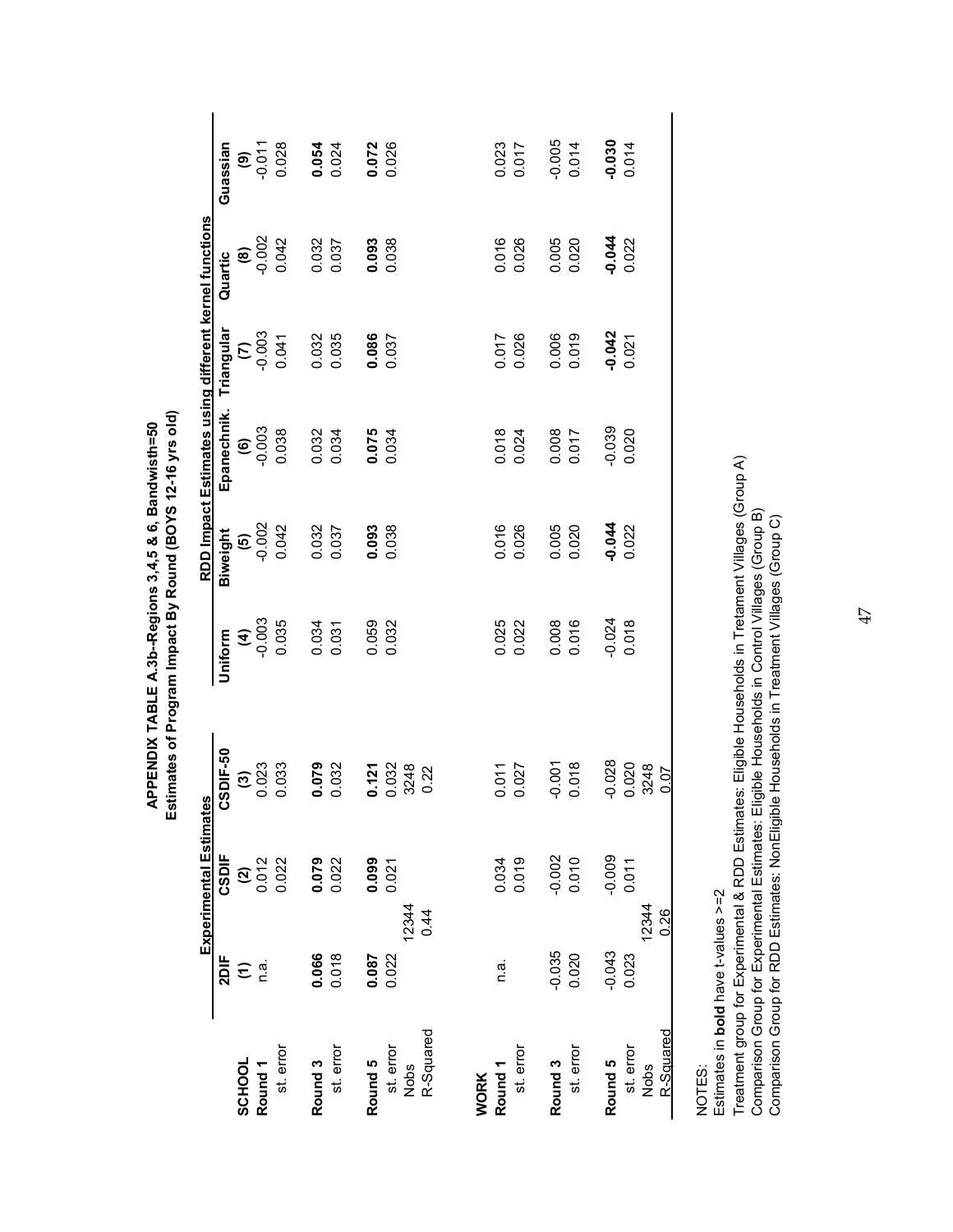# APPENDIX TABLE A.3b--Regions 3,4,5 & 6, Bandwisth=50

## Estimates of Program Impact By Round (BOYS 12-16 yrs old)

| | Experimental Estimates | | | RDD Impact Estimates using different kernel functions | | | | | |
|---|---|---|---|---|---|---|---|---|---|
| | 2DIF | CSDIF | CSDIF-50 | Uniform | Biweight | Epanechnik. | Triangular | Quartic | Guassian |
| | (1) | (2) | (3) | (4) | (5) | (6) | (7) | (8) | (9) |
| **SCHOOL** | | | | | | | | | |
| **Round 1** | n.a. | 0.012 | 0.023 | -0.003 | -0.002 | -0.003 | -0.003 | -0.002 | -0.011 |
| st. error | | 0.022 | 0.033 | 0.035 | 0.042 | 0.038 | 0.041 | 0.042 | 0.028 |
| **Round 3** | **0.066** | **0.079** | **0.079** | 0.034 | 0.032 | 0.032 | 0.032 | 0.032 | **0.054** |
| st. error | 0.018 | 0.022 | 0.032 | 0.031 | 0.037 | 0.034 | 0.035 | 0.037 | 0.024 |
| **Round 5** | **0.087** | **0.099** | **0.121** | 0.059 | **0.093** | **0.075** | **0.086** | **0.093** | **0.072** |
| st. error | 0.022 | 0.021 | 0.032 | 0.032 | 0.038 | 0.034 | 0.037 | 0.038 | 0.026 |
| Nobs | 12344 | | 3248 | | | | | | |
| R-Squared | 0.44 | | 0.22 | | | | | | |
| **WORK** | | | | | | | | | |
| **Round 1** | n.a. | 0.034 | 0.011 | 0.025 | 0.016 | 0.018 | 0.017 | 0.016 | 0.023 |
| st. error | | 0.019 | 0.027 | 0.022 | 0.026 | 0.024 | 0.026 | 0.026 | 0.017 |
| **Round 3** | -0.035 | -0.002 | -0.001 | 0.008 | 0.005 | 0.008 | 0.006 | 0.005 | -0.005 |
| st. error | 0.020 | 0.010 | 0.018 | 0.016 | 0.020 | 0.017 | 0.019 | 0.020 | 0.014 |
| **Round 5** | -0.043 | -0.009 | -0.028 | -0.024 | **-0.044** | -0.039 | **-0.042** | **-0.044** | **-0.030** |
| st. error | 0.023 | 0.011 | 0.020 | 0.018 | 0.022 | 0.020 | 0.021 | 0.022 | 0.014 |
| Nobs | 12344 | | 3248 | | | | | | |
| R-Squared | 0.26 | | 0.07 | | | | | | |

NOTES:
Estimates in **bold** have t-values >=2
Treatment group for Experimental & RDD Estimates: Eligible Households in Tretament Villages (Group A)
Comparison Group for Experimental Estimates: Eligible Households in Control Villages (Group B)
Comparison Group for RDD Estimates: NonEligible Households in Treatment Villages (Group C)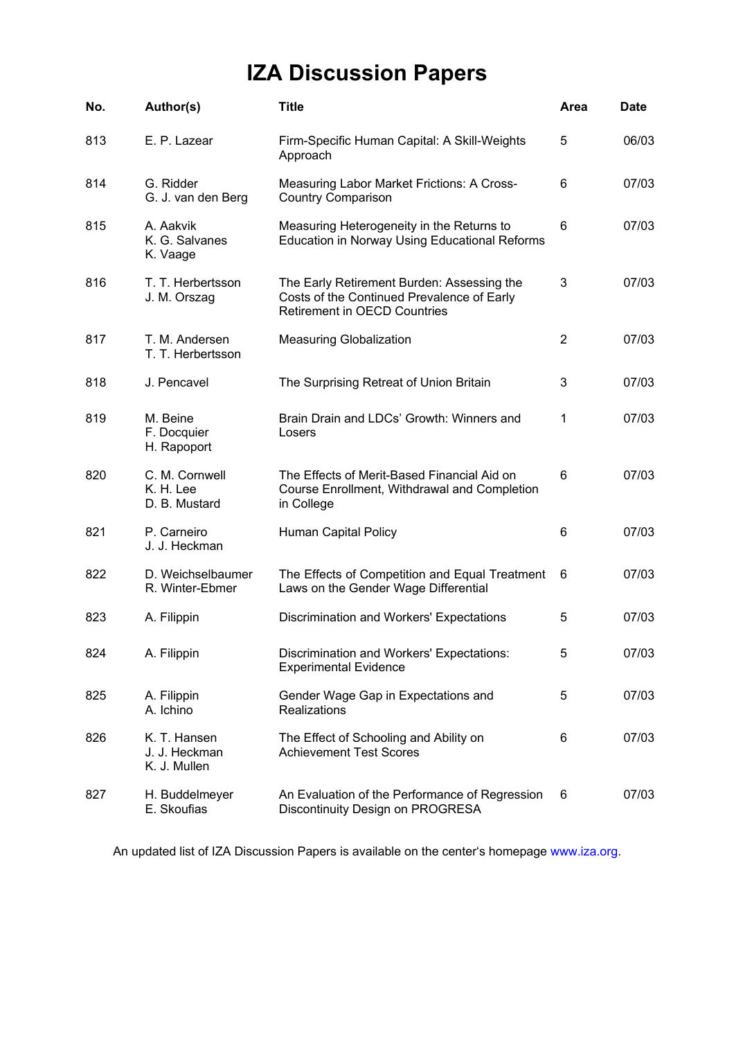# IZA Discussion Papers

| No. | Author(s) | Title | Area | Date |
|---|---|---|---|---|
| 813 | E. P. Lazear | Firm-Specific Human Capital: A Skill-Weights Approach | 5 | 06/03 |
| 814 | G. Ridder<br>G. J. van den Berg | Measuring Labor Market Frictions: A Cross-Country Comparison | 6 | 07/03 |
| 815 | A. Aakvik<br>K. G. Salvanes<br>K. Vaage | Measuring Heterogeneity in the Returns to Education in Norway Using Educational Reforms | 6 | 07/03 |
| 816 | T. T. Herbertsson<br>J. M. Orszag | The Early Retirement Burden: Assessing the Costs of the Continued Prevalence of Early Retirement in OECD Countries | 3 | 07/03 |
| 817 | T. M. Andersen<br>T. T. Herbertsson | Measuring Globalization | 2 | 07/03 |
| 818 | J. Pencavel | The Surprising Retreat of Union Britain | 3 | 07/03 |
| 819 | M. Beine<br>F. Docquier<br>H. Rapoport | Brain Drain and LDCs' Growth: Winners and Losers | 1 | 07/03 |
| 820 | C. M. Cornwell<br>K. H. Lee<br>D. B. Mustard | The Effects of Merit-Based Financial Aid on Course Enrollment, Withdrawal and Completion in College | 6 | 07/03 |
| 821 | P. Carneiro<br>J. J. Heckman | Human Capital Policy | 6 | 07/03 |
| 822 | D. Weichselbaumer<br>R. Winter-Ebmer | The Effects of Competition and Equal Treatment Laws on the Gender Wage Differential | 6 | 07/03 |
| 823 | A. Filippin | Discrimination and Workers' Expectations | 5 | 07/03 |
| 824 | A. Filippin | Discrimination and Workers' Expectations: Experimental Evidence | 5 | 07/03 |
| 825 | A. Filippin<br>A. Ichino | Gender Wage Gap in Expectations and Realizations | 5 | 07/03 |
| 826 | K. T. Hansen<br>J. J. Heckman<br>K. J. Mullen | The Effect of Schooling and Ability on Achievement Test Scores | 6 | 07/03 |
| 827 | H. Buddelmeyer<br>E. Skoufias | An Evaluation of the Performance of Regression Discontinuity Design on PROGRESA | 6 | 07/03 |

An updated list of IZA Discussion Papers is available on the center's homepage www.iza.org.